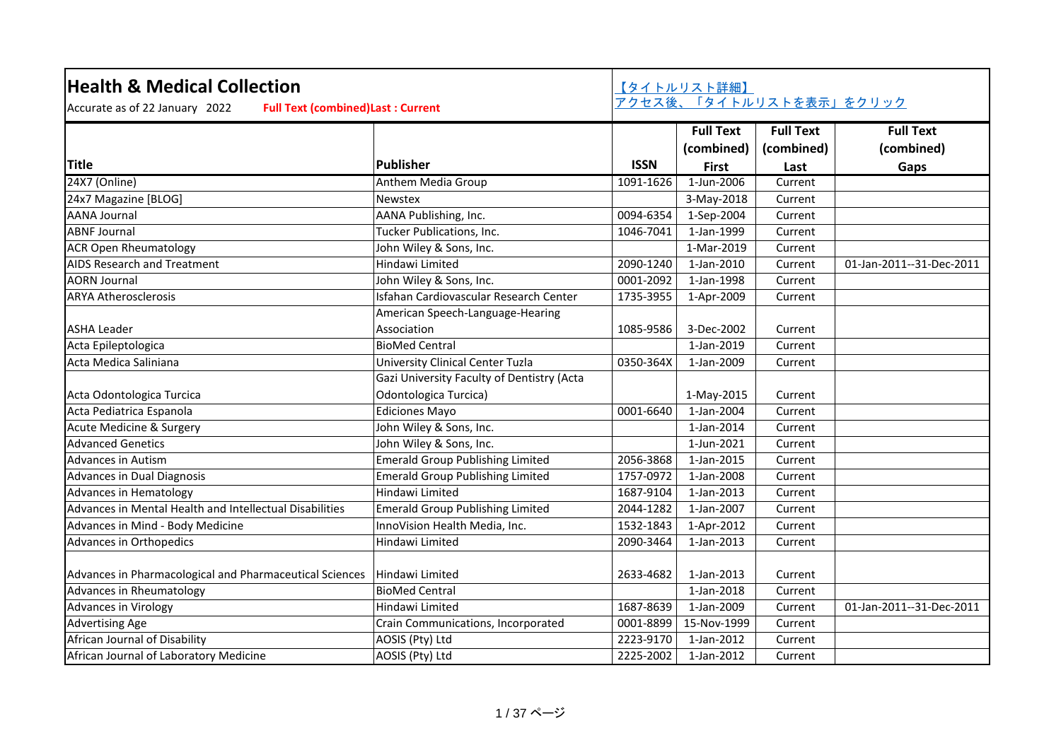# Health & Medical Collection

Accurate as of 22 January 2022 **Full Text (combined)Last : Current**

【タイトルリスト詳細】
アクセス後、「タイトルリストを表示」をクリック

| Title | Publisher | ISSN | Full Text (combined) First | Full Text (combined) Last | Full Text (combined) Gaps |
|---|---|---|---|---|---|
| 24X7 (Online) | Anthem Media Group | 1091-1626 | 1-Jun-2006 | Current | |
| 24x7 Magazine [BLOG] | Newstex | | 3-May-2018 | Current | |
| AANA Journal | AANA Publishing, Inc. | 0094-6354 | 1-Sep-2004 | Current | |
| ABNF Journal | Tucker Publications, Inc. | 1046-7041 | 1-Jan-1999 | Current | |
| ACR Open Rheumatology | John Wiley & Sons, Inc. | | 1-Mar-2019 | Current | |
| AIDS Research and Treatment | Hindawi Limited | 2090-1240 | 1-Jan-2010 | Current | 01-Jan-2011--31-Dec-2011 |
| AORN Journal | John Wiley & Sons, Inc. | 0001-2092 | 1-Jan-1998 | Current | |
| ARYA Atherosclerosis | Isfahan Cardiovascular Research Center | 1735-3955 | 1-Apr-2009 | Current | |
| ASHA Leader | American Speech-Language-Hearing Association | 1085-9586 | 3-Dec-2002 | Current | |
| Acta Epileptologica | BioMed Central | | 1-Jan-2019 | Current | |
| Acta Medica Saliniana | University Clinical Center Tuzla | 0350-364X | 1-Jan-2009 | Current | |
| Acta Odontologica Turcica | Gazi University Faculty of Dentistry (Acta Odontologica Turcica) | | 1-May-2015 | Current | |
| Acta Pediatrica Espanola | Ediciones Mayo | 0001-6640 | 1-Jan-2004 | Current | |
| Acute Medicine & Surgery | John Wiley & Sons, Inc. | | 1-Jan-2014 | Current | |
| Advanced Genetics | John Wiley & Sons, Inc. | | 1-Jun-2021 | Current | |
| Advances in Autism | Emerald Group Publishing Limited | 2056-3868 | 1-Jan-2015 | Current | |
| Advances in Dual Diagnosis | Emerald Group Publishing Limited | 1757-0972 | 1-Jan-2008 | Current | |
| Advances in Hematology | Hindawi Limited | 1687-9104 | 1-Jan-2013 | Current | |
| Advances in Mental Health and Intellectual Disabilities | Emerald Group Publishing Limited | 2044-1282 | 1-Jan-2007 | Current | |
| Advances in Mind - Body Medicine | InnoVision Health Media, Inc. | 1532-1843 | 1-Apr-2012 | Current | |
| Advances in Orthopedics | Hindawi Limited | 2090-3464 | 1-Jan-2013 | Current | |
| Advances in Pharmacological and Pharmaceutical Sciences | Hindawi Limited | 2633-4682 | 1-Jan-2013 | Current | |
| Advances in Rheumatology | BioMed Central | | 1-Jan-2018 | Current | |
| Advances in Virology | Hindawi Limited | 1687-8639 | 1-Jan-2009 | Current | 01-Jan-2011--31-Dec-2011 |
| Advertising Age | Crain Communications, Incorporated | 0001-8899 | 15-Nov-1999 | Current | |
| African Journal of Disability | AOSIS (Pty) Ltd | 2223-9170 | 1-Jan-2012 | Current | |
| African Journal of Laboratory Medicine | AOSIS (Pty) Ltd | 2225-2002 | 1-Jan-2012 | Current | |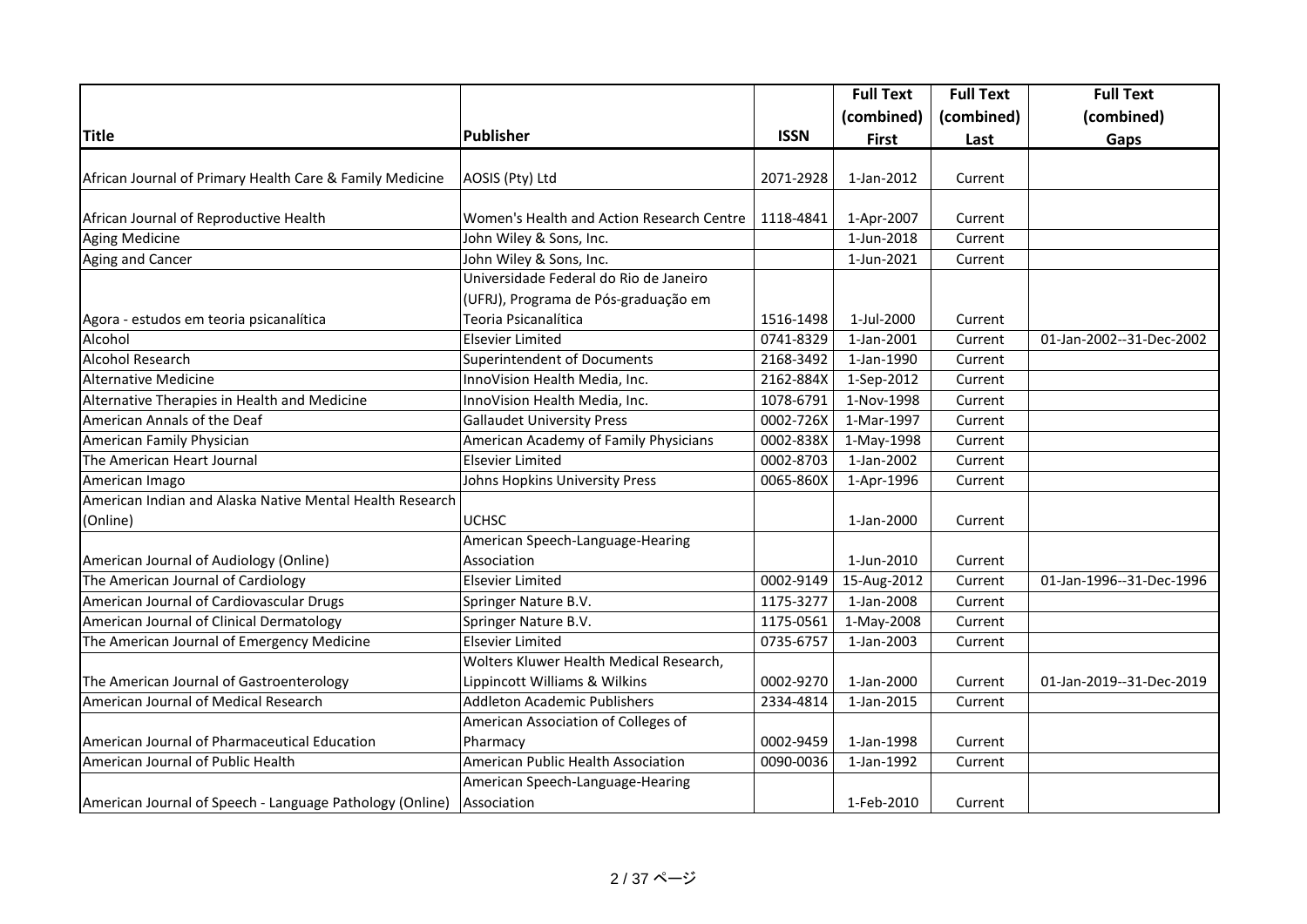| Title | Publisher | ISSN | Full Text (combined) First | Full Text (combined) Last | Full Text (combined) Gaps |
|---|---|---|---|---|---|
| African Journal of Primary Health Care & Family Medicine | AOSIS (Pty) Ltd | 2071-2928 | 1-Jan-2012 | Current | |
| African Journal of Reproductive Health | Women's Health and Action Research Centre | 1118-4841 | 1-Apr-2007 | Current | |
| Aging Medicine | John Wiley & Sons, Inc. | | 1-Jun-2018 | Current | |
| Aging and Cancer | John Wiley & Sons, Inc. | | 1-Jun-2021 | Current | |
| Agora - estudos em teoria psicanalítica | Universidade Federal do Rio de Janeiro (UFRJ), Programa de Pós-graduação em Teoria Psicanalítica | 1516-1498 | 1-Jul-2000 | Current | |
| Alcohol | Elsevier Limited | 0741-8329 | 1-Jan-2001 | Current | 01-Jan-2002--31-Dec-2002 |
| Alcohol Research | Superintendent of Documents | 2168-3492 | 1-Jan-1990 | Current | |
| Alternative Medicine | InnoVision Health Media, Inc. | 2162-884X | 1-Sep-2012 | Current | |
| Alternative Therapies in Health and Medicine | InnoVision Health Media, Inc. | 1078-6791 | 1-Nov-1998 | Current | |
| American Annals of the Deaf | Gallaudet University Press | 0002-726X | 1-Mar-1997 | Current | |
| American Family Physician | American Academy of Family Physicians | 0002-838X | 1-May-1998 | Current | |
| The American Heart Journal | Elsevier Limited | 0002-8703 | 1-Jan-2002 | Current | |
| American Imago | Johns Hopkins University Press | 0065-860X | 1-Apr-1996 | Current | |
| American Indian and Alaska Native Mental Health Research (Online) | UCHSC | | 1-Jan-2000 | Current | |
| American Journal of Audiology (Online) | American Speech-Language-Hearing Association | | 1-Jun-2010 | Current | |
| The American Journal of Cardiology | Elsevier Limited | 0002-9149 | 15-Aug-2012 | Current | 01-Jan-1996--31-Dec-1996 |
| American Journal of Cardiovascular Drugs | Springer Nature B.V. | 1175-3277 | 1-Jan-2008 | Current | |
| American Journal of Clinical Dermatology | Springer Nature B.V. | 1175-0561 | 1-May-2008 | Current | |
| The American Journal of Emergency Medicine | Elsevier Limited | 0735-6757 | 1-Jan-2003 | Current | |
| The American Journal of Gastroenterology | Wolters Kluwer Health Medical Research, Lippincott Williams & Wilkins | 0002-9270 | 1-Jan-2000 | Current | 01-Jan-2019--31-Dec-2019 |
| American Journal of Medical Research | Addleton Academic Publishers | 2334-4814 | 1-Jan-2015 | Current | |
| American Journal of Pharmaceutical Education | American Association of Colleges of Pharmacy | 0002-9459 | 1-Jan-1998 | Current | |
| American Journal of Public Health | American Public Health Association | 0090-0036 | 1-Jan-1992 | Current | |
| American Journal of Speech - Language Pathology (Online) | American Speech-Language-Hearing Association | | 1-Feb-2010 | Current | |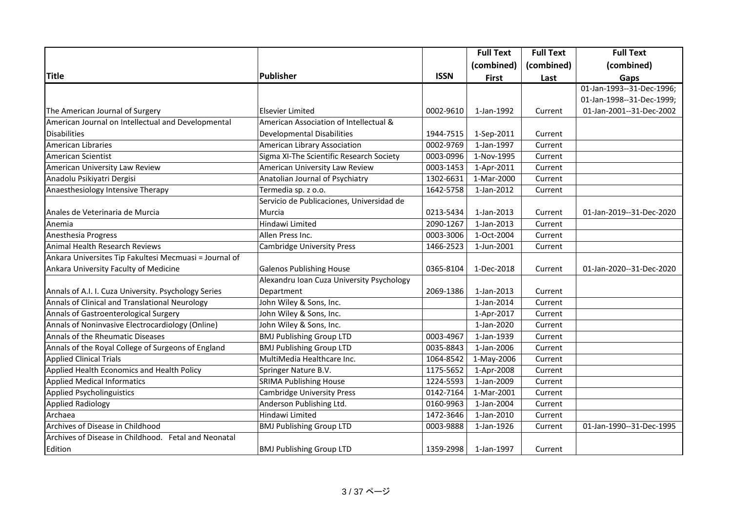| Title | Publisher | ISSN | Full Text (combined) First | Full Text (combined) Last | Full Text (combined) Gaps |
|---|---|---|---|---|---|
| The American Journal of Surgery | Elsevier Limited | 0002-9610 | 1-Jan-1992 | Current | 01-Jan-1993--31-Dec-1996; 01-Jan-1998--31-Dec-1999; 01-Jan-2001--31-Dec-2002 |
| American Journal on Intellectual and Developmental Disabilities | American Association of Intellectual & Developmental Disabilities | 1944-7515 | 1-Sep-2011 | Current | |
| American Libraries | American Library Association | 0002-9769 | 1-Jan-1997 | Current | |
| American Scientist | Sigma XI-The Scientific Research Society | 0003-0996 | 1-Nov-1995 | Current | |
| American University Law Review | American University Law Review | 0003-1453 | 1-Apr-2011 | Current | |
| Anadolu Psikiyatri Dergisi | Anatolian Journal of Psychiatry | 1302-6631 | 1-Mar-2000 | Current | |
| Anaesthesiology Intensive Therapy | Termedia sp. z o.o. | 1642-5758 | 1-Jan-2012 | Current | |
| Anales de Veterinaria de Murcia | Servicio de Publicaciones, Universidad de Murcia | 0213-5434 | 1-Jan-2013 | Current | 01-Jan-2019--31-Dec-2020 |
| Anemia | Hindawi Limited | 2090-1267 | 1-Jan-2013 | Current | |
| Anesthesia Progress | Allen Press Inc. | 0003-3006 | 1-Oct-2004 | Current | |
| Animal Health Research Reviews | Cambridge University Press | 1466-2523 | 1-Jun-2001 | Current | |
| Ankara Universites Tip Fakultesi Mecmuasi = Journal of Ankara University Faculty of Medicine | Galenos Publishing House | 0365-8104 | 1-Dec-2018 | Current | 01-Jan-2020--31-Dec-2020 |
| Annals of A.I. I. Cuza University. Psychology Series | Alexandru Ioan Cuza University Psychology Department | 2069-1386 | 1-Jan-2013 | Current | |
| Annals of Clinical and Translational Neurology | John Wiley & Sons, Inc. | | 1-Jan-2014 | Current | |
| Annals of Gastroenterological Surgery | John Wiley & Sons, Inc. | | 1-Apr-2017 | Current | |
| Annals of Noninvasive Electrocardiology (Online) | John Wiley & Sons, Inc. | | 1-Jan-2020 | Current | |
| Annals of the Rheumatic Diseases | BMJ Publishing Group LTD | 0003-4967 | 1-Jan-1939 | Current | |
| Annals of the Royal College of Surgeons of England | BMJ Publishing Group LTD | 0035-8843 | 1-Jan-2006 | Current | |
| Applied Clinical Trials | MultiMedia Healthcare Inc. | 1064-8542 | 1-May-2006 | Current | |
| Applied Health Economics and Health Policy | Springer Nature B.V. | 1175-5652 | 1-Apr-2008 | Current | |
| Applied Medical Informatics | SRIMA Publishing House | 1224-5593 | 1-Jan-2009 | Current | |
| Applied Psycholinguistics | Cambridge University Press | 0142-7164 | 1-Mar-2001 | Current | |
| Applied Radiology | Anderson Publishing Ltd. | 0160-9963 | 1-Jan-2004 | Current | |
| Archaea | Hindawi Limited | 1472-3646 | 1-Jan-2010 | Current | |
| Archives of Disease in Childhood | BMJ Publishing Group LTD | 0003-9888 | 1-Jan-1926 | Current | 01-Jan-1990--31-Dec-1995 |
| Archives of Disease in Childhood. Fetal and Neonatal Edition | BMJ Publishing Group LTD | 1359-2998 | 1-Jan-1997 | Current | |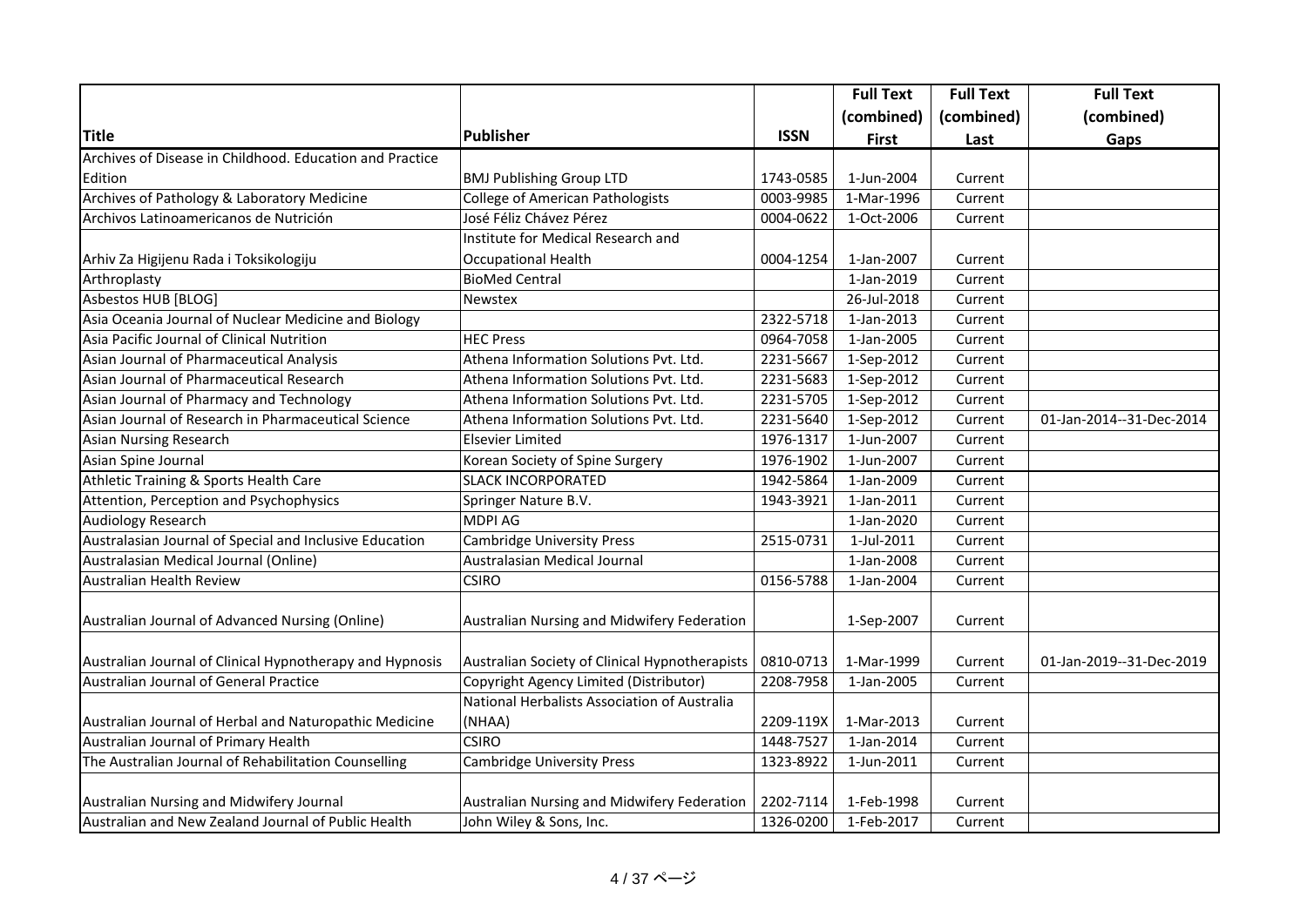| Title | Publisher | ISSN | Full Text (combined) First | Full Text (combined) Last | Full Text (combined) Gaps |
|---|---|---|---|---|---|
| Archives of Disease in Childhood. Education and Practice Edition | BMJ Publishing Group LTD | 1743-0585 | 1-Jun-2004 | Current | |
| Archives of Pathology & Laboratory Medicine | College of American Pathologists | 0003-9985 | 1-Mar-1996 | Current | |
| Archivos Latinoamericanos de Nutrición | José Féliz Chávez Pérez | 0004-0622 | 1-Oct-2006 | Current | |
| Arhiv Za Higijenu Rada i Toksikologiju | Institute for Medical Research and Occupational Health | 0004-1254 | 1-Jan-2007 | Current | |
| Arthroplasty | BioMed Central | | 1-Jan-2019 | Current | |
| Asbestos HUB [BLOG] | Newstex | | 26-Jul-2018 | Current | |
| Asia Oceania Journal of Nuclear Medicine and Biology | | 2322-5718 | 1-Jan-2013 | Current | |
| Asia Pacific Journal of Clinical Nutrition | HEC Press | 0964-7058 | 1-Jan-2005 | Current | |
| Asian Journal of Pharmaceutical Analysis | Athena Information Solutions Pvt. Ltd. | 2231-5667 | 1-Sep-2012 | Current | |
| Asian Journal of Pharmaceutical Research | Athena Information Solutions Pvt. Ltd. | 2231-5683 | 1-Sep-2012 | Current | |
| Asian Journal of Pharmacy and Technology | Athena Information Solutions Pvt. Ltd. | 2231-5705 | 1-Sep-2012 | Current | |
| Asian Journal of Research in Pharmaceutical Science | Athena Information Solutions Pvt. Ltd. | 2231-5640 | 1-Sep-2012 | Current | 01-Jan-2014--31-Dec-2014 |
| Asian Nursing Research | Elsevier Limited | 1976-1317 | 1-Jun-2007 | Current | |
| Asian Spine Journal | Korean Society of Spine Surgery | 1976-1902 | 1-Jun-2007 | Current | |
| Athletic Training & Sports Health Care | SLACK INCORPORATED | 1942-5864 | 1-Jan-2009 | Current | |
| Attention, Perception and Psychophysics | Springer Nature B.V. | 1943-3921 | 1-Jan-2011 | Current | |
| Audiology Research | MDPI AG | | 1-Jan-2020 | Current | |
| Australasian Journal of Special and Inclusive Education | Cambridge University Press | 2515-0731 | 1-Jul-2011 | Current | |
| Australasian Medical Journal (Online) | Australasian Medical Journal | | 1-Jan-2008 | Current | |
| Australian Health Review | CSIRO | 0156-5788 | 1-Jan-2004 | Current | |
| Australian Journal of Advanced Nursing (Online) | Australian Nursing and Midwifery Federation | | 1-Sep-2007 | Current | |
| Australian Journal of Clinical Hypnotherapy and Hypnosis | Australian Society of Clinical Hypnotherapists | 0810-0713 | 1-Mar-1999 | Current | 01-Jan-2019--31-Dec-2019 |
| Australian Journal of General Practice | Copyright Agency Limited (Distributor) | 2208-7958 | 1-Jan-2005 | Current | |
| Australian Journal of Herbal and Naturopathic Medicine | National Herbalists Association of Australia (NHAA) | 2209-119X | 1-Mar-2013 | Current | |
| Australian Journal of Primary Health | CSIRO | 1448-7527 | 1-Jan-2014 | Current | |
| The Australian Journal of Rehabilitation Counselling | Cambridge University Press | 1323-8922 | 1-Jun-2011 | Current | |
| Australian Nursing and Midwifery Journal | Australian Nursing and Midwifery Federation | 2202-7114 | 1-Feb-1998 | Current | |
| Australian and New Zealand Journal of Public Health | John Wiley & Sons, Inc. | 1326-0200 | 1-Feb-2017 | Current | |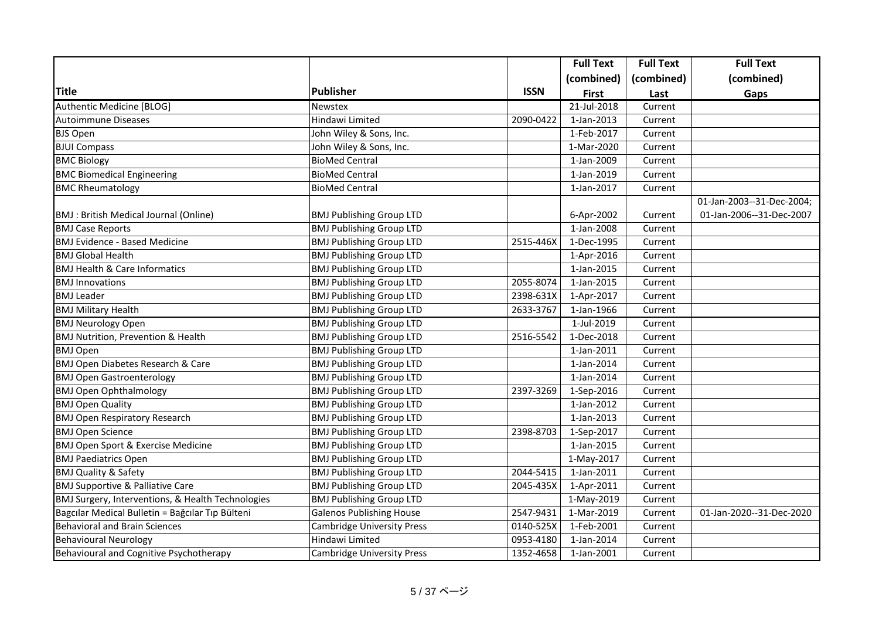| Title | Publisher | ISSN | Full Text (combined) First | Full Text (combined) Last | Full Text (combined) Gaps |
|---|---|---|---|---|---|
| Authentic Medicine [BLOG] | Newstex | | 21-Jul-2018 | Current | |
| Autoimmune Diseases | Hindawi Limited | 2090-0422 | 1-Jan-2013 | Current | |
| BJS Open | John Wiley & Sons, Inc. | | 1-Feb-2017 | Current | |
| BJUI Compass | John Wiley & Sons, Inc. | | 1-Mar-2020 | Current | |
| BMC Biology | BioMed Central | | 1-Jan-2009 | Current | |
| BMC Biomedical Engineering | BioMed Central | | 1-Jan-2019 | Current | |
| BMC Rheumatology | BioMed Central | | 1-Jan-2017 | Current | |
| BMJ : British Medical Journal (Online) | BMJ Publishing Group LTD | | 6-Apr-2002 | Current | 01-Jan-2003--31-Dec-2004; 01-Jan-2006--31-Dec-2007 |
| BMJ Case Reports | BMJ Publishing Group LTD | | 1-Jan-2008 | Current | |
| BMJ Evidence - Based Medicine | BMJ Publishing Group LTD | 2515-446X | 1-Dec-1995 | Current | |
| BMJ Global Health | BMJ Publishing Group LTD | | 1-Apr-2016 | Current | |
| BMJ Health & Care Informatics | BMJ Publishing Group LTD | | 1-Jan-2015 | Current | |
| BMJ Innovations | BMJ Publishing Group LTD | 2055-8074 | 1-Jan-2015 | Current | |
| BMJ Leader | BMJ Publishing Group LTD | 2398-631X | 1-Apr-2017 | Current | |
| BMJ Military Health | BMJ Publishing Group LTD | 2633-3767 | 1-Jan-1966 | Current | |
| BMJ Neurology Open | BMJ Publishing Group LTD | | 1-Jul-2019 | Current | |
| BMJ Nutrition, Prevention & Health | BMJ Publishing Group LTD | 2516-5542 | 1-Dec-2018 | Current | |
| BMJ Open | BMJ Publishing Group LTD | | 1-Jan-2011 | Current | |
| BMJ Open Diabetes Research & Care | BMJ Publishing Group LTD | | 1-Jan-2014 | Current | |
| BMJ Open Gastroenterology | BMJ Publishing Group LTD | | 1-Jan-2014 | Current | |
| BMJ Open Ophthalmology | BMJ Publishing Group LTD | 2397-3269 | 1-Sep-2016 | Current | |
| BMJ Open Quality | BMJ Publishing Group LTD | | 1-Jan-2012 | Current | |
| BMJ Open Respiratory Research | BMJ Publishing Group LTD | | 1-Jan-2013 | Current | |
| BMJ Open Science | BMJ Publishing Group LTD | 2398-8703 | 1-Sep-2017 | Current | |
| BMJ Open Sport & Exercise Medicine | BMJ Publishing Group LTD | | 1-Jan-2015 | Current | |
| BMJ Paediatrics Open | BMJ Publishing Group LTD | | 1-May-2017 | Current | |
| BMJ Quality & Safety | BMJ Publishing Group LTD | 2044-5415 | 1-Jan-2011 | Current | |
| BMJ Supportive & Palliative Care | BMJ Publishing Group LTD | 2045-435X | 1-Apr-2011 | Current | |
| BMJ Surgery, Interventions, & Health Technologies | BMJ Publishing Group LTD | | 1-May-2019 | Current | |
| Bagcılar Medical Bulletin = Bağcılar Tıp Bülteni | Galenos Publishing House | 2547-9431 | 1-Mar-2019 | Current | 01-Jan-2020--31-Dec-2020 |
| Behavioral and Brain Sciences | Cambridge University Press | 0140-525X | 1-Feb-2001 | Current | |
| Behavioural Neurology | Hindawi Limited | 0953-4180 | 1-Jan-2014 | Current | |
| Behavioural and Cognitive Psychotherapy | Cambridge University Press | 1352-4658 | 1-Jan-2001 | Current | |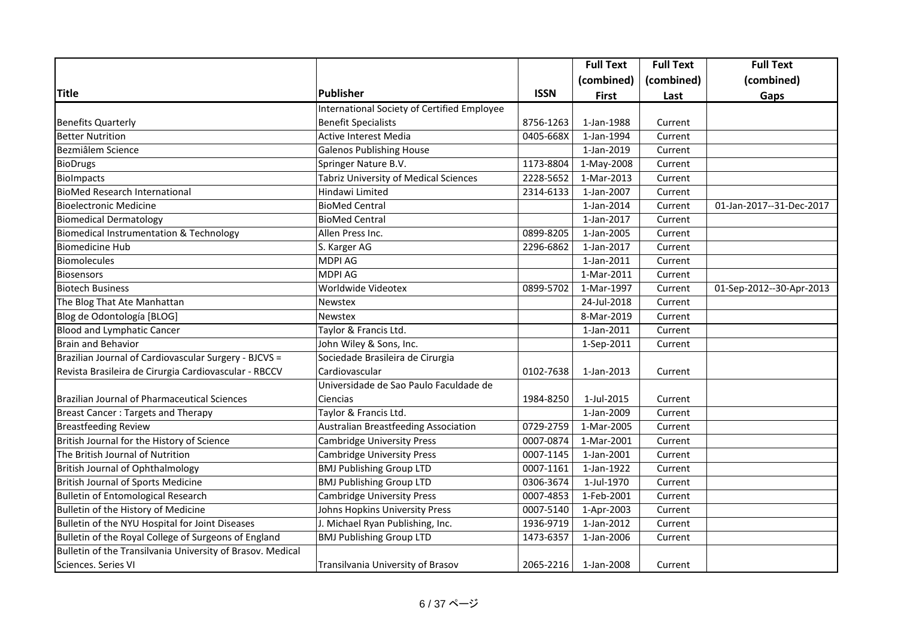| Title | Publisher | ISSN | Full Text (combined) First | Full Text (combined) Last | Full Text (combined) Gaps |
|---|---|---|---|---|---|
| Benefits Quarterly | International Society of Certified Employee Benefit Specialists | 8756-1263 | 1-Jan-1988 | Current | |
| Better Nutrition | Active Interest Media | 0405-668X | 1-Jan-1994 | Current | |
| Bezmiâlem Science | Galenos Publishing House | | 1-Jan-2019 | Current | |
| BioDrugs | Springer Nature B.V. | 1173-8804 | 1-May-2008 | Current | |
| BioImpacts | Tabriz University of Medical Sciences | 2228-5652 | 1-Mar-2013 | Current | |
| BioMed Research International | Hindawi Limited | 2314-6133 | 1-Jan-2007 | Current | |
| Bioelectronic Medicine | BioMed Central | | 1-Jan-2014 | Current | 01-Jan-2017--31-Dec-2017 |
| Biomedical Dermatology | BioMed Central | | 1-Jan-2017 | Current | |
| Biomedical Instrumentation & Technology | Allen Press Inc. | 0899-8205 | 1-Jan-2005 | Current | |
| Biomedicine Hub | S. Karger AG | 2296-6862 | 1-Jan-2017 | Current | |
| Biomolecules | MDPI AG | | 1-Jan-2011 | Current | |
| Biosensors | MDPI AG | | 1-Mar-2011 | Current | |
| Biotech Business | Worldwide Videotex | 0899-5702 | 1-Mar-1997 | Current | 01-Sep-2012--30-Apr-2013 |
| The Blog That Ate Manhattan | Newstex | | 24-Jul-2018 | Current | |
| Blog de Odontología [BLOG] | Newstex | | 8-Mar-2019 | Current | |
| Blood and Lymphatic Cancer | Taylor & Francis Ltd. | | 1-Jan-2011 | Current | |
| Brain and Behavior | John Wiley & Sons, Inc. | | 1-Sep-2011 | Current | |
| Brazilian Journal of Cardiovascular Surgery - BJCVS = Revista Brasileira de Cirurgia Cardiovascular - RBCCV | Sociedade Brasileira de Cirurgia Cardiovascular | 0102-7638 | 1-Jan-2013 | Current | |
| Brazilian Journal of Pharmaceutical Sciences | Universidade de Sao Paulo Faculdade de Ciencias | 1984-8250 | 1-Jul-2015 | Current | |
| Breast Cancer : Targets and Therapy | Taylor & Francis Ltd. | | 1-Jan-2009 | Current | |
| Breastfeeding Review | Australian Breastfeeding Association | 0729-2759 | 1-Mar-2005 | Current | |
| British Journal for the History of Science | Cambridge University Press | 0007-0874 | 1-Mar-2001 | Current | |
| The British Journal of Nutrition | Cambridge University Press | 0007-1145 | 1-Jan-2001 | Current | |
| British Journal of Ophthalmology | BMJ Publishing Group LTD | 0007-1161 | 1-Jan-1922 | Current | |
| British Journal of Sports Medicine | BMJ Publishing Group LTD | 0306-3674 | 1-Jul-1970 | Current | |
| Bulletin of Entomological Research | Cambridge University Press | 0007-4853 | 1-Feb-2001 | Current | |
| Bulletin of the History of Medicine | Johns Hopkins University Press | 0007-5140 | 1-Apr-2003 | Current | |
| Bulletin of the NYU Hospital for Joint Diseases | J. Michael Ryan Publishing, Inc. | 1936-9719 | 1-Jan-2012 | Current | |
| Bulletin of the Royal College of Surgeons of England | BMJ Publishing Group LTD | 1473-6357 | 1-Jan-2006 | Current | |
| Bulletin of the Transilvania University of Brasov. Medical Sciences. Series VI | Transilvania University of Brasov | 2065-2216 | 1-Jan-2008 | Current | |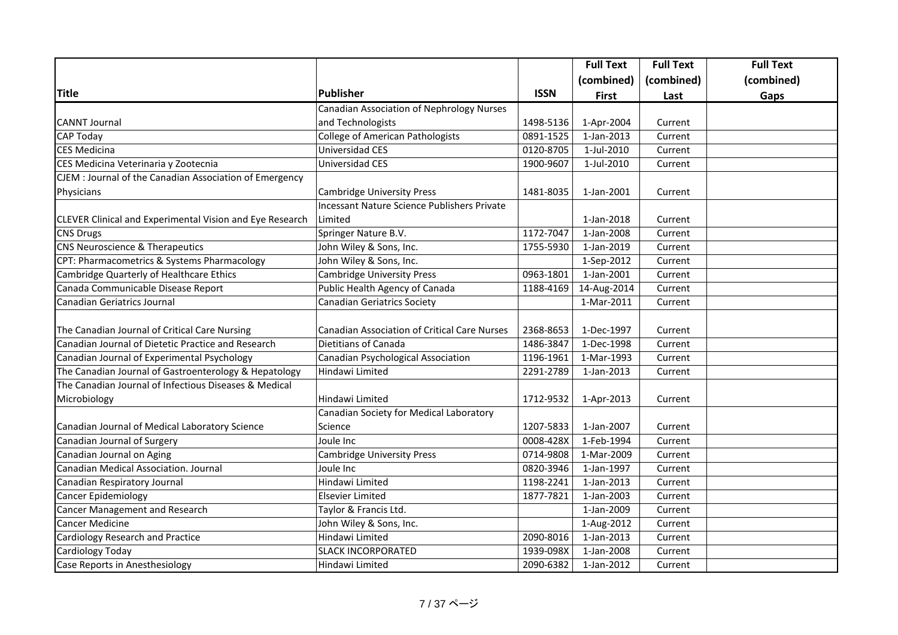| Title | Publisher | ISSN | Full Text (combined) First | Full Text (combined) Last | Full Text (combined) Gaps |
|---|---|---|---|---|---|
| CANNT Journal | Canadian Association of Nephrology Nurses and Technologists | 1498-5136 | 1-Apr-2004 | Current | |
| CAP Today | College of American Pathologists | 0891-1525 | 1-Jan-2013 | Current | |
| CES Medicina | Universidad CES | 0120-8705 | 1-Jul-2010 | Current | |
| CES Medicina Veterinaria y Zootecnia | Universidad CES | 1900-9607 | 1-Jul-2010 | Current | |
| CJEM : Journal of the Canadian Association of Emergency Physicians | Cambridge University Press | 1481-8035 | 1-Jan-2001 | Current | |
| CLEVER Clinical and Experimental Vision and Eye Research | Incessant Nature Science Publishers Private Limited | | 1-Jan-2018 | Current | |
| CNS Drugs | Springer Nature B.V. | 1172-7047 | 1-Jan-2008 | Current | |
| CNS Neuroscience & Therapeutics | John Wiley & Sons, Inc. | 1755-5930 | 1-Jan-2019 | Current | |
| CPT: Pharmacometrics & Systems Pharmacology | John Wiley & Sons, Inc. | | 1-Sep-2012 | Current | |
| Cambridge Quarterly of Healthcare Ethics | Cambridge University Press | 0963-1801 | 1-Jan-2001 | Current | |
| Canada Communicable Disease Report | Public Health Agency of Canada | 1188-4169 | 14-Aug-2014 | Current | |
| Canadian Geriatrics Journal | Canadian Geriatrics Society | | 1-Mar-2011 | Current | |
| The Canadian Journal of Critical Care Nursing | Canadian Association of Critical Care Nurses | 2368-8653 | 1-Dec-1997 | Current | |
| Canadian Journal of Dietetic Practice and Research | Dietitians of Canada | 1486-3847 | 1-Dec-1998 | Current | |
| Canadian Journal of Experimental Psychology | Canadian Psychological Association | 1196-1961 | 1-Mar-1993 | Current | |
| The Canadian Journal of Gastroenterology & Hepatology | Hindawi Limited | 2291-2789 | 1-Jan-2013 | Current | |
| The Canadian Journal of Infectious Diseases & Medical Microbiology | Hindawi Limited | 1712-9532 | 1-Apr-2013 | Current | |
| Canadian Journal of Medical Laboratory Science | Canadian Society for Medical Laboratory Science | 1207-5833 | 1-Jan-2007 | Current | |
| Canadian Journal of Surgery | Joule Inc | 0008-428X | 1-Feb-1994 | Current | |
| Canadian Journal on Aging | Cambridge University Press | 0714-9808 | 1-Mar-2009 | Current | |
| Canadian Medical Association. Journal | Joule Inc | 0820-3946 | 1-Jan-1997 | Current | |
| Canadian Respiratory Journal | Hindawi Limited | 1198-2241 | 1-Jan-2013 | Current | |
| Cancer Epidemiology | Elsevier Limited | 1877-7821 | 1-Jan-2003 | Current | |
| Cancer Management and Research | Taylor & Francis Ltd. | | 1-Jan-2009 | Current | |
| Cancer Medicine | John Wiley & Sons, Inc. | | 1-Aug-2012 | Current | |
| Cardiology Research and Practice | Hindawi Limited | 2090-8016 | 1-Jan-2013 | Current | |
| Cardiology Today | SLACK INCORPORATED | 1939-098X | 1-Jan-2008 | Current | |
| Case Reports in Anesthesiology | Hindawi Limited | 2090-6382 | 1-Jan-2012 | Current | |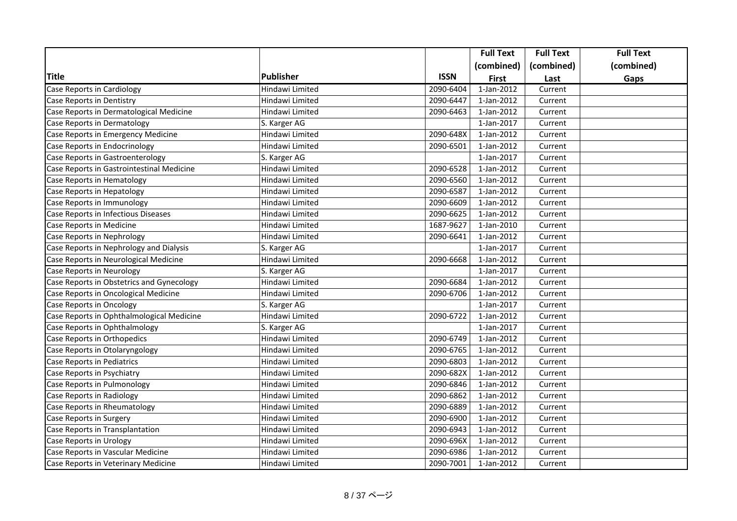| Title | Publisher | ISSN | Full Text (combined) First | Full Text (combined) Last | Full Text (combined) Gaps |
| --- | --- | --- | --- | --- | --- |
| Case Reports in Cardiology | Hindawi Limited | 2090-6404 | 1-Jan-2012 | Current | |
| Case Reports in Dentistry | Hindawi Limited | 2090-6447 | 1-Jan-2012 | Current | |
| Case Reports in Dermatological Medicine | Hindawi Limited | 2090-6463 | 1-Jan-2012 | Current | |
| Case Reports in Dermatology | S. Karger AG | | 1-Jan-2017 | Current | |
| Case Reports in Emergency Medicine | Hindawi Limited | 2090-648X | 1-Jan-2012 | Current | |
| Case Reports in Endocrinology | Hindawi Limited | 2090-6501 | 1-Jan-2012 | Current | |
| Case Reports in Gastroenterology | S. Karger AG | | 1-Jan-2017 | Current | |
| Case Reports in Gastrointestinal Medicine | Hindawi Limited | 2090-6528 | 1-Jan-2012 | Current | |
| Case Reports in Hematology | Hindawi Limited | 2090-6560 | 1-Jan-2012 | Current | |
| Case Reports in Hepatology | Hindawi Limited | 2090-6587 | 1-Jan-2012 | Current | |
| Case Reports in Immunology | Hindawi Limited | 2090-6609 | 1-Jan-2012 | Current | |
| Case Reports in Infectious Diseases | Hindawi Limited | 2090-6625 | 1-Jan-2012 | Current | |
| Case Reports in Medicine | Hindawi Limited | 1687-9627 | 1-Jan-2010 | Current | |
| Case Reports in Nephrology | Hindawi Limited | 2090-6641 | 1-Jan-2012 | Current | |
| Case Reports in Nephrology and Dialysis | S. Karger AG | | 1-Jan-2017 | Current | |
| Case Reports in Neurological Medicine | Hindawi Limited | 2090-6668 | 1-Jan-2012 | Current | |
| Case Reports in Neurology | S. Karger AG | | 1-Jan-2017 | Current | |
| Case Reports in Obstetrics and Gynecology | Hindawi Limited | 2090-6684 | 1-Jan-2012 | Current | |
| Case Reports in Oncological Medicine | Hindawi Limited | 2090-6706 | 1-Jan-2012 | Current | |
| Case Reports in Oncology | S. Karger AG | | 1-Jan-2017 | Current | |
| Case Reports in Ophthalmological Medicine | Hindawi Limited | 2090-6722 | 1-Jan-2012 | Current | |
| Case Reports in Ophthalmology | S. Karger AG | | 1-Jan-2017 | Current | |
| Case Reports in Orthopedics | Hindawi Limited | 2090-6749 | 1-Jan-2012 | Current | |
| Case Reports in Otolaryngology | Hindawi Limited | 2090-6765 | 1-Jan-2012 | Current | |
| Case Reports in Pediatrics | Hindawi Limited | 2090-6803 | 1-Jan-2012 | Current | |
| Case Reports in Psychiatry | Hindawi Limited | 2090-682X | 1-Jan-2012 | Current | |
| Case Reports in Pulmonology | Hindawi Limited | 2090-6846 | 1-Jan-2012 | Current | |
| Case Reports in Radiology | Hindawi Limited | 2090-6862 | 1-Jan-2012 | Current | |
| Case Reports in Rheumatology | Hindawi Limited | 2090-6889 | 1-Jan-2012 | Current | |
| Case Reports in Surgery | Hindawi Limited | 2090-6900 | 1-Jan-2012 | Current | |
| Case Reports in Transplantation | Hindawi Limited | 2090-6943 | 1-Jan-2012 | Current | |
| Case Reports in Urology | Hindawi Limited | 2090-696X | 1-Jan-2012 | Current | |
| Case Reports in Vascular Medicine | Hindawi Limited | 2090-6986 | 1-Jan-2012 | Current | |
| Case Reports in Veterinary Medicine | Hindawi Limited | 2090-7001 | 1-Jan-2012 | Current | |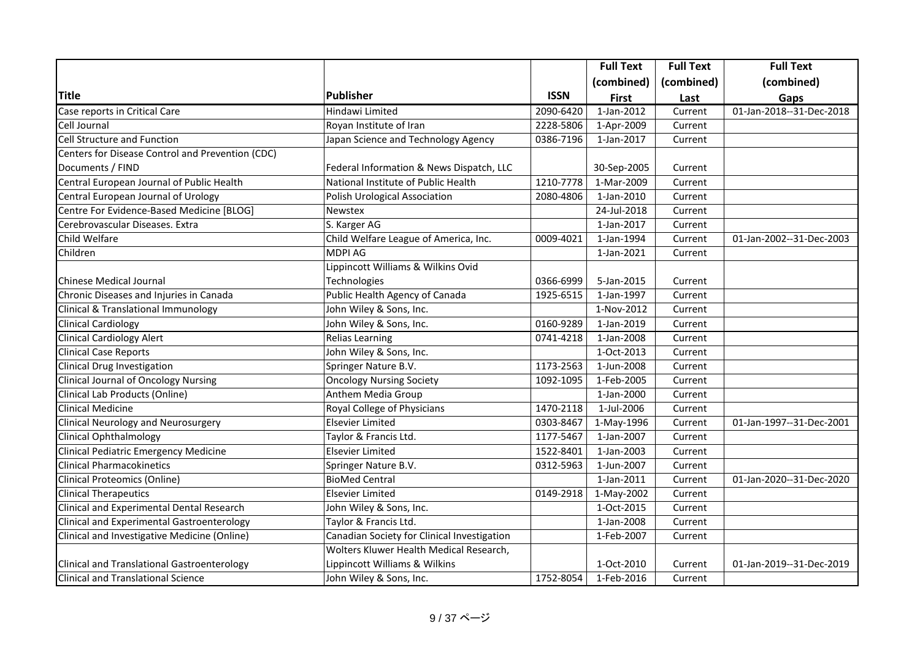| Title | Publisher | ISSN | Full Text (combined) First | Full Text (combined) Last | Full Text (combined) Gaps |
|---|---|---|---|---|---|
| Case reports in Critical Care | Hindawi Limited | 2090-6420 | 1-Jan-2012 | Current | 01-Jan-2018--31-Dec-2018 |
| Cell Journal | Royan Institute of Iran | 2228-5806 | 1-Apr-2009 | Current | |
| Cell Structure and Function | Japan Science and Technology Agency | 0386-7196 | 1-Jan-2017 | Current | |
| Centers for Disease Control and Prevention (CDC) Documents / FIND | Federal Information & News Dispatch, LLC | | 30-Sep-2005 | Current | |
| Central European Journal of Public Health | National Institute of Public Health | 1210-7778 | 1-Mar-2009 | Current | |
| Central European Journal of Urology | Polish Urological Association | 2080-4806 | 1-Jan-2010 | Current | |
| Centre For Evidence-Based Medicine [BLOG] | Newstex | | 24-Jul-2018 | Current | |
| Cerebrovascular Diseases. Extra | S. Karger AG | | 1-Jan-2017 | Current | |
| Child Welfare | Child Welfare League of America, Inc. | 0009-4021 | 1-Jan-1994 | Current | 01-Jan-2002--31-Dec-2003 |
| Children | MDPI AG | | 1-Jan-2021 | Current | |
| Chinese Medical Journal | Lippincott Williams & Wilkins Ovid Technologies | 0366-6999 | 5-Jan-2015 | Current | |
| Chronic Diseases and Injuries in Canada | Public Health Agency of Canada | 1925-6515 | 1-Jan-1997 | Current | |
| Clinical & Translational Immunology | John Wiley & Sons, Inc. | | 1-Nov-2012 | Current | |
| Clinical Cardiology | John Wiley & Sons, Inc. | 0160-9289 | 1-Jan-2019 | Current | |
| Clinical Cardiology Alert | Relias Learning | 0741-4218 | 1-Jan-2008 | Current | |
| Clinical Case Reports | John Wiley & Sons, Inc. | | 1-Oct-2013 | Current | |
| Clinical Drug Investigation | Springer Nature B.V. | 1173-2563 | 1-Jun-2008 | Current | |
| Clinical Journal of Oncology Nursing | Oncology Nursing Society | 1092-1095 | 1-Feb-2005 | Current | |
| Clinical Lab Products (Online) | Anthem Media Group | | 1-Jan-2000 | Current | |
| Clinical Medicine | Royal College of Physicians | 1470-2118 | 1-Jul-2006 | Current | |
| Clinical Neurology and Neurosurgery | Elsevier Limited | 0303-8467 | 1-May-1996 | Current | 01-Jan-1997--31-Dec-2001 |
| Clinical Ophthalmology | Taylor & Francis Ltd. | 1177-5467 | 1-Jan-2007 | Current | |
| Clinical Pediatric Emergency Medicine | Elsevier Limited | 1522-8401 | 1-Jan-2003 | Current | |
| Clinical Pharmacokinetics | Springer Nature B.V. | 0312-5963 | 1-Jun-2007 | Current | |
| Clinical Proteomics (Online) | BioMed Central | | 1-Jan-2011 | Current | 01-Jan-2020--31-Dec-2020 |
| Clinical Therapeutics | Elsevier Limited | 0149-2918 | 1-May-2002 | Current | |
| Clinical and Experimental Dental Research | John Wiley & Sons, Inc. | | 1-Oct-2015 | Current | |
| Clinical and Experimental Gastroenterology | Taylor & Francis Ltd. | | 1-Jan-2008 | Current | |
| Clinical and Investigative Medicine (Online) | Canadian Society for Clinical Investigation | | 1-Feb-2007 | Current | |
| Clinical and Translational Gastroenterology | Wolters Kluwer Health Medical Research, Lippincott Williams & Wilkins | | 1-Oct-2010 | Current | 01-Jan-2019--31-Dec-2019 |
| Clinical and Translational Science | John Wiley & Sons, Inc. | 1752-8054 | 1-Feb-2016 | Current | |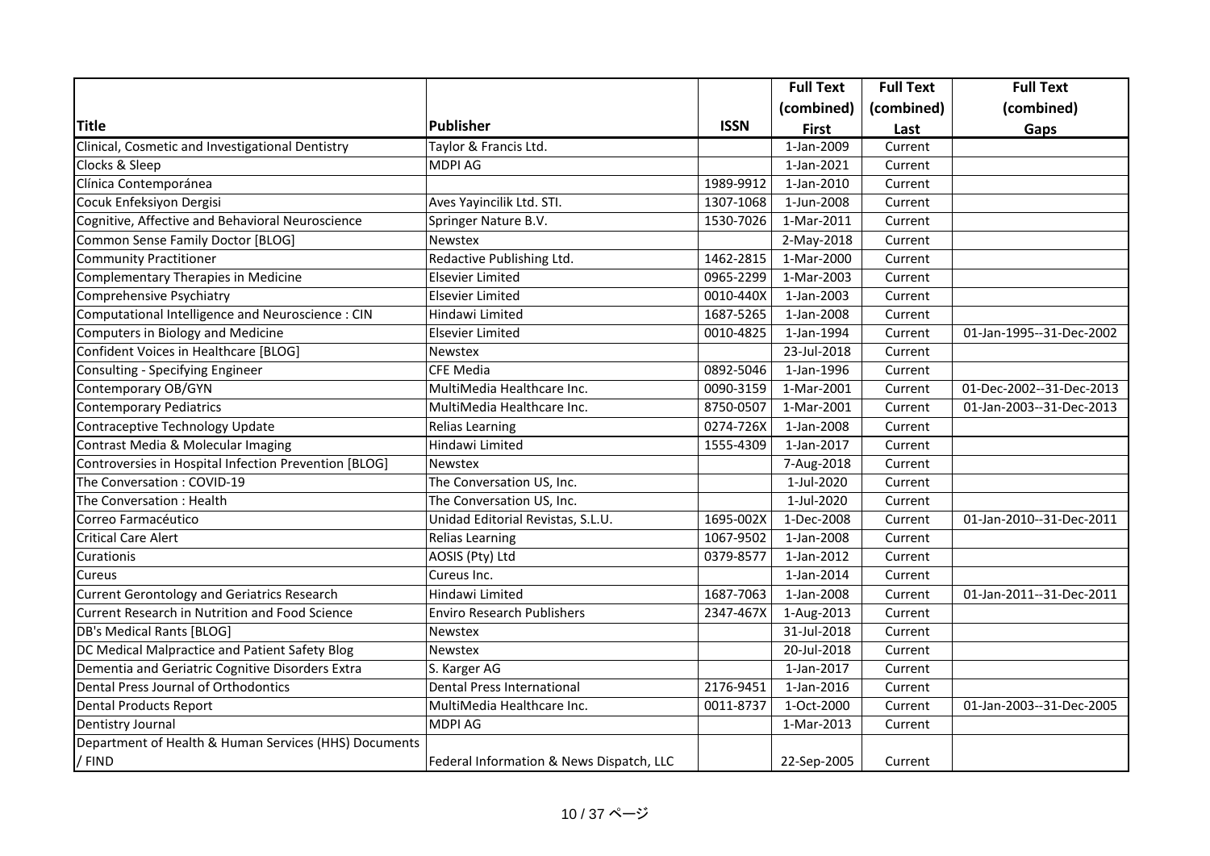| Title | Publisher | ISSN | Full Text (combined) First | Full Text (combined) Last | Full Text (combined) Gaps |
|---|---|---|---|---|---|
| Clinical, Cosmetic and Investigational Dentistry | Taylor & Francis Ltd. | | 1-Jan-2009 | Current | |
| Clocks & Sleep | MDPI AG | | 1-Jan-2021 | Current | |
| Clínica Contemporánea | | 1989-9912 | 1-Jan-2010 | Current | |
| Cocuk Enfeksiyon Dergisi | Aves Yayincilik Ltd. STI. | 1307-1068 | 1-Jun-2008 | Current | |
| Cognitive, Affective and Behavioral Neuroscience | Springer Nature B.V. | 1530-7026 | 1-Mar-2011 | Current | |
| Common Sense Family Doctor [BLOG] | Newstex | | 2-May-2018 | Current | |
| Community Practitioner | Redactive Publishing Ltd. | 1462-2815 | 1-Mar-2000 | Current | |
| Complementary Therapies in Medicine | Elsevier Limited | 0965-2299 | 1-Mar-2003 | Current | |
| Comprehensive Psychiatry | Elsevier Limited | 0010-440X | 1-Jan-2003 | Current | |
| Computational Intelligence and Neuroscience : CIN | Hindawi Limited | 1687-5265 | 1-Jan-2008 | Current | |
| Computers in Biology and Medicine | Elsevier Limited | 0010-4825 | 1-Jan-1994 | Current | 01-Jan-1995--31-Dec-2002 |
| Confident Voices in Healthcare [BLOG] | Newstex | | 23-Jul-2018 | Current | |
| Consulting - Specifying Engineer | CFE Media | 0892-5046 | 1-Jan-1996 | Current | |
| Contemporary OB/GYN | MultiMedia Healthcare Inc. | 0090-3159 | 1-Mar-2001 | Current | 01-Dec-2002--31-Dec-2013 |
| Contemporary Pediatrics | MultiMedia Healthcare Inc. | 8750-0507 | 1-Mar-2001 | Current | 01-Jan-2003--31-Dec-2013 |
| Contraceptive Technology Update | Relias Learning | 0274-726X | 1-Jan-2008 | Current | |
| Contrast Media & Molecular Imaging | Hindawi Limited | 1555-4309 | 1-Jan-2017 | Current | |
| Controversies in Hospital Infection Prevention [BLOG] | Newstex | | 7-Aug-2018 | Current | |
| The Conversation : COVID-19 | The Conversation US, Inc. | | 1-Jul-2020 | Current | |
| The Conversation : Health | The Conversation US, Inc. | | 1-Jul-2020 | Current | |
| Correo Farmacéutico | Unidad Editorial Revistas, S.L.U. | 1695-002X | 1-Dec-2008 | Current | 01-Jan-2010--31-Dec-2011 |
| Critical Care Alert | Relias Learning | 1067-9502 | 1-Jan-2008 | Current | |
| Curationis | AOSIS (Pty) Ltd | 0379-8577 | 1-Jan-2012 | Current | |
| Cureus | Cureus Inc. | | 1-Jan-2014 | Current | |
| Current Gerontology and Geriatrics Research | Hindawi Limited | 1687-7063 | 1-Jan-2008 | Current | 01-Jan-2011--31-Dec-2011 |
| Current Research in Nutrition and Food Science | Enviro Research Publishers | 2347-467X | 1-Aug-2013 | Current | |
| DB's Medical Rants [BLOG] | Newstex | | 31-Jul-2018 | Current | |
| DC Medical Malpractice and Patient Safety Blog | Newstex | | 20-Jul-2018 | Current | |
| Dementia and Geriatric Cognitive Disorders Extra | S. Karger AG | | 1-Jan-2017 | Current | |
| Dental Press Journal of Orthodontics | Dental Press International | 2176-9451 | 1-Jan-2016 | Current | |
| Dental Products Report | MultiMedia Healthcare Inc. | 0011-8737 | 1-Oct-2000 | Current | 01-Jan-2003--31-Dec-2005 |
| Dentistry Journal | MDPI AG | | 1-Mar-2013 | Current | |
| Department of Health & Human Services (HHS) Documents / FIND | Federal Information & News Dispatch, LLC | | 22-Sep-2005 | Current | |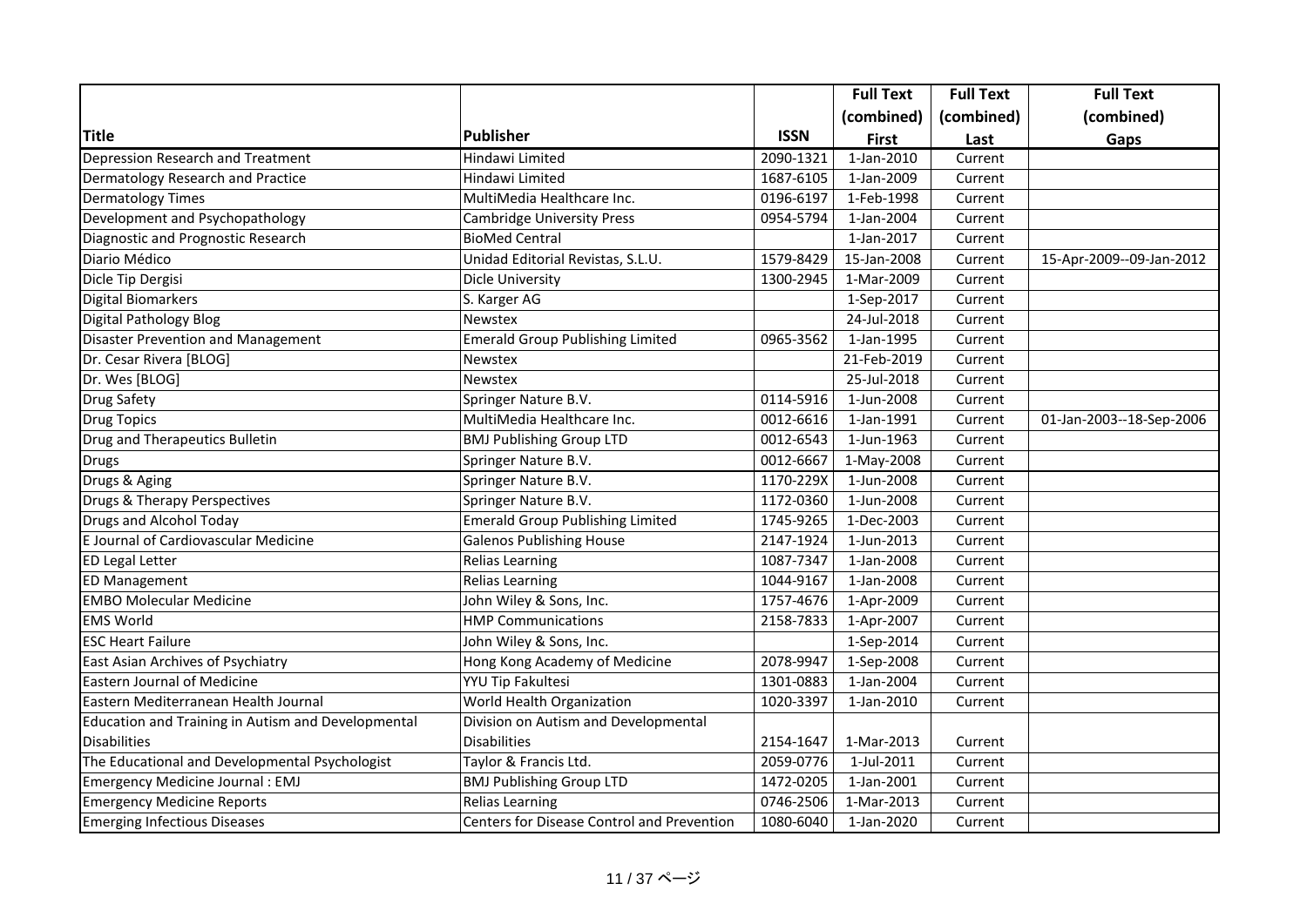| Title | Publisher | ISSN | Full Text (combined) First | Full Text (combined) Last | Full Text (combined) Gaps |
|---|---|---|---|---|---|
| Depression Research and Treatment | Hindawi Limited | 2090-1321 | 1-Jan-2010 | Current | |
| Dermatology Research and Practice | Hindawi Limited | 1687-6105 | 1-Jan-2009 | Current | |
| Dermatology Times | MultiMedia Healthcare Inc. | 0196-6197 | 1-Feb-1998 | Current | |
| Development and Psychopathology | Cambridge University Press | 0954-5794 | 1-Jan-2004 | Current | |
| Diagnostic and Prognostic Research | BioMed Central | | 1-Jan-2017 | Current | |
| Diario Médico | Unidad Editorial Revistas, S.L.U. | 1579-8429 | 15-Jan-2008 | Current | 15-Apr-2009--09-Jan-2012 |
| Dicle Tip Dergisi | Dicle University | 1300-2945 | 1-Mar-2009 | Current | |
| Digital Biomarkers | S. Karger AG | | 1-Sep-2017 | Current | |
| Digital Pathology Blog | Newstex | | 24-Jul-2018 | Current | |
| Disaster Prevention and Management | Emerald Group Publishing Limited | 0965-3562 | 1-Jan-1995 | Current | |
| Dr. Cesar Rivera [BLOG] | Newstex | | 21-Feb-2019 | Current | |
| Dr. Wes [BLOG] | Newstex | | 25-Jul-2018 | Current | |
| Drug Safety | Springer Nature B.V. | 0114-5916 | 1-Jun-2008 | Current | |
| Drug Topics | MultiMedia Healthcare Inc. | 0012-6616 | 1-Jan-1991 | Current | 01-Jan-2003--18-Sep-2006 |
| Drug and Therapeutics Bulletin | BMJ Publishing Group LTD | 0012-6543 | 1-Jun-1963 | Current | |
| Drugs | Springer Nature B.V. | 0012-6667 | 1-May-2008 | Current | |
| Drugs & Aging | Springer Nature B.V. | 1170-229X | 1-Jun-2008 | Current | |
| Drugs & Therapy Perspectives | Springer Nature B.V. | 1172-0360 | 1-Jun-2008 | Current | |
| Drugs and Alcohol Today | Emerald Group Publishing Limited | 1745-9265 | 1-Dec-2003 | Current | |
| E Journal of Cardiovascular Medicine | Galenos Publishing House | 2147-1924 | 1-Jun-2013 | Current | |
| ED Legal Letter | Relias Learning | 1087-7347 | 1-Jan-2008 | Current | |
| ED Management | Relias Learning | 1044-9167 | 1-Jan-2008 | Current | |
| EMBO Molecular Medicine | John Wiley & Sons, Inc. | 1757-4676 | 1-Apr-2009 | Current | |
| EMS World | HMP Communications | 2158-7833 | 1-Apr-2007 | Current | |
| ESC Heart Failure | John Wiley & Sons, Inc. | | 1-Sep-2014 | Current | |
| East Asian Archives of Psychiatry | Hong Kong Academy of Medicine | 2078-9947 | 1-Sep-2008 | Current | |
| Eastern Journal of Medicine | YYU Tip Fakultesi | 1301-0883 | 1-Jan-2004 | Current | |
| Eastern Mediterranean Health Journal | World Health Organization | 1020-3397 | 1-Jan-2010 | Current | |
| Education and Training in Autism and Developmental Disabilities | Division on Autism and Developmental Disabilities | 2154-1647 | 1-Mar-2013 | Current | |
| The Educational and Developmental Psychologist | Taylor & Francis Ltd. | 2059-0776 | 1-Jul-2011 | Current | |
| Emergency Medicine Journal : EMJ | BMJ Publishing Group LTD | 1472-0205 | 1-Jan-2001 | Current | |
| Emergency Medicine Reports | Relias Learning | 0746-2506 | 1-Mar-2013 | Current | |
| Emerging Infectious Diseases | Centers for Disease Control and Prevention | 1080-6040 | 1-Jan-2020 | Current | |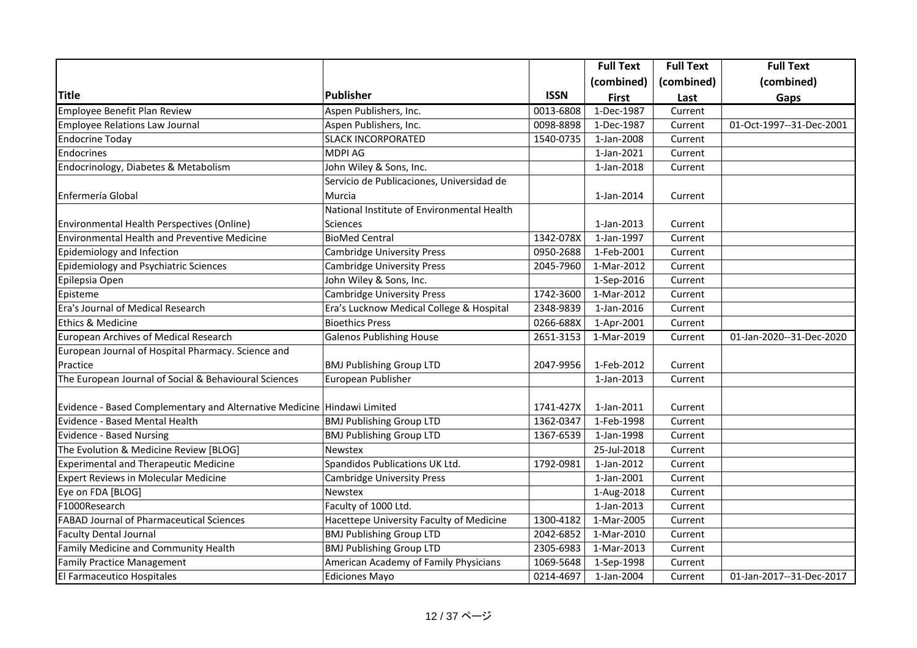| Title | Publisher | ISSN | Full Text (combined) First | Full Text (combined) Last | Full Text (combined) Gaps |
|---|---|---|---|---|---|
| Employee Benefit Plan Review | Aspen Publishers, Inc. | 0013-6808 | 1-Dec-1987 | Current | |
| Employee Relations Law Journal | Aspen Publishers, Inc. | 0098-8898 | 1-Dec-1987 | Current | 01-Oct-1997--31-Dec-2001 |
| Endocrine Today | SLACK INCORPORATED | 1540-0735 | 1-Jan-2008 | Current | |
| Endocrines | MDPI AG | | 1-Jan-2021 | Current | |
| Endocrinology, Diabetes & Metabolism | John Wiley & Sons, Inc. | | 1-Jan-2018 | Current | |
| Enfermería Global | Servicio de Publicaciones, Universidad de Murcia | | 1-Jan-2014 | Current | |
| Environmental Health Perspectives (Online) | National Institute of Environmental Health Sciences | | 1-Jan-2013 | Current | |
| Environmental Health and Preventive Medicine | BioMed Central | 1342-078X | 1-Jan-1997 | Current | |
| Epidemiology and Infection | Cambridge University Press | 0950-2688 | 1-Feb-2001 | Current | |
| Epidemiology and Psychiatric Sciences | Cambridge University Press | 2045-7960 | 1-Mar-2012 | Current | |
| Epilepsia Open | John Wiley & Sons, Inc. | | 1-Sep-2016 | Current | |
| Episteme | Cambridge University Press | 1742-3600 | 1-Mar-2012 | Current | |
| Era's Journal of Medical Research | Era's Lucknow Medical College & Hospital | 2348-9839 | 1-Jan-2016 | Current | |
| Ethics & Medicine | Bioethics Press | 0266-688X | 1-Apr-2001 | Current | |
| European Archives of Medical Research | Galenos Publishing House | 2651-3153 | 1-Mar-2019 | Current | 01-Jan-2020--31-Dec-2020 |
| European Journal of Hospital Pharmacy. Science and Practice | BMJ Publishing Group LTD | 2047-9956 | 1-Feb-2012 | Current | |
| The European Journal of Social & Behavioural Sciences | European Publisher | | 1-Jan-2013 | Current | |
| Evidence - Based Complementary and Alternative Medicine | Hindawi Limited | 1741-427X | 1-Jan-2011 | Current | |
| Evidence - Based Mental Health | BMJ Publishing Group LTD | 1362-0347 | 1-Feb-1998 | Current | |
| Evidence - Based Nursing | BMJ Publishing Group LTD | 1367-6539 | 1-Jan-1998 | Current | |
| The Evolution & Medicine Review [BLOG] | Newstex | | 25-Jul-2018 | Current | |
| Experimental and Therapeutic Medicine | Spandidos Publications UK Ltd. | 1792-0981 | 1-Jan-2012 | Current | |
| Expert Reviews in Molecular Medicine | Cambridge University Press | | 1-Jan-2001 | Current | |
| Eye on FDA [BLOG] | Newstex | | 1-Aug-2018 | Current | |
| F1000Research | Faculty of 1000 Ltd. | | 1-Jan-2013 | Current | |
| FABAD Journal of Pharmaceutical Sciences | Hacettepe University Faculty of Medicine | 1300-4182 | 1-Mar-2005 | Current | |
| Faculty Dental Journal | BMJ Publishing Group LTD | 2042-6852 | 1-Mar-2010 | Current | |
| Family Medicine and Community Health | BMJ Publishing Group LTD | 2305-6983 | 1-Mar-2013 | Current | |
| Family Practice Management | American Academy of Family Physicians | 1069-5648 | 1-Sep-1998 | Current | |
| El Farmaceutico Hospitales | Ediciones Mayo | 0214-4697 | 1-Jan-2004 | Current | 01-Jan-2017--31-Dec-2017 |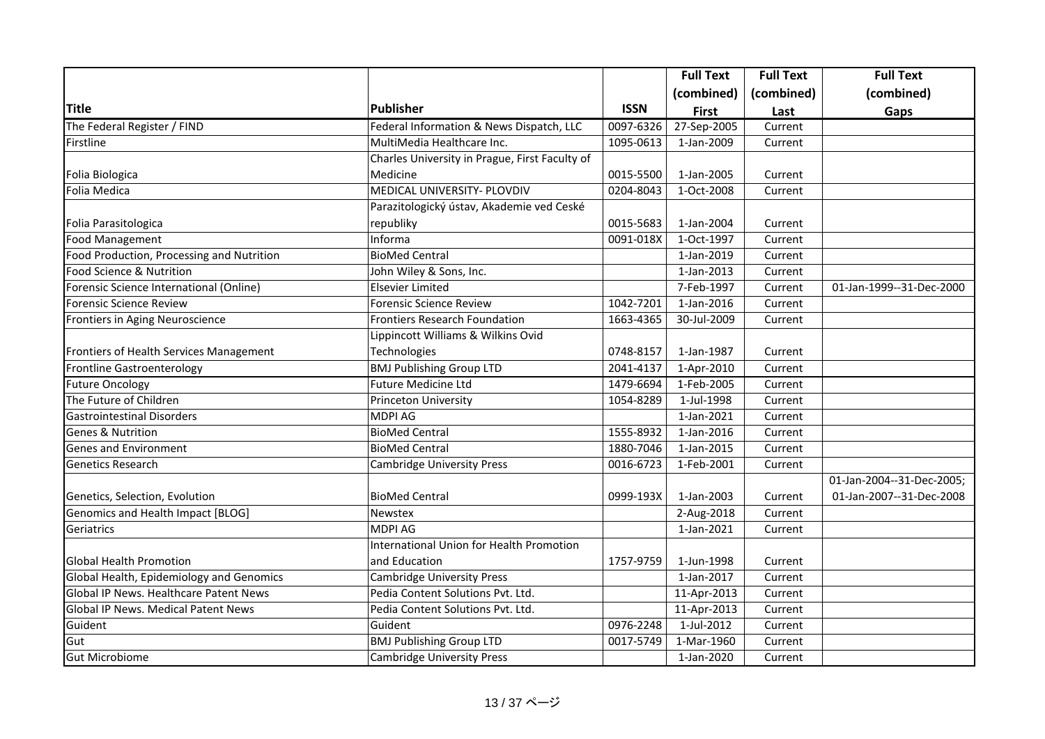| Title | Publisher | ISSN | Full Text (combined) First | Full Text (combined) Last | Full Text (combined) Gaps |
| --- | --- | --- | --- | --- | --- |
| The Federal Register / FIND | Federal Information & News Dispatch, LLC | 0097-6326 | 27-Sep-2005 | Current | |
| Firstline | MultiMedia Healthcare Inc. | 1095-0613 | 1-Jan-2009 | Current | |
| Folia Biologica | Charles University in Prague, First Faculty of Medicine | 0015-5500 | 1-Jan-2005 | Current | |
| Folia Medica | MEDICAL UNIVERSITY- PLOVDIV | 0204-8043 | 1-Oct-2008 | Current | |
| Folia Parasitologica | Parazitologický ústav, Akademie ved Ceské republiky | 0015-5683 | 1-Jan-2004 | Current | |
| Food Management | Informa | 0091-018X | 1-Oct-1997 | Current | |
| Food Production, Processing and Nutrition | BioMed Central | | 1-Jan-2019 | Current | |
| Food Science & Nutrition | John Wiley & Sons, Inc. | | 1-Jan-2013 | Current | |
| Forensic Science International (Online) | Elsevier Limited | | 7-Feb-1997 | Current | 01-Jan-1999--31-Dec-2000 |
| Forensic Science Review | Forensic Science Review | 1042-7201 | 1-Jan-2016 | Current | |
| Frontiers in Aging Neuroscience | Frontiers Research Foundation | 1663-4365 | 30-Jul-2009 | Current | |
| Frontiers of Health Services Management | Lippincott Williams & Wilkins Ovid Technologies | 0748-8157 | 1-Jan-1987 | Current | |
| Frontline Gastroenterology | BMJ Publishing Group LTD | 2041-4137 | 1-Apr-2010 | Current | |
| Future Oncology | Future Medicine Ltd | 1479-6694 | 1-Feb-2005 | Current | |
| The Future of Children | Princeton University | 1054-8289 | 1-Jul-1998 | Current | |
| Gastrointestinal Disorders | MDPI AG | | 1-Jan-2021 | Current | |
| Genes & Nutrition | BioMed Central | 1555-8932 | 1-Jan-2016 | Current | |
| Genes and Environment | BioMed Central | 1880-7046 | 1-Jan-2015 | Current | |
| Genetics Research | Cambridge University Press | 0016-6723 | 1-Feb-2001 | Current | |
| Genetics, Selection, Evolution | BioMed Central | 0999-193X | 1-Jan-2003 | Current | 01-Jan-2004--31-Dec-2005; 01-Jan-2007--31-Dec-2008 |
| Genomics and Health Impact [BLOG] | Newstex | | 2-Aug-2018 | Current | |
| Geriatrics | MDPI AG | | 1-Jan-2021 | Current | |
| Global Health Promotion | International Union for Health Promotion and Education | 1757-9759 | 1-Jun-1998 | Current | |
| Global Health, Epidemiology and Genomics | Cambridge University Press | | 1-Jan-2017 | Current | |
| Global IP News. Healthcare Patent News | Pedia Content Solutions Pvt. Ltd. | | 11-Apr-2013 | Current | |
| Global IP News. Medical Patent News | Pedia Content Solutions Pvt. Ltd. | | 11-Apr-2013 | Current | |
| Guident | Guident | 0976-2248 | 1-Jul-2012 | Current | |
| Gut | BMJ Publishing Group LTD | 0017-5749 | 1-Mar-1960 | Current | |
| Gut Microbiome | Cambridge University Press | | 1-Jan-2020 | Current | |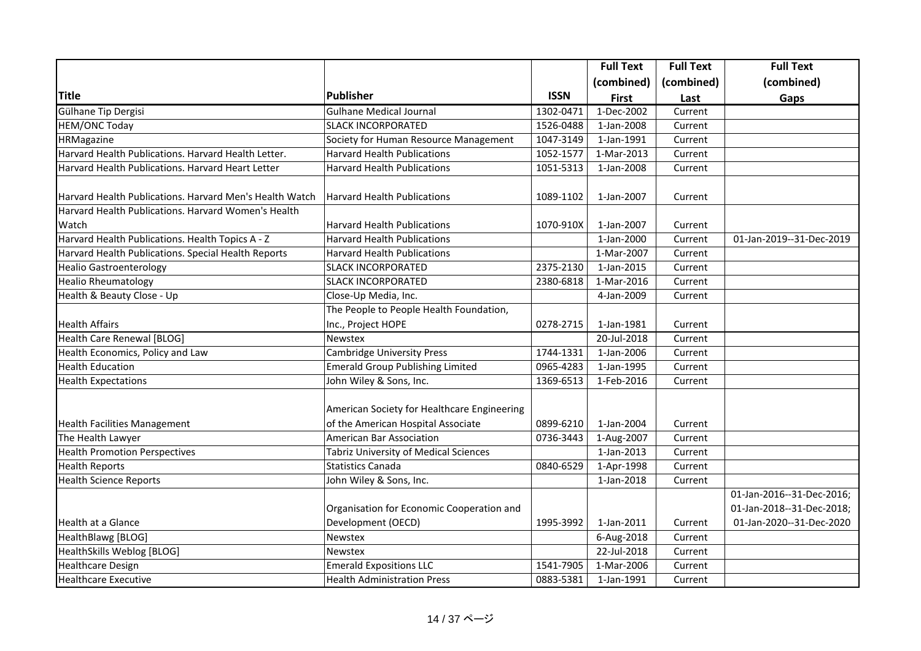| Title | Publisher | ISSN | Full Text (combined) First | Full Text (combined) Last | Full Text (combined) Gaps |
|---|---|---|---|---|---|
| Gülhane Tip Dergisi | Gulhane Medical Journal | 1302-0471 | 1-Dec-2002 | Current | |
| HEM/ONC Today | SLACK INCORPORATED | 1526-0488 | 1-Jan-2008 | Current | |
| HRMagazine | Society for Human Resource Management | 1047-3149 | 1-Jan-1991 | Current | |
| Harvard Health Publications. Harvard Health Letter. | Harvard Health Publications | 1052-1577 | 1-Mar-2013 | Current | |
| Harvard Health Publications. Harvard Heart Letter | Harvard Health Publications | 1051-5313 | 1-Jan-2008 | Current | |
| Harvard Health Publications. Harvard Men's Health Watch | Harvard Health Publications | 1089-1102 | 1-Jan-2007 | Current | |
| Harvard Health Publications. Harvard Women's Health Watch | Harvard Health Publications | 1070-910X | 1-Jan-2007 | Current | |
| Harvard Health Publications. Health Topics A - Z | Harvard Health Publications | | 1-Jan-2000 | Current | 01-Jan-2019--31-Dec-2019 |
| Harvard Health Publications. Special Health Reports | Harvard Health Publications | | 1-Mar-2007 | Current | |
| Healio Gastroenterology | SLACK INCORPORATED | 2375-2130 | 1-Jan-2015 | Current | |
| Healio Rheumatology | SLACK INCORPORATED | 2380-6818 | 1-Mar-2016 | Current | |
| Health & Beauty Close - Up | Close-Up Media, Inc. | | 4-Jan-2009 | Current | |
| Health Affairs | The People to People Health Foundation, Inc., Project HOPE | 0278-2715 | 1-Jan-1981 | Current | |
| Health Care Renewal [BLOG] | Newstex | | 20-Jul-2018 | Current | |
| Health Economics, Policy and Law | Cambridge University Press | 1744-1331 | 1-Jan-2006 | Current | |
| Health Education | Emerald Group Publishing Limited | 0965-4283 | 1-Jan-1995 | Current | |
| Health Expectations | John Wiley & Sons, Inc. | 1369-6513 | 1-Feb-2016 | Current | |
| Health Facilities Management | American Society for Healthcare Engineering of the American Hospital Associate | 0899-6210 | 1-Jan-2004 | Current | |
| The Health Lawyer | American Bar Association | 0736-3443 | 1-Aug-2007 | Current | |
| Health Promotion Perspectives | Tabriz University of Medical Sciences | | 1-Jan-2013 | Current | |
| Health Reports | Statistics Canada | 0840-6529 | 1-Apr-1998 | Current | |
| Health Science Reports | John Wiley & Sons, Inc. | | 1-Jan-2018 | Current | |
| Health at a Glance | Organisation for Economic Cooperation and Development (OECD) | 1995-3992 | 1-Jan-2011 | Current | 01-Jan-2016--31-Dec-2016; 01-Jan-2018--31-Dec-2018; 01-Jan-2020--31-Dec-2020 |
| HealthBlawg [BLOG] | Newstex | | 6-Aug-2018 | Current | |
| HealthSkills Weblog [BLOG] | Newstex | | 22-Jul-2018 | Current | |
| Healthcare Design | Emerald Expositions LLC | 1541-7905 | 1-Mar-2006 | Current | |
| Healthcare Executive | Health Administration Press | 0883-5381 | 1-Jan-1991 | Current | |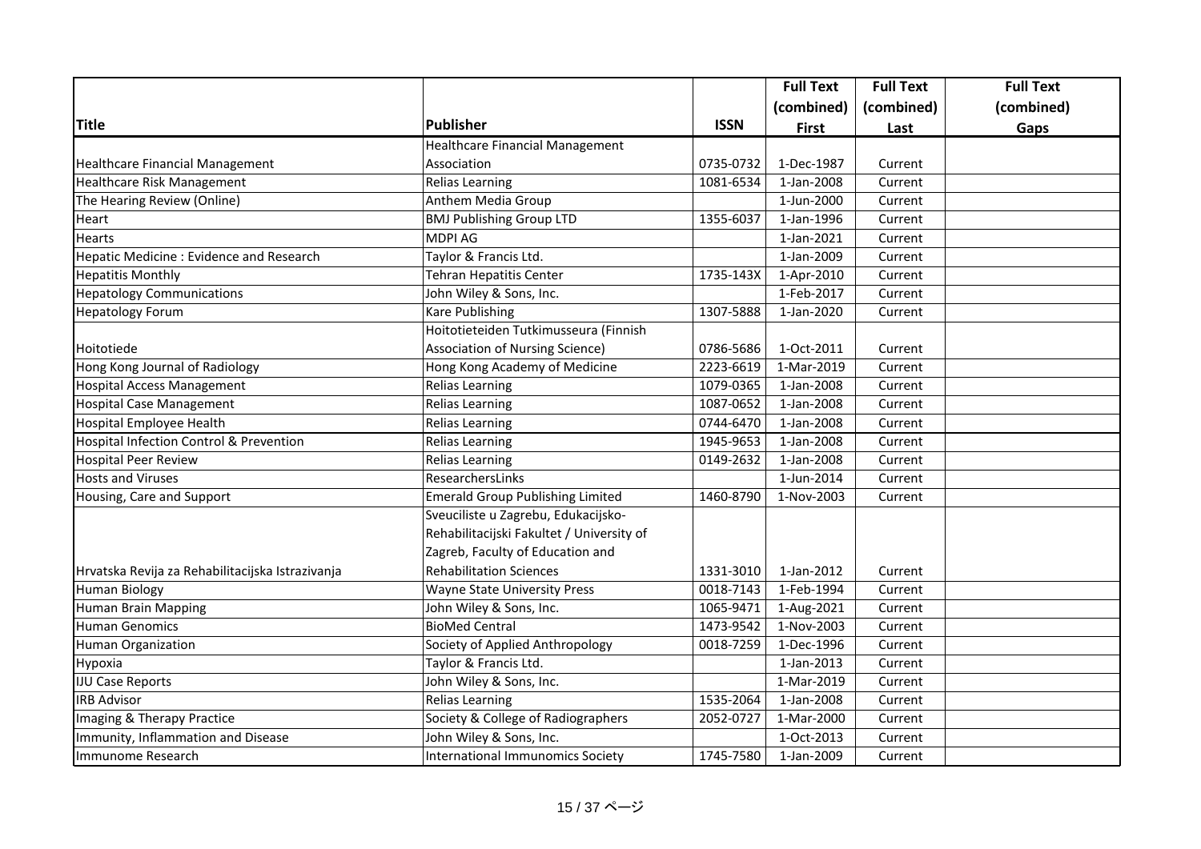| Title | Publisher | ISSN | Full Text (combined) First | Full Text (combined) Last | Full Text (combined) Gaps |
|---|---|---|---|---|---|
| Healthcare Financial Management | Healthcare Financial Management Association | 0735-0732 | 1-Dec-1987 | Current | |
| Healthcare Risk Management | Relias Learning | 1081-6534 | 1-Jan-2008 | Current | |
| The Hearing Review (Online) | Anthem Media Group | | 1-Jun-2000 | Current | |
| Heart | BMJ Publishing Group LTD | 1355-6037 | 1-Jan-1996 | Current | |
| Hearts | MDPI AG | | 1-Jan-2021 | Current | |
| Hepatic Medicine : Evidence and Research | Taylor & Francis Ltd. | | 1-Jan-2009 | Current | |
| Hepatitis Monthly | Tehran Hepatitis Center | 1735-143X | 1-Apr-2010 | Current | |
| Hepatology Communications | John Wiley & Sons, Inc. | | 1-Feb-2017 | Current | |
| Hepatology Forum | Kare Publishing | 1307-5888 | 1-Jan-2020 | Current | |
| Hoitotiede | Hoitotieteiden Tutkimusseura (Finnish Association of Nursing Science) | 0786-5686 | 1-Oct-2011 | Current | |
| Hong Kong Journal of Radiology | Hong Kong Academy of Medicine | 2223-6619 | 1-Mar-2019 | Current | |
| Hospital Access Management | Relias Learning | 1079-0365 | 1-Jan-2008 | Current | |
| Hospital Case Management | Relias Learning | 1087-0652 | 1-Jan-2008 | Current | |
| Hospital Employee Health | Relias Learning | 0744-6470 | 1-Jan-2008 | Current | |
| Hospital Infection Control & Prevention | Relias Learning | 1945-9653 | 1-Jan-2008 | Current | |
| Hospital Peer Review | Relias Learning | 0149-2632 | 1-Jan-2008 | Current | |
| Hosts and Viruses | ResearchersLinks | | 1-Jun-2014 | Current | |
| Housing, Care and Support | Emerald Group Publishing Limited | 1460-8790 | 1-Nov-2003 | Current | |
| Hrvatska Revija za Rehabilitacijska Istrazivanja | Sveuciliste u Zagrebu, Edukacijsko-Rehabilitacijski Fakultet / University of Zagreb, Faculty of Education and Rehabilitation Sciences | 1331-3010 | 1-Jan-2012 | Current | |
| Human Biology | Wayne State University Press | 0018-7143 | 1-Feb-1994 | Current | |
| Human Brain Mapping | John Wiley & Sons, Inc. | 1065-9471 | 1-Aug-2021 | Current | |
| Human Genomics | BioMed Central | 1473-9542 | 1-Nov-2003 | Current | |
| Human Organization | Society of Applied Anthropology | 0018-7259 | 1-Dec-1996 | Current | |
| Hypoxia | Taylor & Francis Ltd. | | 1-Jan-2013 | Current | |
| IJU Case Reports | John Wiley & Sons, Inc. | | 1-Mar-2019 | Current | |
| IRB Advisor | Relias Learning | 1535-2064 | 1-Jan-2008 | Current | |
| Imaging & Therapy Practice | Society & College of Radiographers | 2052-0727 | 1-Mar-2000 | Current | |
| Immunity, Inflammation and Disease | John Wiley & Sons, Inc. | | 1-Oct-2013 | Current | |
| Immunome Research | International Immunomics Society | 1745-7580 | 1-Jan-2009 | Current | |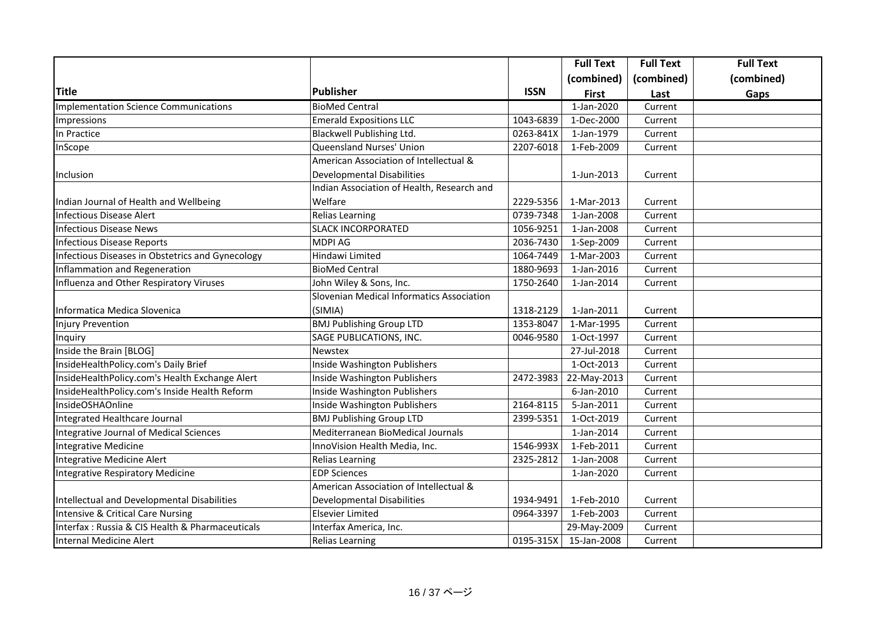| Title | Publisher | ISSN | Full Text (combined) First | Full Text (combined) Last | Full Text (combined) Gaps |
|---|---|---|---|---|---|
| Implementation Science Communications | BioMed Central | | 1-Jan-2020 | Current | |
| Impressions | Emerald Expositions LLC | 1043-6839 | 1-Dec-2000 | Current | |
| In Practice | Blackwell Publishing Ltd. | 0263-841X | 1-Jan-1979 | Current | |
| InScope | Queensland Nurses' Union | 2207-6018 | 1-Feb-2009 | Current | |
| Inclusion | American Association of Intellectual & Developmental Disabilities | | 1-Jun-2013 | Current | |
| Indian Journal of Health and Wellbeing | Indian Association of Health, Research and Welfare | 2229-5356 | 1-Mar-2013 | Current | |
| Infectious Disease Alert | Relias Learning | 0739-7348 | 1-Jan-2008 | Current | |
| Infectious Disease News | SLACK INCORPORATED | 1056-9251 | 1-Jan-2008 | Current | |
| Infectious Disease Reports | MDPI AG | 2036-7430 | 1-Sep-2009 | Current | |
| Infectious Diseases in Obstetrics and Gynecology | Hindawi Limited | 1064-7449 | 1-Mar-2003 | Current | |
| Inflammation and Regeneration | BioMed Central | 1880-9693 | 1-Jan-2016 | Current | |
| Influenza and Other Respiratory Viruses | John Wiley & Sons, Inc. | 1750-2640 | 1-Jan-2014 | Current | |
| Informatica Medica Slovenica | Slovenian Medical Informatics Association (SIMIA) | 1318-2129 | 1-Jan-2011 | Current | |
| Injury Prevention | BMJ Publishing Group LTD | 1353-8047 | 1-Mar-1995 | Current | |
| Inquiry | SAGE PUBLICATIONS, INC. | 0046-9580 | 1-Oct-1997 | Current | |
| Inside the Brain [BLOG] | Newstex | | 27-Jul-2018 | Current | |
| InsideHealthPolicy.com's Daily Brief | Inside Washington Publishers | | 1-Oct-2013 | Current | |
| InsideHealthPolicy.com's Health Exchange Alert | Inside Washington Publishers | 2472-3983 | 22-May-2013 | Current | |
| InsideHealthPolicy.com's Inside Health Reform | Inside Washington Publishers | | 6-Jan-2010 | Current | |
| InsideOSHAOnline | Inside Washington Publishers | 2164-8115 | 5-Jan-2011 | Current | |
| Integrated Healthcare Journal | BMJ Publishing Group LTD | 2399-5351 | 1-Oct-2019 | Current | |
| Integrative Journal of Medical Sciences | Mediterranean BioMedical Journals | | 1-Jan-2014 | Current | |
| Integrative Medicine | InnoVision Health Media, Inc. | 1546-993X | 1-Feb-2011 | Current | |
| Integrative Medicine Alert | Relias Learning | 2325-2812 | 1-Jan-2008 | Current | |
| Integrative Respiratory Medicine | EDP Sciences | | 1-Jan-2020 | Current | |
| Intellectual and Developmental Disabilities | American Association of Intellectual & Developmental Disabilities | 1934-9491 | 1-Feb-2010 | Current | |
| Intensive & Critical Care Nursing | Elsevier Limited | 0964-3397 | 1-Feb-2003 | Current | |
| Interfax : Russia & CIS Health & Pharmaceuticals | Interfax America, Inc. | | 29-May-2009 | Current | |
| Internal Medicine Alert | Relias Learning | 0195-315X | 15-Jan-2008 | Current | |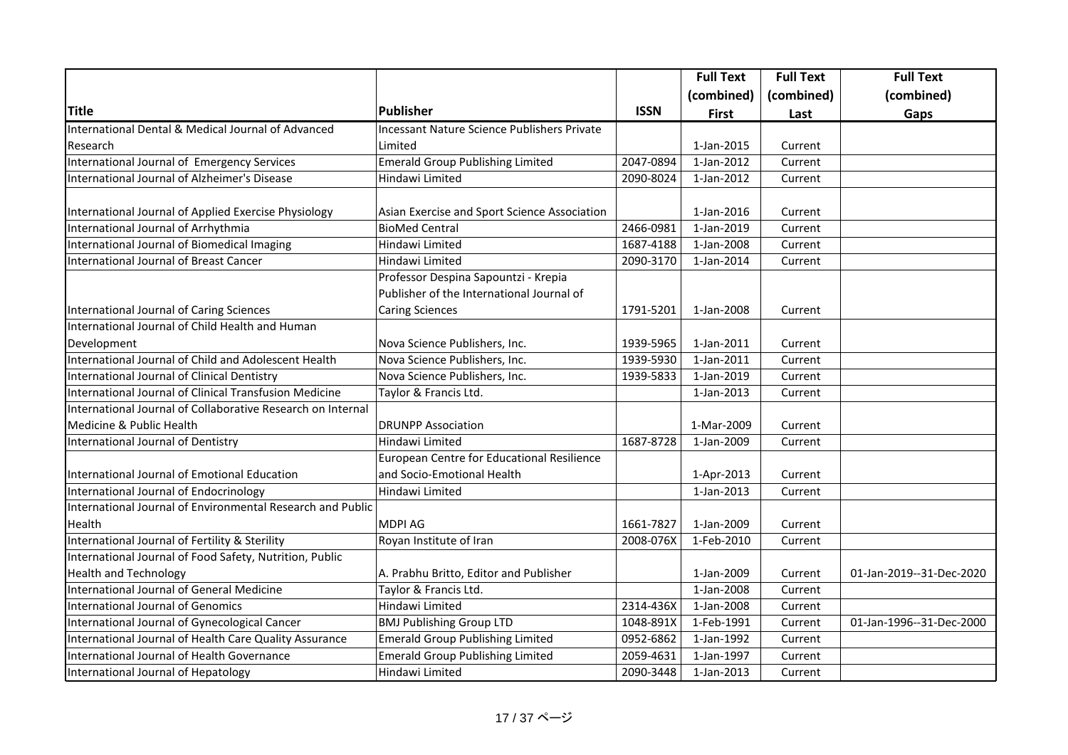| Title | Publisher | ISSN | Full Text (combined) First | Full Text (combined) Last | Full Text (combined) Gaps |
|---|---|---|---|---|---|
| International Dental & Medical Journal of Advanced Research | Incessant Nature Science Publishers Private Limited | | 1-Jan-2015 | Current | |
| International Journal of Emergency Services | Emerald Group Publishing Limited | 2047-0894 | 1-Jan-2012 | Current | |
| International Journal of Alzheimer's Disease | Hindawi Limited | 2090-8024 | 1-Jan-2012 | Current | |
| International Journal of Applied Exercise Physiology | Asian Exercise and Sport Science Association | | 1-Jan-2016 | Current | |
| International Journal of Arrhythmia | BioMed Central | 2466-0981 | 1-Jan-2019 | Current | |
| International Journal of Biomedical Imaging | Hindawi Limited | 1687-4188 | 1-Jan-2008 | Current | |
| International Journal of Breast Cancer | Hindawi Limited | 2090-3170 | 1-Jan-2014 | Current | |
| International Journal of Caring Sciences | Professor Despina Sapountzi - Krepia Publisher of the International Journal of Caring Sciences | 1791-5201 | 1-Jan-2008 | Current | |
| International Journal of Child Health and Human Development | Nova Science Publishers, Inc. | 1939-5965 | 1-Jan-2011 | Current | |
| International Journal of Child and Adolescent Health | Nova Science Publishers, Inc. | 1939-5930 | 1-Jan-2011 | Current | |
| International Journal of Clinical Dentistry | Nova Science Publishers, Inc. | 1939-5833 | 1-Jan-2019 | Current | |
| International Journal of Clinical Transfusion Medicine | Taylor & Francis Ltd. | | 1-Jan-2013 | Current | |
| International Journal of Collaborative Research on Internal Medicine & Public Health | DRUNPP Association | | 1-Mar-2009 | Current | |
| International Journal of Dentistry | Hindawi Limited | 1687-8728 | 1-Jan-2009 | Current | |
| International Journal of Emotional Education | European Centre for Educational Resilience and Socio-Emotional Health | | 1-Apr-2013 | Current | |
| International Journal of Endocrinology | Hindawi Limited | | 1-Jan-2013 | Current | |
| International Journal of Environmental Research and Public Health | MDPI AG | 1661-7827 | 1-Jan-2009 | Current | |
| International Journal of Fertility & Sterility | Royan Institute of Iran | 2008-076X | 1-Feb-2010 | Current | |
| International Journal of Food Safety, Nutrition, Public Health and Technology | A. Prabhu Britto, Editor and Publisher | | 1-Jan-2009 | Current | 01-Jan-2019--31-Dec-2020 |
| International Journal of General Medicine | Taylor & Francis Ltd. | | 1-Jan-2008 | Current | |
| International Journal of Genomics | Hindawi Limited | 2314-436X | 1-Jan-2008 | Current | |
| International Journal of Gynecological Cancer | BMJ Publishing Group LTD | 1048-891X | 1-Feb-1991 | Current | 01-Jan-1996--31-Dec-2000 |
| International Journal of Health Care Quality Assurance | Emerald Group Publishing Limited | 0952-6862 | 1-Jan-1992 | Current | |
| International Journal of Health Governance | Emerald Group Publishing Limited | 2059-4631 | 1-Jan-1997 | Current | |
| International Journal of Hepatology | Hindawi Limited | 2090-3448 | 1-Jan-2013 | Current | |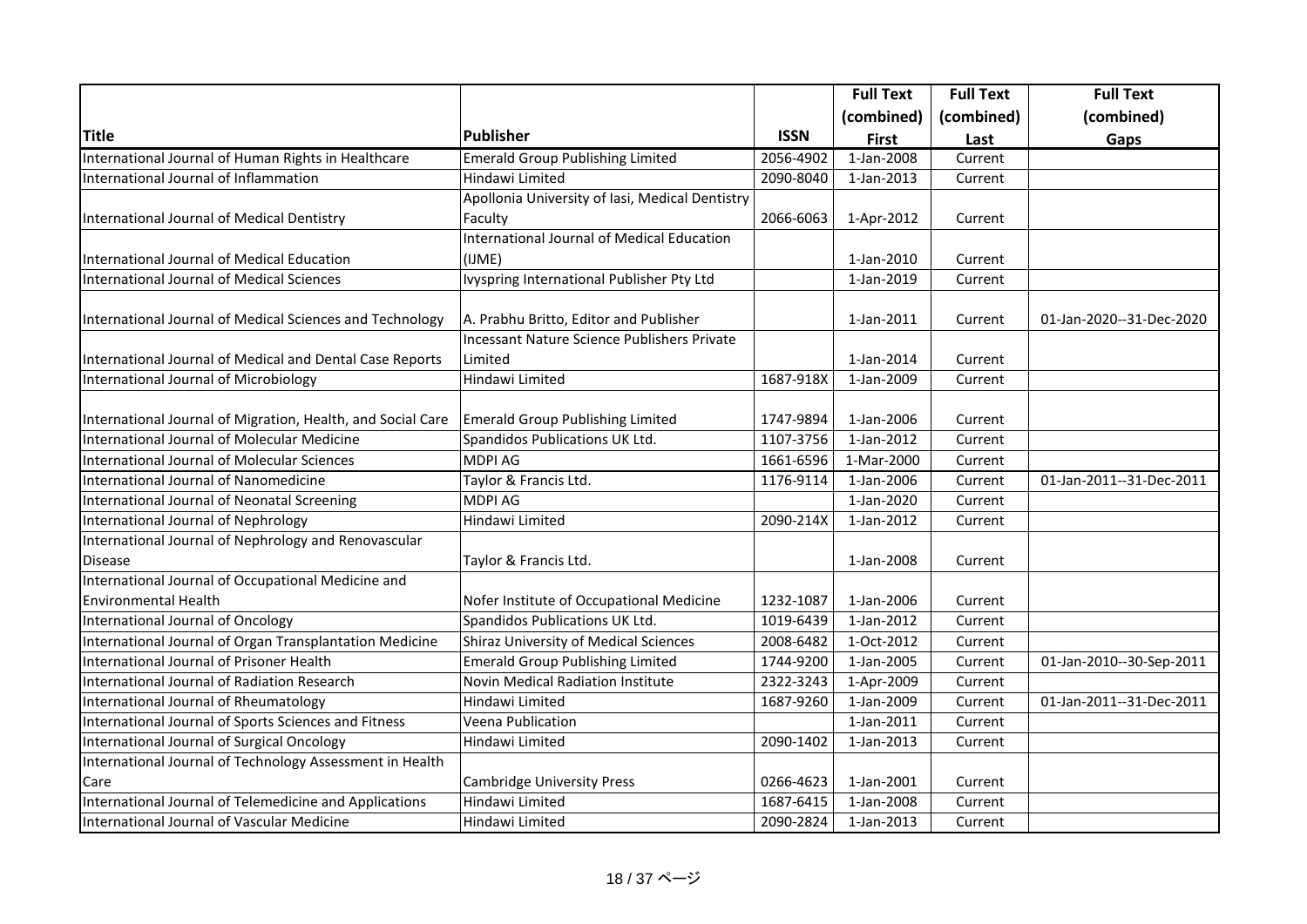| Title | Publisher | ISSN | Full Text (combined) First | Full Text (combined) Last | Full Text (combined) Gaps |
|---|---|---|---|---|---|
| International Journal of Human Rights in Healthcare | Emerald Group Publishing Limited | 2056-4902 | 1-Jan-2008 | Current | |
| International Journal of Inflammation | Hindawi Limited | 2090-8040 | 1-Jan-2013 | Current | |
| International Journal of Medical Dentistry | Apollonia University of Iasi, Medical Dentistry Faculty | 2066-6063 | 1-Apr-2012 | Current | |
| International Journal of Medical Education | International Journal of Medical Education (IJME) | | 1-Jan-2010 | Current | |
| International Journal of Medical Sciences | Ivyspring International Publisher Pty Ltd | | 1-Jan-2019 | Current | |
| International Journal of Medical Sciences and Technology | A. Prabhu Britto, Editor and Publisher | | 1-Jan-2011 | Current | 01-Jan-2020--31-Dec-2020 |
| International Journal of Medical and Dental Case Reports | Incessant Nature Science Publishers Private Limited | | 1-Jan-2014 | Current | |
| International Journal of Microbiology | Hindawi Limited | 1687-918X | 1-Jan-2009 | Current | |
| International Journal of Migration, Health, and Social Care | Emerald Group Publishing Limited | 1747-9894 | 1-Jan-2006 | Current | |
| International Journal of Molecular Medicine | Spandidos Publications UK Ltd. | 1107-3756 | 1-Jan-2012 | Current | |
| International Journal of Molecular Sciences | MDPI AG | 1661-6596 | 1-Mar-2000 | Current | |
| International Journal of Nanomedicine | Taylor & Francis Ltd. | 1176-9114 | 1-Jan-2006 | Current | 01-Jan-2011--31-Dec-2011 |
| International Journal of Neonatal Screening | MDPI AG | | 1-Jan-2020 | Current | |
| International Journal of Nephrology | Hindawi Limited | 2090-214X | 1-Jan-2012 | Current | |
| International Journal of Nephrology and Renovascular Disease | Taylor & Francis Ltd. | | 1-Jan-2008 | Current | |
| International Journal of Occupational Medicine and Environmental Health | Nofer Institute of Occupational Medicine | 1232-1087 | 1-Jan-2006 | Current | |
| International Journal of Oncology | Spandidos Publications UK Ltd. | 1019-6439 | 1-Jan-2012 | Current | |
| International Journal of Organ Transplantation Medicine | Shiraz University of Medical Sciences | 2008-6482 | 1-Oct-2012 | Current | |
| International Journal of Prisoner Health | Emerald Group Publishing Limited | 1744-9200 | 1-Jan-2005 | Current | 01-Jan-2010--30-Sep-2011 |
| International Journal of Radiation Research | Novin Medical Radiation Institute | 2322-3243 | 1-Apr-2009 | Current | |
| International Journal of Rheumatology | Hindawi Limited | 1687-9260 | 1-Jan-2009 | Current | 01-Jan-2011--31-Dec-2011 |
| International Journal of Sports Sciences and Fitness | Veena Publication | | 1-Jan-2011 | Current | |
| International Journal of Surgical Oncology | Hindawi Limited | 2090-1402 | 1-Jan-2013 | Current | |
| International Journal of Technology Assessment in Health Care | Cambridge University Press | 0266-4623 | 1-Jan-2001 | Current | |
| International Journal of Telemedicine and Applications | Hindawi Limited | 1687-6415 | 1-Jan-2008 | Current | |
| International Journal of Vascular Medicine | Hindawi Limited | 2090-2824 | 1-Jan-2013 | Current | |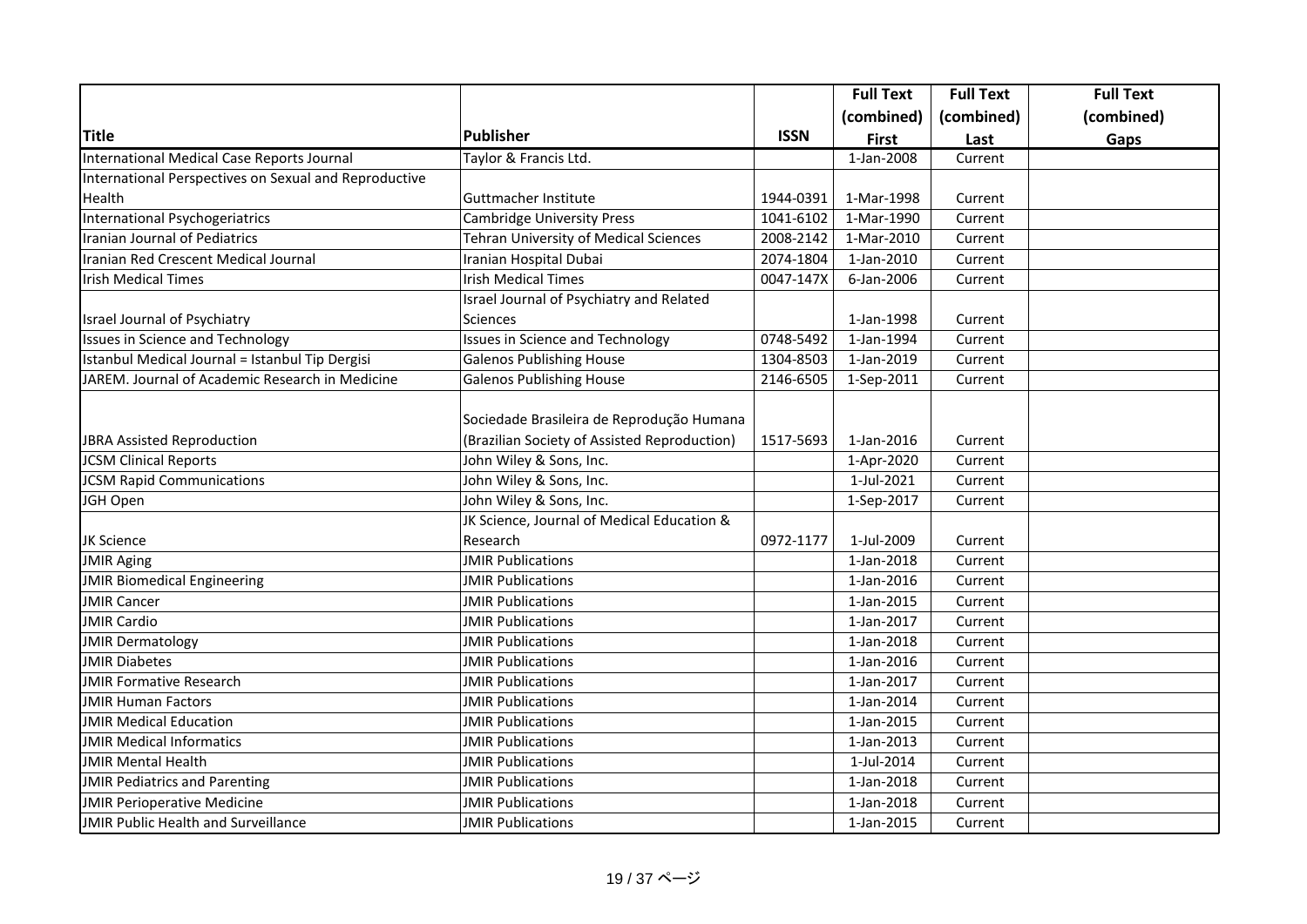| Title | Publisher | ISSN | Full Text (combined) First | Full Text (combined) Last | Full Text (combined) Gaps |
|---|---|---|---|---|---|
| International Medical Case Reports Journal | Taylor & Francis Ltd. | | 1-Jan-2008 | Current | |
| International Perspectives on Sexual and Reproductive Health | Guttmacher Institute | 1944-0391 | 1-Mar-1998 | Current | |
| International Psychogeriatrics | Cambridge University Press | 1041-6102 | 1-Mar-1990 | Current | |
| Iranian Journal of Pediatrics | Tehran University of Medical Sciences | 2008-2142 | 1-Mar-2010 | Current | |
| Iranian Red Crescent Medical Journal | Iranian Hospital Dubai | 2074-1804 | 1-Jan-2010 | Current | |
| Irish Medical Times | Irish Medical Times | 0047-147X | 6-Jan-2006 | Current | |
| Israel Journal of Psychiatry | Israel Journal of Psychiatry and Related Sciences | | 1-Jan-1998 | Current | |
| Issues in Science and Technology | Issues in Science and Technology | 0748-5492 | 1-Jan-1994 | Current | |
| Istanbul Medical Journal = Istanbul Tip Dergisi | Galenos Publishing House | 1304-8503 | 1-Jan-2019 | Current | |
| JAREM. Journal of Academic Research in Medicine | Galenos Publishing House | 2146-6505 | 1-Sep-2011 | Current | |
| JBRA Assisted Reproduction | Sociedade Brasileira de Reprodução Humana (Brazilian Society of Assisted Reproduction) | 1517-5693 | 1-Jan-2016 | Current | |
| JCSM Clinical Reports | John Wiley & Sons, Inc. | | 1-Apr-2020 | Current | |
| JCSM Rapid Communications | John Wiley & Sons, Inc. | | 1-Jul-2021 | Current | |
| JGH Open | John Wiley & Sons, Inc. | | 1-Sep-2017 | Current | |
| JK Science | JK Science, Journal of Medical Education & Research | 0972-1177 | 1-Jul-2009 | Current | |
| JMIR Aging | JMIR Publications | | 1-Jan-2018 | Current | |
| JMIR Biomedical Engineering | JMIR Publications | | 1-Jan-2016 | Current | |
| JMIR Cancer | JMIR Publications | | 1-Jan-2015 | Current | |
| JMIR Cardio | JMIR Publications | | 1-Jan-2017 | Current | |
| JMIR Dermatology | JMIR Publications | | 1-Jan-2018 | Current | |
| JMIR Diabetes | JMIR Publications | | 1-Jan-2016 | Current | |
| JMIR Formative Research | JMIR Publications | | 1-Jan-2017 | Current | |
| JMIR Human Factors | JMIR Publications | | 1-Jan-2014 | Current | |
| JMIR Medical Education | JMIR Publications | | 1-Jan-2015 | Current | |
| JMIR Medical Informatics | JMIR Publications | | 1-Jan-2013 | Current | |
| JMIR Mental Health | JMIR Publications | | 1-Jul-2014 | Current | |
| JMIR Pediatrics and Parenting | JMIR Publications | | 1-Jan-2018 | Current | |
| JMIR Perioperative Medicine | JMIR Publications | | 1-Jan-2018 | Current | |
| JMIR Public Health and Surveillance | JMIR Publications | | 1-Jan-2015 | Current | |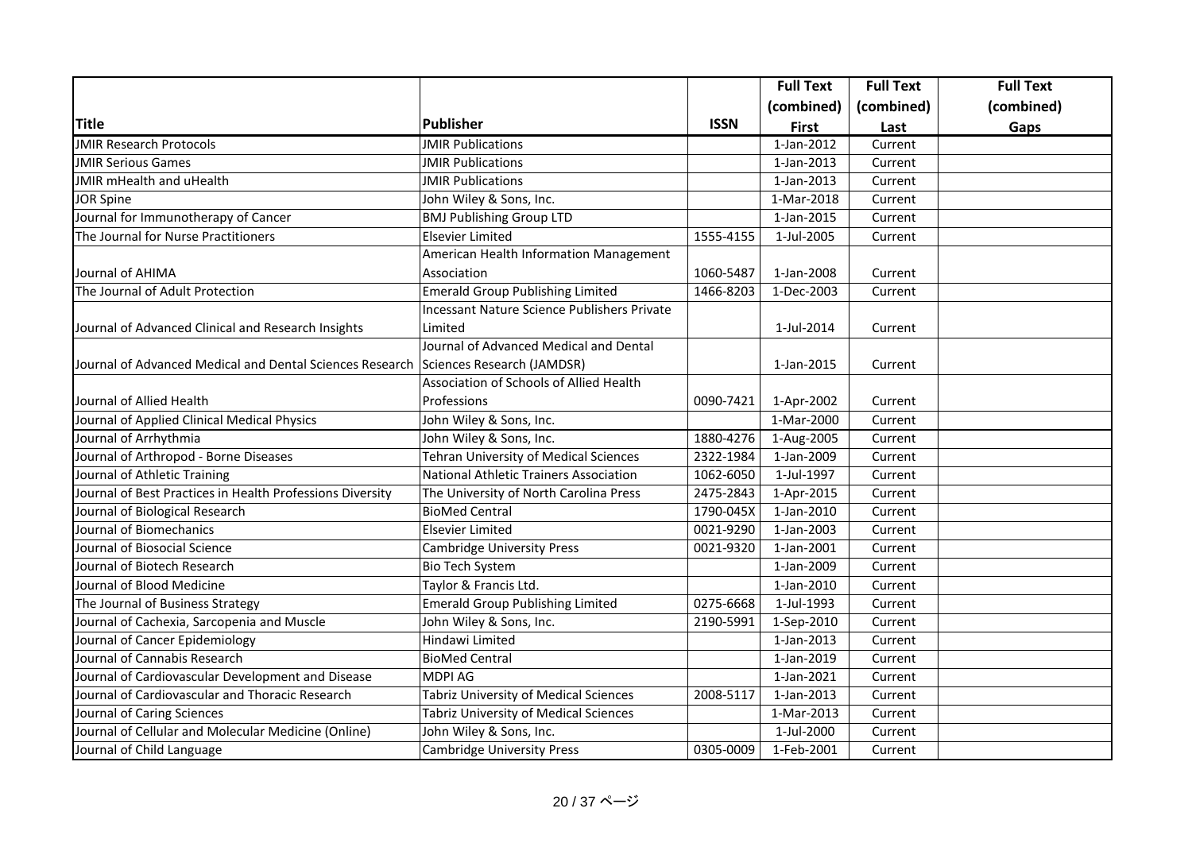| Title | Publisher | ISSN | Full Text (combined) First | Full Text (combined) Last | Full Text (combined) Gaps |
|---|---|---|---|---|---|
| JMIR Research Protocols | JMIR Publications | | 1-Jan-2012 | Current | |
| JMIR Serious Games | JMIR Publications | | 1-Jan-2013 | Current | |
| JMIR mHealth and uHealth | JMIR Publications | | 1-Jan-2013 | Current | |
| JOR Spine | John Wiley & Sons, Inc. | | 1-Mar-2018 | Current | |
| Journal for Immunotherapy of Cancer | BMJ Publishing Group LTD | | 1-Jan-2015 | Current | |
| The Journal for Nurse Practitioners | Elsevier Limited | 1555-4155 | 1-Jul-2005 | Current | |
| Journal of AHIMA | American Health Information Management Association | 1060-5487 | 1-Jan-2008 | Current | |
| The Journal of Adult Protection | Emerald Group Publishing Limited | 1466-8203 | 1-Dec-2003 | Current | |
| Journal of Advanced Clinical and Research Insights | Incessant Nature Science Publishers Private Limited | | 1-Jul-2014 | Current | |
| Journal of Advanced Medical and Dental Sciences Research | Journal of Advanced Medical and Dental Sciences Research (JAMDSR) | | 1-Jan-2015 | Current | |
| Journal of Allied Health | Association of Schools of Allied Health Professions | 0090-7421 | 1-Apr-2002 | Current | |
| Journal of Applied Clinical Medical Physics | John Wiley & Sons, Inc. | | 1-Mar-2000 | Current | |
| Journal of Arrhythmia | John Wiley & Sons, Inc. | 1880-4276 | 1-Aug-2005 | Current | |
| Journal of Arthropod - Borne Diseases | Tehran University of Medical Sciences | 2322-1984 | 1-Jan-2009 | Current | |
| Journal of Athletic Training | National Athletic Trainers Association | 1062-6050 | 1-Jul-1997 | Current | |
| Journal of Best Practices in Health Professions Diversity | The University of North Carolina Press | 2475-2843 | 1-Apr-2015 | Current | |
| Journal of Biological Research | BioMed Central | 1790-045X | 1-Jan-2010 | Current | |
| Journal of Biomechanics | Elsevier Limited | 0021-9290 | 1-Jan-2003 | Current | |
| Journal of Biosocial Science | Cambridge University Press | 0021-9320 | 1-Jan-2001 | Current | |
| Journal of Biotech Research | Bio Tech System | | 1-Jan-2009 | Current | |
| Journal of Blood Medicine | Taylor & Francis Ltd. | | 1-Jan-2010 | Current | |
| The Journal of Business Strategy | Emerald Group Publishing Limited | 0275-6668 | 1-Jul-1993 | Current | |
| Journal of Cachexia, Sarcopenia and Muscle | John Wiley & Sons, Inc. | 2190-5991 | 1-Sep-2010 | Current | |
| Journal of Cancer Epidemiology | Hindawi Limited | | 1-Jan-2013 | Current | |
| Journal of Cannabis Research | BioMed Central | | 1-Jan-2019 | Current | |
| Journal of Cardiovascular Development and Disease | MDPI AG | | 1-Jan-2021 | Current | |
| Journal of Cardiovascular and Thoracic Research | Tabriz University of Medical Sciences | 2008-5117 | 1-Jan-2013 | Current | |
| Journal of Caring Sciences | Tabriz University of Medical Sciences | | 1-Mar-2013 | Current | |
| Journal of Cellular and Molecular Medicine (Online) | John Wiley & Sons, Inc. | | 1-Jul-2000 | Current | |
| Journal of Child Language | Cambridge University Press | 0305-0009 | 1-Feb-2001 | Current | |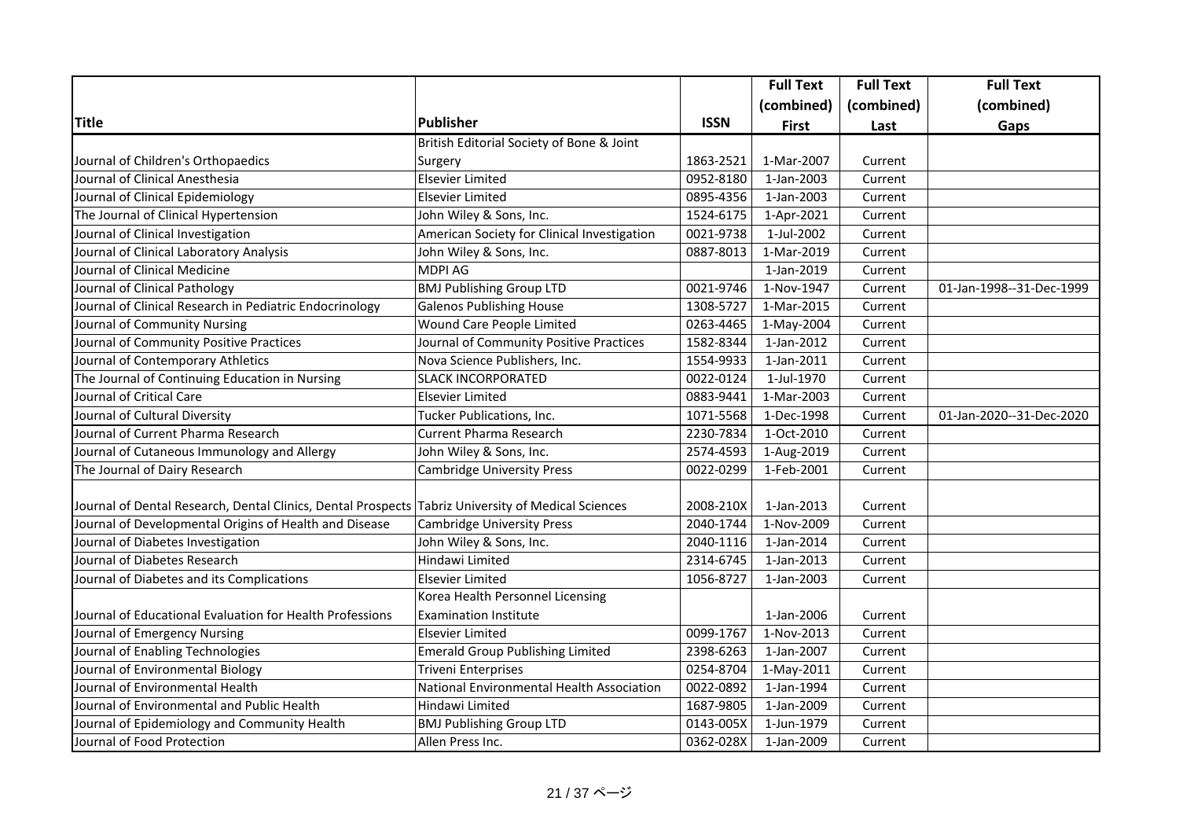| Title | Publisher | ISSN | Full Text (combined) First | Full Text (combined) Last | Full Text (combined) Gaps |
|---|---|---|---|---|---|
| Journal of Children's Orthopaedics | British Editorial Society of Bone & Joint Surgery | 1863-2521 | 1-Mar-2007 | Current | |
| Journal of Clinical Anesthesia | Elsevier Limited | 0952-8180 | 1-Jan-2003 | Current | |
| Journal of Clinical Epidemiology | Elsevier Limited | 0895-4356 | 1-Jan-2003 | Current | |
| The Journal of Clinical Hypertension | John Wiley & Sons, Inc. | 1524-6175 | 1-Apr-2021 | Current | |
| Journal of Clinical Investigation | American Society for Clinical Investigation | 0021-9738 | 1-Jul-2002 | Current | |
| Journal of Clinical Laboratory Analysis | John Wiley & Sons, Inc. | 0887-8013 | 1-Mar-2019 | Current | |
| Journal of Clinical Medicine | MDPI AG | | 1-Jan-2019 | Current | |
| Journal of Clinical Pathology | BMJ Publishing Group LTD | 0021-9746 | 1-Nov-1947 | Current | 01-Jan-1998--31-Dec-1999 |
| Journal of Clinical Research in Pediatric Endocrinology | Galenos Publishing House | 1308-5727 | 1-Mar-2015 | Current | |
| Journal of Community Nursing | Wound Care People Limited | 0263-4465 | 1-May-2004 | Current | |
| Journal of Community Positive Practices | Journal of Community Positive Practices | 1582-8344 | 1-Jan-2012 | Current | |
| Journal of Contemporary Athletics | Nova Science Publishers, Inc. | 1554-9933 | 1-Jan-2011 | Current | |
| The Journal of Continuing Education in Nursing | SLACK INCORPORATED | 0022-0124 | 1-Jul-1970 | Current | |
| Journal of Critical Care | Elsevier Limited | 0883-9441 | 1-Mar-2003 | Current | |
| Journal of Cultural Diversity | Tucker Publications, Inc. | 1071-5568 | 1-Dec-1998 | Current | 01-Jan-2020--31-Dec-2020 |
| Journal of Current Pharma Research | Current Pharma Research | 2230-7834 | 1-Oct-2010 | Current | |
| Journal of Cutaneous Immunology and Allergy | John Wiley & Sons, Inc. | 2574-4593 | 1-Aug-2019 | Current | |
| The Journal of Dairy Research | Cambridge University Press | 0022-0299 | 1-Feb-2001 | Current | |
| Journal of Dental Research, Dental Clinics, Dental Prospects | Tabriz University of Medical Sciences | 2008-210X | 1-Jan-2013 | Current | |
| Journal of Developmental Origins of Health and Disease | Cambridge University Press | 2040-1744 | 1-Nov-2009 | Current | |
| Journal of Diabetes Investigation | John Wiley & Sons, Inc. | 2040-1116 | 1-Jan-2014 | Current | |
| Journal of Diabetes Research | Hindawi Limited | 2314-6745 | 1-Jan-2013 | Current | |
| Journal of Diabetes and its Complications | Elsevier Limited | 1056-8727 | 1-Jan-2003 | Current | |
| Journal of Educational Evaluation for Health Professions | Korea Health Personnel Licensing Examination Institute | | 1-Jan-2006 | Current | |
| Journal of Emergency Nursing | Elsevier Limited | 0099-1767 | 1-Nov-2013 | Current | |
| Journal of Enabling Technologies | Emerald Group Publishing Limited | 2398-6263 | 1-Jan-2007 | Current | |
| Journal of Environmental Biology | Triveni Enterprises | 0254-8704 | 1-May-2011 | Current | |
| Journal of Environmental Health | National Environmental Health Association | 0022-0892 | 1-Jan-1994 | Current | |
| Journal of Environmental and Public Health | Hindawi Limited | 1687-9805 | 1-Jan-2009 | Current | |
| Journal of Epidemiology and Community Health | BMJ Publishing Group LTD | 0143-005X | 1-Jun-1979 | Current | |
| Journal of Food Protection | Allen Press Inc. | 0362-028X | 1-Jan-2009 | Current | |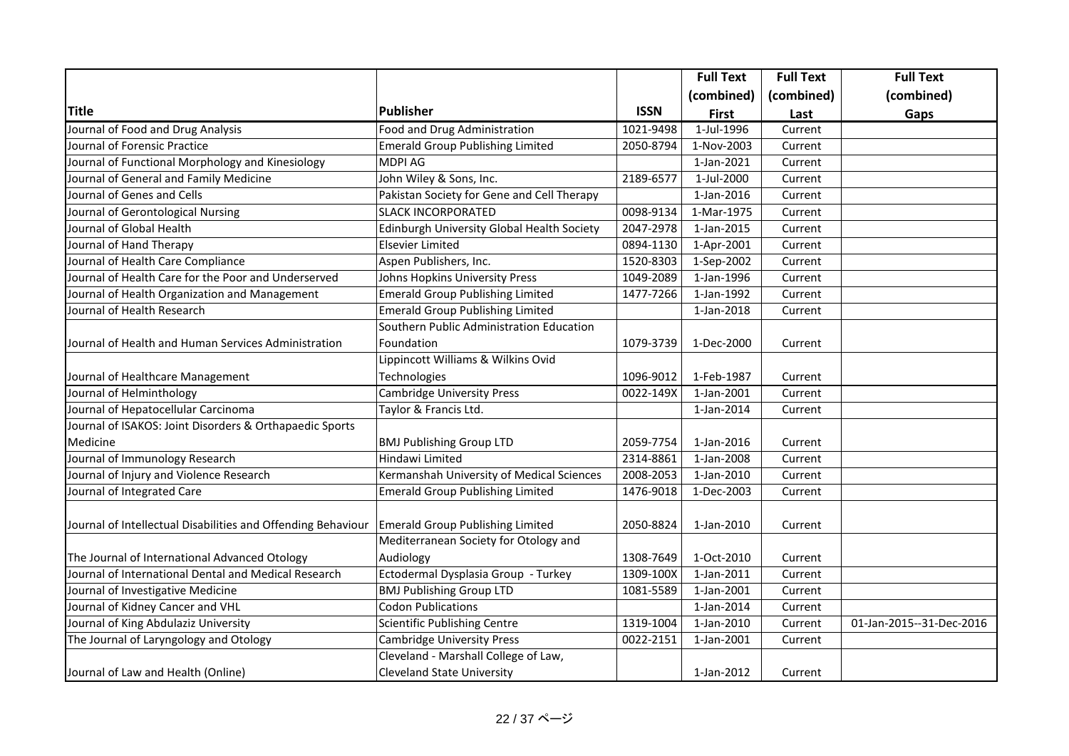| Title | Publisher | ISSN | Full Text (combined) First | Full Text (combined) Last | Full Text (combined) Gaps |
|---|---|---|---|---|---|
| Journal of Food and Drug Analysis | Food and Drug Administration | 1021-9498 | 1-Jul-1996 | Current | |
| Journal of Forensic Practice | Emerald Group Publishing Limited | 2050-8794 | 1-Nov-2003 | Current | |
| Journal of Functional Morphology and Kinesiology | MDPI AG | | 1-Jan-2021 | Current | |
| Journal of General and Family Medicine | John Wiley & Sons, Inc. | 2189-6577 | 1-Jul-2000 | Current | |
| Journal of Genes and Cells | Pakistan Society for Gene and Cell Therapy | | 1-Jan-2016 | Current | |
| Journal of Gerontological Nursing | SLACK INCORPORATED | 0098-9134 | 1-Mar-1975 | Current | |
| Journal of Global Health | Edinburgh University Global Health Society | 2047-2978 | 1-Jan-2015 | Current | |
| Journal of Hand Therapy | Elsevier Limited | 0894-1130 | 1-Apr-2001 | Current | |
| Journal of Health Care Compliance | Aspen Publishers, Inc. | 1520-8303 | 1-Sep-2002 | Current | |
| Journal of Health Care for the Poor and Underserved | Johns Hopkins University Press | 1049-2089 | 1-Jan-1996 | Current | |
| Journal of Health Organization and Management | Emerald Group Publishing Limited | 1477-7266 | 1-Jan-1992 | Current | |
| Journal of Health Research | Emerald Group Publishing Limited | | 1-Jan-2018 | Current | |
| Journal of Health and Human Services Administration | Southern Public Administration Education Foundation | 1079-3739 | 1-Dec-2000 | Current | |
| Journal of Healthcare Management | Lippincott Williams & Wilkins Ovid Technologies | 1096-9012 | 1-Feb-1987 | Current | |
| Journal of Helminthology | Cambridge University Press | 0022-149X | 1-Jan-2001 | Current | |
| Journal of Hepatocellular Carcinoma | Taylor & Francis Ltd. | | 1-Jan-2014 | Current | |
| Journal of ISAKOS: Joint Disorders & Orthapaedic Sports Medicine | BMJ Publishing Group LTD | 2059-7754 | 1-Jan-2016 | Current | |
| Journal of Immunology Research | Hindawi Limited | 2314-8861 | 1-Jan-2008 | Current | |
| Journal of Injury and Violence Research | Kermanshah University of Medical Sciences | 2008-2053 | 1-Jan-2010 | Current | |
| Journal of Integrated Care | Emerald Group Publishing Limited | 1476-9018 | 1-Dec-2003 | Current | |
| Journal of Intellectual Disabilities and Offending Behaviour | Emerald Group Publishing Limited | 2050-8824 | 1-Jan-2010 | Current | |
| The Journal of International Advanced Otology | Mediterranean Society for Otology and Audiology | 1308-7649 | 1-Oct-2010 | Current | |
| Journal of International Dental and Medical Research | Ectodermal Dysplasia Group - Turkey | 1309-100X | 1-Jan-2011 | Current | |
| Journal of Investigative Medicine | BMJ Publishing Group LTD | 1081-5589 | 1-Jan-2001 | Current | |
| Journal of Kidney Cancer and VHL | Codon Publications | | 1-Jan-2014 | Current | |
| Journal of King Abdulaziz University | Scientific Publishing Centre | 1319-1004 | 1-Jan-2010 | Current | 01-Jan-2015--31-Dec-2016 |
| The Journal of Laryngology and Otology | Cambridge University Press | 0022-2151 | 1-Jan-2001 | Current | |
| Journal of Law and Health (Online) | Cleveland - Marshall College of Law, Cleveland State University | | 1-Jan-2012 | Current | |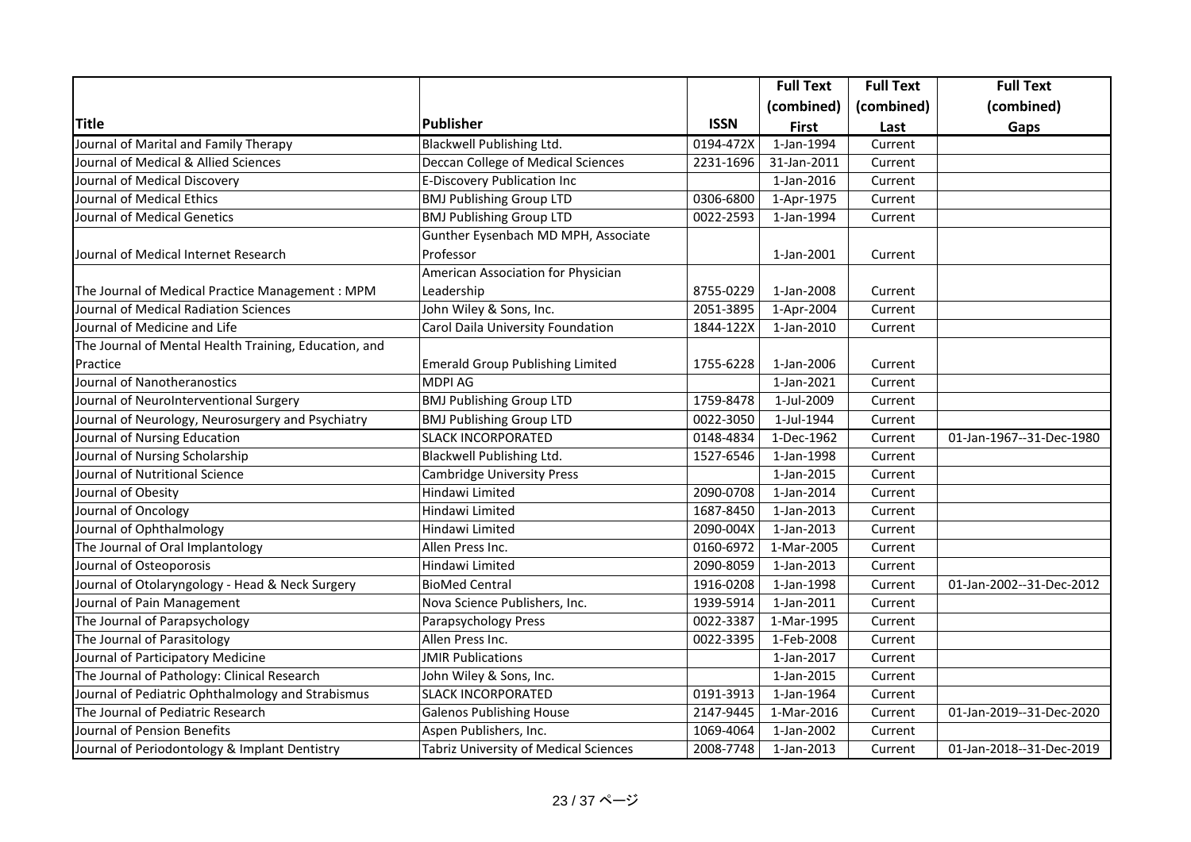| Title | Publisher | ISSN | Full Text (combined) First | Full Text (combined) Last | Full Text (combined) Gaps |
|---|---|---|---|---|---|
| Journal of Marital and Family Therapy | Blackwell Publishing Ltd. | 0194-472X | 1-Jan-1994 | Current | |
| Journal of Medical & Allied Sciences | Deccan College of Medical Sciences | 2231-1696 | 31-Jan-2011 | Current | |
| Journal of Medical Discovery | E-Discovery Publication Inc | | 1-Jan-2016 | Current | |
| Journal of Medical Ethics | BMJ Publishing Group LTD | 0306-6800 | 1-Apr-1975 | Current | |
| Journal of Medical Genetics | BMJ Publishing Group LTD | 0022-2593 | 1-Jan-1994 | Current | |
| Journal of Medical Internet Research | Gunther Eysenbach MD MPH, Associate Professor | | 1-Jan-2001 | Current | |
| The Journal of Medical Practice Management : MPM | American Association for Physician Leadership | 8755-0229 | 1-Jan-2008 | Current | |
| Journal of Medical Radiation Sciences | John Wiley & Sons, Inc. | 2051-3895 | 1-Apr-2004 | Current | |
| Journal of Medicine and Life | Carol Daila University Foundation | 1844-122X | 1-Jan-2010 | Current | |
| The Journal of Mental Health Training, Education, and Practice | Emerald Group Publishing Limited | 1755-6228 | 1-Jan-2006 | Current | |
| Journal of Nanotheranostics | MDPI AG | | 1-Jan-2021 | Current | |
| Journal of NeuroInterventional Surgery | BMJ Publishing Group LTD | 1759-8478 | 1-Jul-2009 | Current | |
| Journal of Neurology, Neurosurgery and Psychiatry | BMJ Publishing Group LTD | 0022-3050 | 1-Jul-1944 | Current | |
| Journal of Nursing Education | SLACK INCORPORATED | 0148-4834 | 1-Dec-1962 | Current | 01-Jan-1967--31-Dec-1980 |
| Journal of Nursing Scholarship | Blackwell Publishing Ltd. | 1527-6546 | 1-Jan-1998 | Current | |
| Journal of Nutritional Science | Cambridge University Press | | 1-Jan-2015 | Current | |
| Journal of Obesity | Hindawi Limited | 2090-0708 | 1-Jan-2014 | Current | |
| Journal of Oncology | Hindawi Limited | 1687-8450 | 1-Jan-2013 | Current | |
| Journal of Ophthalmology | Hindawi Limited | 2090-004X | 1-Jan-2013 | Current | |
| The Journal of Oral Implantology | Allen Press Inc. | 0160-6972 | 1-Mar-2005 | Current | |
| Journal of Osteoporosis | Hindawi Limited | 2090-8059 | 1-Jan-2013 | Current | |
| Journal of Otolaryngology - Head & Neck Surgery | BioMed Central | 1916-0208 | 1-Jan-1998 | Current | 01-Jan-2002--31-Dec-2012 |
| Journal of Pain Management | Nova Science Publishers, Inc. | 1939-5914 | 1-Jan-2011 | Current | |
| The Journal of Parapsychology | Parapsychology Press | 0022-3387 | 1-Mar-1995 | Current | |
| The Journal of Parasitology | Allen Press Inc. | 0022-3395 | 1-Feb-2008 | Current | |
| Journal of Participatory Medicine | JMIR Publications | | 1-Jan-2017 | Current | |
| The Journal of Pathology: Clinical Research | John Wiley & Sons, Inc. | | 1-Jan-2015 | Current | |
| Journal of Pediatric Ophthalmology and Strabismus | SLACK INCORPORATED | 0191-3913 | 1-Jan-1964 | Current | |
| The Journal of Pediatric Research | Galenos Publishing House | 2147-9445 | 1-Mar-2016 | Current | 01-Jan-2019--31-Dec-2020 |
| Journal of Pension Benefits | Aspen Publishers, Inc. | 1069-4064 | 1-Jan-2002 | Current | |
| Journal of Periodontology & Implant Dentistry | Tabriz University of Medical Sciences | 2008-7748 | 1-Jan-2013 | Current | 01-Jan-2018--31-Dec-2019 |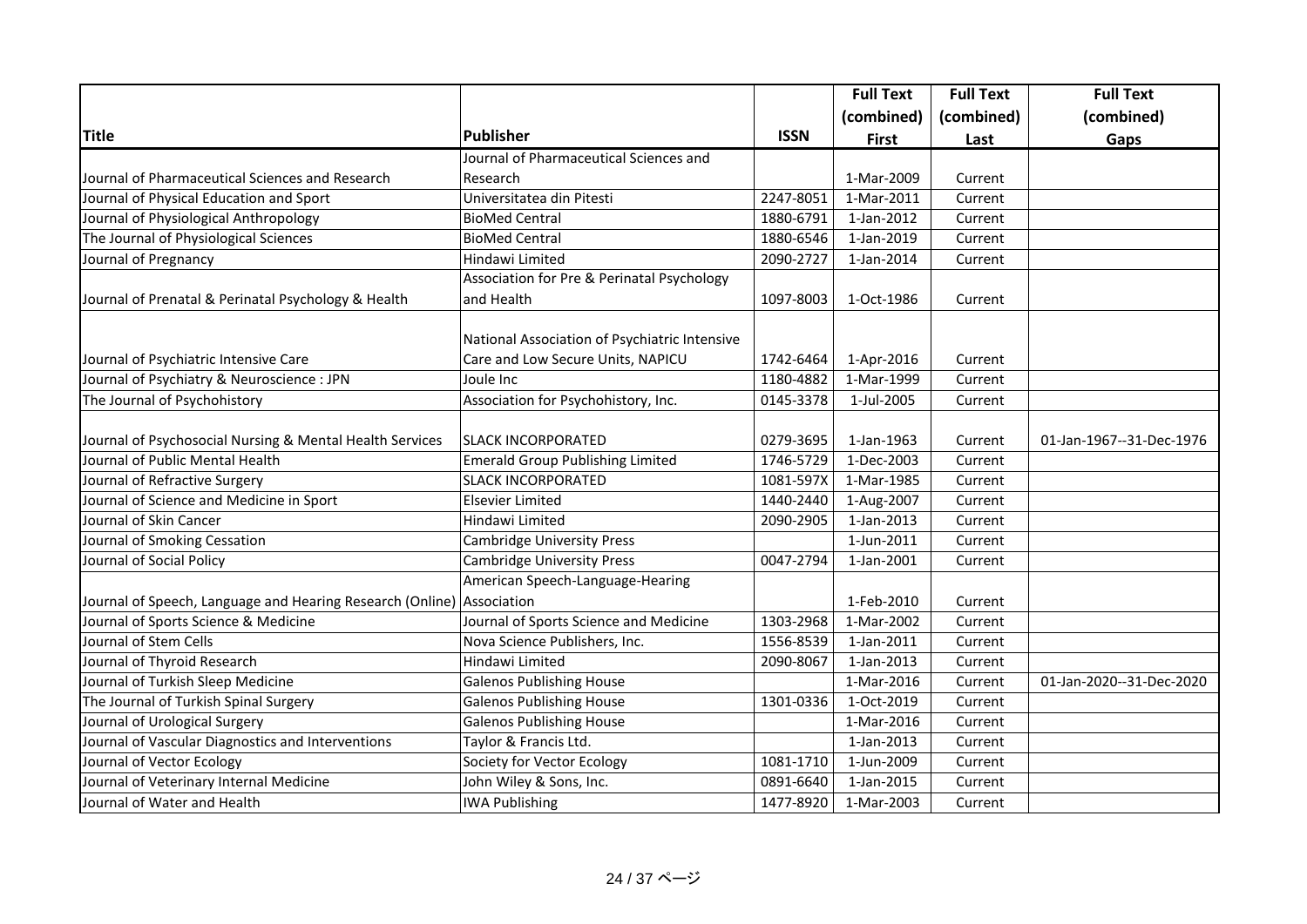| Title | Publisher | ISSN | Full Text (combined) First | Full Text (combined) Last | Full Text (combined) Gaps |
|---|---|---|---|---|---|
| Journal of Pharmaceutical Sciences and Research | Journal of Pharmaceutical Sciences and Research | | 1-Mar-2009 | Current | |
| Journal of Physical Education and Sport | Universitatea din Pitesti | 2247-8051 | 1-Mar-2011 | Current | |
| Journal of Physiological Anthropology | BioMed Central | 1880-6791 | 1-Jan-2012 | Current | |
| The Journal of Physiological Sciences | BioMed Central | 1880-6546 | 1-Jan-2019 | Current | |
| Journal of Pregnancy | Hindawi Limited | 2090-2727 | 1-Jan-2014 | Current | |
| Journal of Prenatal & Perinatal Psychology & Health | Association for Pre & Perinatal Psychology and Health | 1097-8003 | 1-Oct-1986 | Current | |
| Journal of Psychiatric Intensive Care | National Association of Psychiatric Intensive Care and Low Secure Units, NAPICU | 1742-6464 | 1-Apr-2016 | Current | |
| Journal of Psychiatry & Neuroscience : JPN | Joule Inc | 1180-4882 | 1-Mar-1999 | Current | |
| The Journal of Psychohistory | Association for Psychohistory, Inc. | 0145-3378 | 1-Jul-2005 | Current | |
| Journal of Psychosocial Nursing & Mental Health Services | SLACK INCORPORATED | 0279-3695 | 1-Jan-1963 | Current | 01-Jan-1967--31-Dec-1976 |
| Journal of Public Mental Health | Emerald Group Publishing Limited | 1746-5729 | 1-Dec-2003 | Current | |
| Journal of Refractive Surgery | SLACK INCORPORATED | 1081-597X | 1-Mar-1985 | Current | |
| Journal of Science and Medicine in Sport | Elsevier Limited | 1440-2440 | 1-Aug-2007 | Current | |
| Journal of Skin Cancer | Hindawi Limited | 2090-2905 | 1-Jan-2013 | Current | |
| Journal of Smoking Cessation | Cambridge University Press | | 1-Jun-2011 | Current | |
| Journal of Social Policy | Cambridge University Press | 0047-2794 | 1-Jan-2001 | Current | |
| Journal of Speech, Language and Hearing Research (Online) | American Speech-Language-Hearing Association | | 1-Feb-2010 | Current | |
| Journal of Sports Science & Medicine | Journal of Sports Science and Medicine | 1303-2968 | 1-Mar-2002 | Current | |
| Journal of Stem Cells | Nova Science Publishers, Inc. | 1556-8539 | 1-Jan-2011 | Current | |
| Journal of Thyroid Research | Hindawi Limited | 2090-8067 | 1-Jan-2013 | Current | |
| Journal of Turkish Sleep Medicine | Galenos Publishing House | | 1-Mar-2016 | Current | 01-Jan-2020--31-Dec-2020 |
| The Journal of Turkish Spinal Surgery | Galenos Publishing House | 1301-0336 | 1-Oct-2019 | Current | |
| Journal of Urological Surgery | Galenos Publishing House | | 1-Mar-2016 | Current | |
| Journal of Vascular Diagnostics and Interventions | Taylor & Francis Ltd. | | 1-Jan-2013 | Current | |
| Journal of Vector Ecology | Society for Vector Ecology | 1081-1710 | 1-Jun-2009 | Current | |
| Journal of Veterinary Internal Medicine | John Wiley & Sons, Inc. | 0891-6640 | 1-Jan-2015 | Current | |
| Journal of Water and Health | IWA Publishing | 1477-8920 | 1-Mar-2003 | Current | |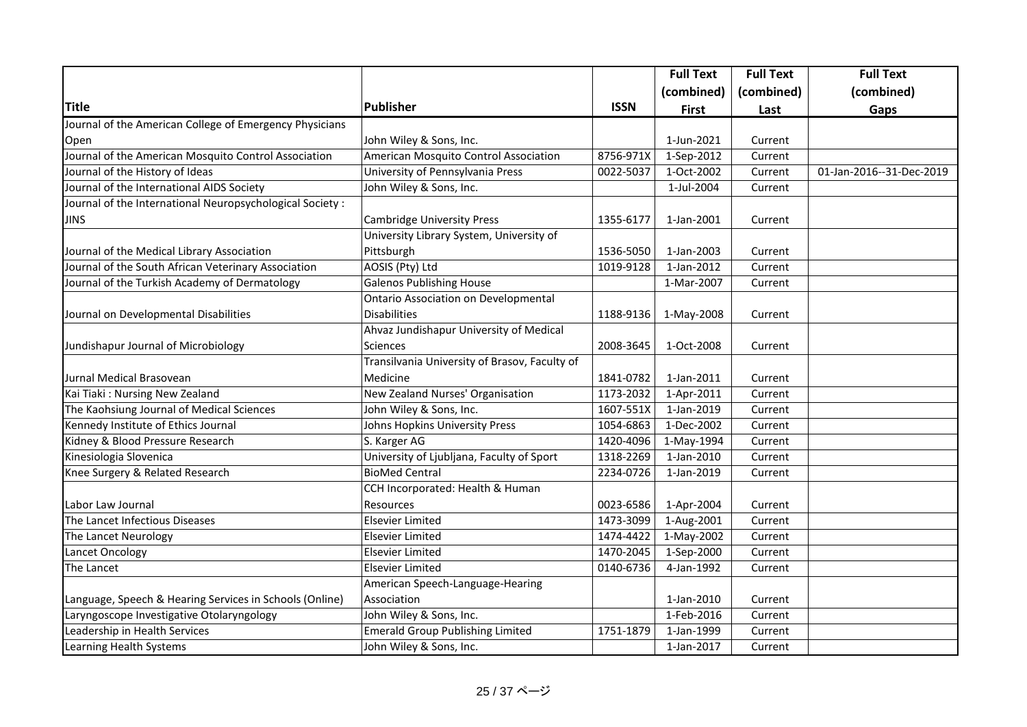| Title | Publisher | ISSN | Full Text (combined) First | Full Text (combined) Last | Full Text (combined) Gaps |
|---|---|---|---|---|---|
| Journal of the American College of Emergency Physicians Open | John Wiley & Sons, Inc. | | 1-Jun-2021 | Current | |
| Journal of the American Mosquito Control Association | American Mosquito Control Association | 8756-971X | 1-Sep-2012 | Current | |
| Journal of the History of Ideas | University of Pennsylvania Press | 0022-5037 | 1-Oct-2002 | Current | 01-Jan-2016--31-Dec-2019 |
| Journal of the International AIDS Society | John Wiley & Sons, Inc. | | 1-Jul-2004 | Current | |
| Journal of the International Neuropsychological Society : JINS | Cambridge University Press | 1355-6177 | 1-Jan-2001 | Current | |
| Journal of the Medical Library Association | University Library System, University of Pittsburgh | 1536-5050 | 1-Jan-2003 | Current | |
| Journal of the South African Veterinary Association | AOSIS (Pty) Ltd | 1019-9128 | 1-Jan-2012 | Current | |
| Journal of the Turkish Academy of Dermatology | Galenos Publishing House | | 1-Mar-2007 | Current | |
| Journal on Developmental Disabilities | Ontario Association on Developmental Disabilities | 1188-9136 | 1-May-2008 | Current | |
| Jundishapur Journal of Microbiology | Ahvaz Jundishapur University of Medical Sciences | 2008-3645 | 1-Oct-2008 | Current | |
| Jurnal Medical Brasovean | Transilvania University of Brasov, Faculty of Medicine | 1841-0782 | 1-Jan-2011 | Current | |
| Kai Tiaki : Nursing New Zealand | New Zealand Nurses' Organisation | 1173-2032 | 1-Apr-2011 | Current | |
| The Kaohsiung Journal of Medical Sciences | John Wiley & Sons, Inc. | 1607-551X | 1-Jan-2019 | Current | |
| Kennedy Institute of Ethics Journal | Johns Hopkins University Press | 1054-6863 | 1-Dec-2002 | Current | |
| Kidney & Blood Pressure Research | S. Karger AG | 1420-4096 | 1-May-1994 | Current | |
| Kinesiologia Slovenica | University of Ljubljana, Faculty of Sport | 1318-2269 | 1-Jan-2010 | Current | |
| Knee Surgery & Related Research | BioMed Central | 2234-0726 | 1-Jan-2019 | Current | |
| Labor Law Journal | CCH Incorporated: Health & Human Resources | 0023-6586 | 1-Apr-2004 | Current | |
| The Lancet Infectious Diseases | Elsevier Limited | 1473-3099 | 1-Aug-2001 | Current | |
| The Lancet Neurology | Elsevier Limited | 1474-4422 | 1-May-2002 | Current | |
| Lancet Oncology | Elsevier Limited | 1470-2045 | 1-Sep-2000 | Current | |
| The Lancet | Elsevier Limited | 0140-6736 | 4-Jan-1992 | Current | |
| Language, Speech & Hearing Services in Schools (Online) | American Speech-Language-Hearing Association | | 1-Jan-2010 | Current | |
| Laryngoscope Investigative Otolaryngology | John Wiley & Sons, Inc. | | 1-Feb-2016 | Current | |
| Leadership in Health Services | Emerald Group Publishing Limited | 1751-1879 | 1-Jan-1999 | Current | |
| Learning Health Systems | John Wiley & Sons, Inc. | | 1-Jan-2017 | Current | |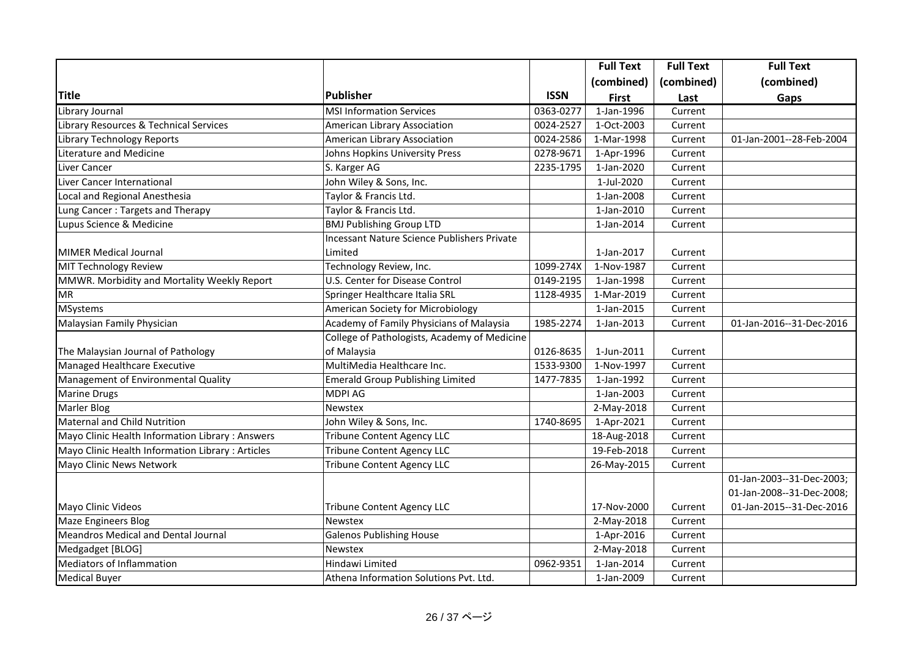| Title | Publisher | ISSN | Full Text (combined) First | Full Text (combined) Last | Full Text (combined) Gaps |
| --- | --- | --- | --- | --- | --- |
| Library Journal | MSI Information Services | 0363-0277 | 1-Jan-1996 | Current | |
| Library Resources & Technical Services | American Library Association | 0024-2527 | 1-Oct-2003 | Current | |
| Library Technology Reports | American Library Association | 0024-2586 | 1-Mar-1998 | Current | 01-Jan-2001--28-Feb-2004 |
| Literature and Medicine | Johns Hopkins University Press | 0278-9671 | 1-Apr-1996 | Current | |
| Liver Cancer | S. Karger AG | 2235-1795 | 1-Jan-2020 | Current | |
| Liver Cancer International | John Wiley & Sons, Inc. | | 1-Jul-2020 | Current | |
| Local and Regional Anesthesia | Taylor & Francis Ltd. | | 1-Jan-2008 | Current | |
| Lung Cancer : Targets and Therapy | Taylor & Francis Ltd. | | 1-Jan-2010 | Current | |
| Lupus Science & Medicine | BMJ Publishing Group LTD | | 1-Jan-2014 | Current | |
| MIMER Medical Journal | Incessant Nature Science Publishers Private Limited | | 1-Jan-2017 | Current | |
| MIT Technology Review | Technology Review, Inc. | 1099-274X | 1-Nov-1987 | Current | |
| MMWR. Morbidity and Mortality Weekly Report | U.S. Center for Disease Control | 0149-2195 | 1-Jan-1998 | Current | |
| MR | Springer Healthcare Italia SRL | 1128-4935 | 1-Mar-2019 | Current | |
| MSystems | American Society for Microbiology | | 1-Jan-2015 | Current | |
| Malaysian Family Physician | Academy of Family Physicians of Malaysia | 1985-2274 | 1-Jan-2013 | Current | 01-Jan-2016--31-Dec-2016 |
| The Malaysian Journal of Pathology | College of Pathologists, Academy of Medicine of Malaysia | 0126-8635 | 1-Jun-2011 | Current | |
| Managed Healthcare Executive | MultiMedia Healthcare Inc. | 1533-9300 | 1-Nov-1997 | Current | |
| Management of Environmental Quality | Emerald Group Publishing Limited | 1477-7835 | 1-Jan-1992 | Current | |
| Marine Drugs | MDPI AG | | 1-Jan-2003 | Current | |
| Marler Blog | Newstex | | 2-May-2018 | Current | |
| Maternal and Child Nutrition | John Wiley & Sons, Inc. | 1740-8695 | 1-Apr-2021 | Current | |
| Mayo Clinic Health Information Library : Answers | Tribune Content Agency LLC | | 18-Aug-2018 | Current | |
| Mayo Clinic Health Information Library : Articles | Tribune Content Agency LLC | | 19-Feb-2018 | Current | |
| Mayo Clinic News Network | Tribune Content Agency LLC | | 26-May-2015 | Current | |
| Mayo Clinic Videos | Tribune Content Agency LLC | | 17-Nov-2000 | Current | 01-Jan-2003--31-Dec-2003; 01-Jan-2008--31-Dec-2008; 01-Jan-2015--31-Dec-2016 |
| Maze Engineers Blog | Newstex | | 2-May-2018 | Current | |
| Meandros Medical and Dental Journal | Galenos Publishing House | | 1-Apr-2016 | Current | |
| Medgadget [BLOG] | Newstex | | 2-May-2018 | Current | |
| Mediators of Inflammation | Hindawi Limited | 0962-9351 | 1-Jan-2014 | Current | |
| Medical Buyer | Athena Information Solutions Pvt. Ltd. | | 1-Jan-2009 | Current | |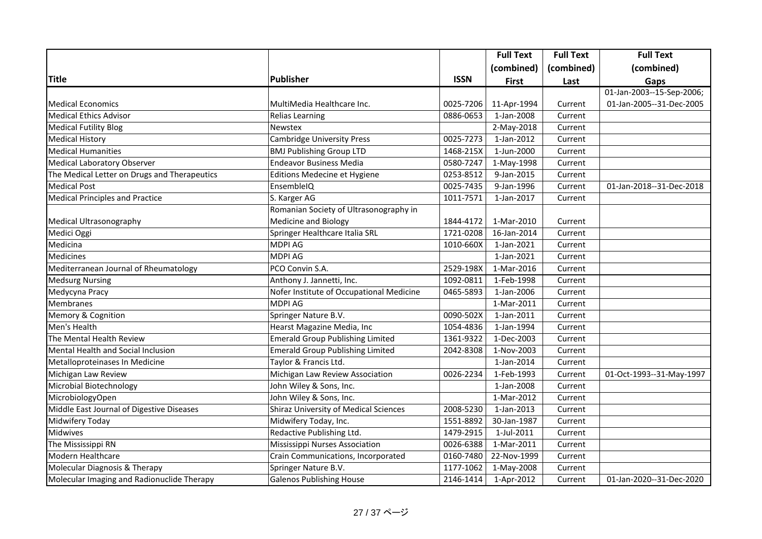| Title | Publisher | ISSN | Full Text (combined) First | Full Text (combined) Last | Full Text (combined) Gaps |
|---|---|---|---|---|---|
| Medical Economics | MultiMedia Healthcare Inc. | 0025-7206 | 11-Apr-1994 | Current | 01-Jan-2003--15-Sep-2006; 01-Jan-2005--31-Dec-2005 |
| Medical Ethics Advisor | Relias Learning | 0886-0653 | 1-Jan-2008 | Current | |
| Medical Futility Blog | Newstex | | 2-May-2018 | Current | |
| Medical History | Cambridge University Press | 0025-7273 | 1-Jan-2012 | Current | |
| Medical Humanities | BMJ Publishing Group LTD | 1468-215X | 1-Jun-2000 | Current | |
| Medical Laboratory Observer | Endeavor Business Media | 0580-7247 | 1-May-1998 | Current | |
| The Medical Letter on Drugs and Therapeutics | Editions Medecine et Hygiene | 0253-8512 | 9-Jan-2015 | Current | |
| Medical Post | EnsembleIQ | 0025-7435 | 9-Jan-1996 | Current | 01-Jan-2018--31-Dec-2018 |
| Medical Principles and Practice | S. Karger AG | 1011-7571 | 1-Jan-2017 | Current | |
| Medical Ultrasonography | Romanian Society of Ultrasonography in Medicine and Biology | 1844-4172 | 1-Mar-2010 | Current | |
| Medici Oggi | Springer Healthcare Italia SRL | 1721-0208 | 16-Jan-2014 | Current | |
| Medicina | MDPI AG | 1010-660X | 1-Jan-2021 | Current | |
| Medicines | MDPI AG | | 1-Jan-2021 | Current | |
| Mediterranean Journal of Rheumatology | PCO Convin S.A. | 2529-198X | 1-Mar-2016 | Current | |
| Medsurg Nursing | Anthony J. Jannetti, Inc. | 1092-0811 | 1-Feb-1998 | Current | |
| Medycyna Pracy | Nofer Institute of Occupational Medicine | 0465-5893 | 1-Jan-2006 | Current | |
| Membranes | MDPI AG | | 1-Mar-2011 | Current | |
| Memory & Cognition | Springer Nature B.V. | 0090-502X | 1-Jan-2011 | Current | |
| Men's Health | Hearst Magazine Media, Inc | 1054-4836 | 1-Jan-1994 | Current | |
| The Mental Health Review | Emerald Group Publishing Limited | 1361-9322 | 1-Dec-2003 | Current | |
| Mental Health and Social Inclusion | Emerald Group Publishing Limited | 2042-8308 | 1-Nov-2003 | Current | |
| Metalloproteinases In Medicine | Taylor & Francis Ltd. | | 1-Jan-2014 | Current | |
| Michigan Law Review | Michigan Law Review Association | 0026-2234 | 1-Feb-1993 | Current | 01-Oct-1993--31-May-1997 |
| Microbial Biotechnology | John Wiley & Sons, Inc. | | 1-Jan-2008 | Current | |
| MicrobiologyOpen | John Wiley & Sons, Inc. | | 1-Mar-2012 | Current | |
| Middle East Journal of Digestive Diseases | Shiraz University of Medical Sciences | 2008-5230 | 1-Jan-2013 | Current | |
| Midwifery Today | Midwifery Today, Inc. | 1551-8892 | 30-Jan-1987 | Current | |
| Midwives | Redactive Publishing Ltd. | 1479-2915 | 1-Jul-2011 | Current | |
| The Mississippi RN | Mississippi Nurses Association | 0026-6388 | 1-Mar-2011 | Current | |
| Modern Healthcare | Crain Communications, Incorporated | 0160-7480 | 22-Nov-1999 | Current | |
| Molecular Diagnosis & Therapy | Springer Nature B.V. | 1177-1062 | 1-May-2008 | Current | |
| Molecular Imaging and Radionuclide Therapy | Galenos Publishing House | 2146-1414 | 1-Apr-2012 | Current | 01-Jan-2020--31-Dec-2020 |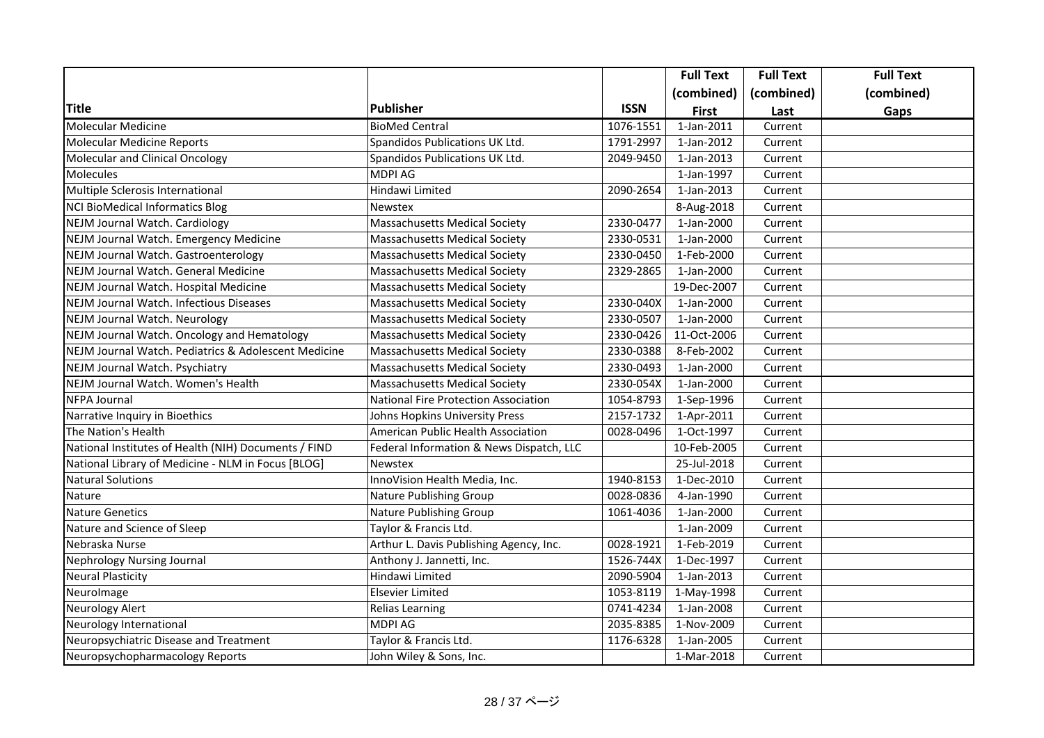| Title | Publisher | ISSN | Full Text (combined) First | Full Text (combined) Last | Full Text (combined) Gaps |
|---|---|---|---|---|---|
| Molecular Medicine | BioMed Central | 1076-1551 | 1-Jan-2011 | Current | |
| Molecular Medicine Reports | Spandidos Publications UK Ltd. | 1791-2997 | 1-Jan-2012 | Current | |
| Molecular and Clinical Oncology | Spandidos Publications UK Ltd. | 2049-9450 | 1-Jan-2013 | Current | |
| Molecules | MDPI AG | | 1-Jan-1997 | Current | |
| Multiple Sclerosis International | Hindawi Limited | 2090-2654 | 1-Jan-2013 | Current | |
| NCI BioMedical Informatics Blog | Newstex | | 8-Aug-2018 | Current | |
| NEJM Journal Watch. Cardiology | Massachusetts Medical Society | 2330-0477 | 1-Jan-2000 | Current | |
| NEJM Journal Watch. Emergency Medicine | Massachusetts Medical Society | 2330-0531 | 1-Jan-2000 | Current | |
| NEJM Journal Watch. Gastroenterology | Massachusetts Medical Society | 2330-0450 | 1-Feb-2000 | Current | |
| NEJM Journal Watch. General Medicine | Massachusetts Medical Society | 2329-2865 | 1-Jan-2000 | Current | |
| NEJM Journal Watch. Hospital Medicine | Massachusetts Medical Society | | 19-Dec-2007 | Current | |
| NEJM Journal Watch. Infectious Diseases | Massachusetts Medical Society | 2330-040X | 1-Jan-2000 | Current | |
| NEJM Journal Watch. Neurology | Massachusetts Medical Society | 2330-0507 | 1-Jan-2000 | Current | |
| NEJM Journal Watch. Oncology and Hematology | Massachusetts Medical Society | 2330-0426 | 11-Oct-2006 | Current | |
| NEJM Journal Watch. Pediatrics & Adolescent Medicine | Massachusetts Medical Society | 2330-0388 | 8-Feb-2002 | Current | |
| NEJM Journal Watch. Psychiatry | Massachusetts Medical Society | 2330-0493 | 1-Jan-2000 | Current | |
| NEJM Journal Watch. Women's Health | Massachusetts Medical Society | 2330-054X | 1-Jan-2000 | Current | |
| NFPA Journal | National Fire Protection Association | 1054-8793 | 1-Sep-1996 | Current | |
| Narrative Inquiry in Bioethics | Johns Hopkins University Press | 2157-1732 | 1-Apr-2011 | Current | |
| The Nation's Health | American Public Health Association | 0028-0496 | 1-Oct-1997 | Current | |
| National Institutes of Health (NIH) Documents / FIND | Federal Information & News Dispatch, LLC | | 10-Feb-2005 | Current | |
| National Library of Medicine - NLM in Focus [BLOG] | Newstex | | 25-Jul-2018 | Current | |
| Natural Solutions | InnoVision Health Media, Inc. | 1940-8153 | 1-Dec-2010 | Current | |
| Nature | Nature Publishing Group | 0028-0836 | 4-Jan-1990 | Current | |
| Nature Genetics | Nature Publishing Group | 1061-4036 | 1-Jan-2000 | Current | |
| Nature and Science of Sleep | Taylor & Francis Ltd. | | 1-Jan-2009 | Current | |
| Nebraska Nurse | Arthur L. Davis Publishing Agency, Inc. | 0028-1921 | 1-Feb-2019 | Current | |
| Nephrology Nursing Journal | Anthony J. Jannetti, Inc. | 1526-744X | 1-Dec-1997 | Current | |
| Neural Plasticity | Hindawi Limited | 2090-5904 | 1-Jan-2013 | Current | |
| NeuroImage | Elsevier Limited | 1053-8119 | 1-May-1998 | Current | |
| Neurology Alert | Relias Learning | 0741-4234 | 1-Jan-2008 | Current | |
| Neurology International | MDPI AG | 2035-8385 | 1-Nov-2009 | Current | |
| Neuropsychiatric Disease and Treatment | Taylor & Francis Ltd. | 1176-6328 | 1-Jan-2005 | Current | |
| Neuropsychopharmacology Reports | John Wiley & Sons, Inc. | | 1-Mar-2018 | Current | |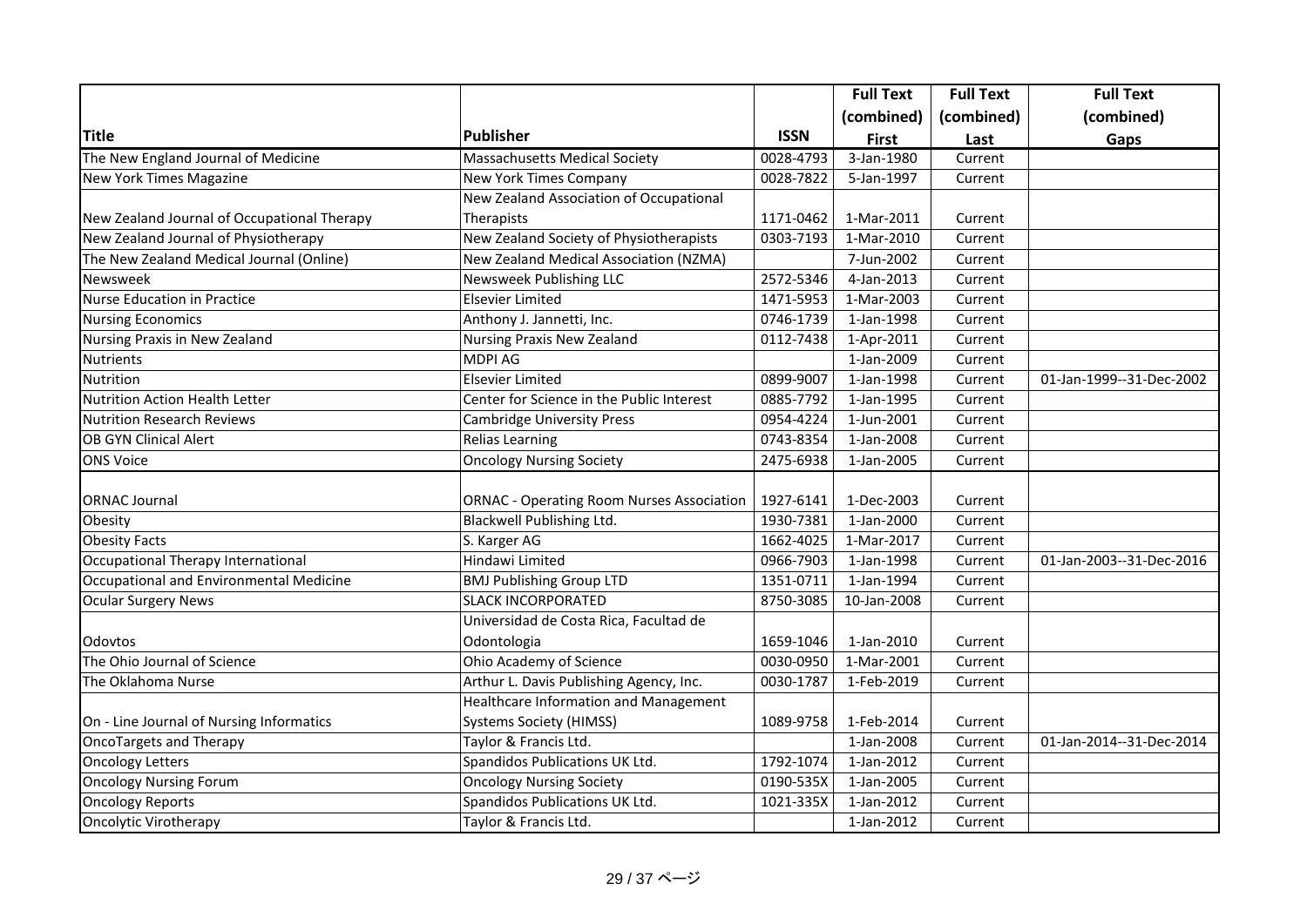| Title | Publisher | ISSN | Full Text (combined) First | Full Text (combined) Last | Full Text (combined) Gaps |
|---|---|---|---|---|---|
| The New England Journal of Medicine | Massachusetts Medical Society | 0028-4793 | 3-Jan-1980 | Current | |
| New York Times Magazine | New York Times Company | 0028-7822 | 5-Jan-1997 | Current | |
| New Zealand Journal of Occupational Therapy | New Zealand Association of Occupational Therapists | 1171-0462 | 1-Mar-2011 | Current | |
| New Zealand Journal of Physiotherapy | New Zealand Society of Physiotherapists | 0303-7193 | 1-Mar-2010 | Current | |
| The New Zealand Medical Journal (Online) | New Zealand Medical Association (NZMA) | | 7-Jun-2002 | Current | |
| Newsweek | Newsweek Publishing LLC | 2572-5346 | 4-Jan-2013 | Current | |
| Nurse Education in Practice | Elsevier Limited | 1471-5953 | 1-Mar-2003 | Current | |
| Nursing Economics | Anthony J. Jannetti, Inc. | 0746-1739 | 1-Jan-1998 | Current | |
| Nursing Praxis in New Zealand | Nursing Praxis New Zealand | 0112-7438 | 1-Apr-2011 | Current | |
| Nutrients | MDPI AG | | 1-Jan-2009 | Current | |
| Nutrition | Elsevier Limited | 0899-9007 | 1-Jan-1998 | Current | 01-Jan-1999--31-Dec-2002 |
| Nutrition Action Health Letter | Center for Science in the Public Interest | 0885-7792 | 1-Jan-1995 | Current | |
| Nutrition Research Reviews | Cambridge University Press | 0954-4224 | 1-Jun-2001 | Current | |
| OB GYN Clinical Alert | Relias Learning | 0743-8354 | 1-Jan-2008 | Current | |
| ONS Voice | Oncology Nursing Society | 2475-6938 | 1-Jan-2005 | Current | |
| ORNAC Journal | ORNAC - Operating Room Nurses Association | 1927-6141 | 1-Dec-2003 | Current | |
| Obesity | Blackwell Publishing Ltd. | 1930-7381 | 1-Jan-2000 | Current | |
| Obesity Facts | S. Karger AG | 1662-4025 | 1-Mar-2017 | Current | |
| Occupational Therapy International | Hindawi Limited | 0966-7903 | 1-Jan-1998 | Current | 01-Jan-2003--31-Dec-2016 |
| Occupational and Environmental Medicine | BMJ Publishing Group LTD | 1351-0711 | 1-Jan-1994 | Current | |
| Ocular Surgery News | SLACK INCORPORATED | 8750-3085 | 10-Jan-2008 | Current | |
| Odovtos | Universidad de Costa Rica, Facultad de Odontologia | 1659-1046 | 1-Jan-2010 | Current | |
| The Ohio Journal of Science | Ohio Academy of Science | 0030-0950 | 1-Mar-2001 | Current | |
| The Oklahoma Nurse | Arthur L. Davis Publishing Agency, Inc. | 0030-1787 | 1-Feb-2019 | Current | |
| On - Line Journal of Nursing Informatics | Healthcare Information and Management Systems Society (HIMSS) | 1089-9758 | 1-Feb-2014 | Current | |
| OncoTargets and Therapy | Taylor & Francis Ltd. | | 1-Jan-2008 | Current | 01-Jan-2014--31-Dec-2014 |
| Oncology Letters | Spandidos Publications UK Ltd. | 1792-1074 | 1-Jan-2012 | Current | |
| Oncology Nursing Forum | Oncology Nursing Society | 0190-535X | 1-Jan-2005 | Current | |
| Oncology Reports | Spandidos Publications UK Ltd. | 1021-335X | 1-Jan-2012 | Current | |
| Oncolytic Virotherapy | Taylor & Francis Ltd. | | 1-Jan-2012 | Current | |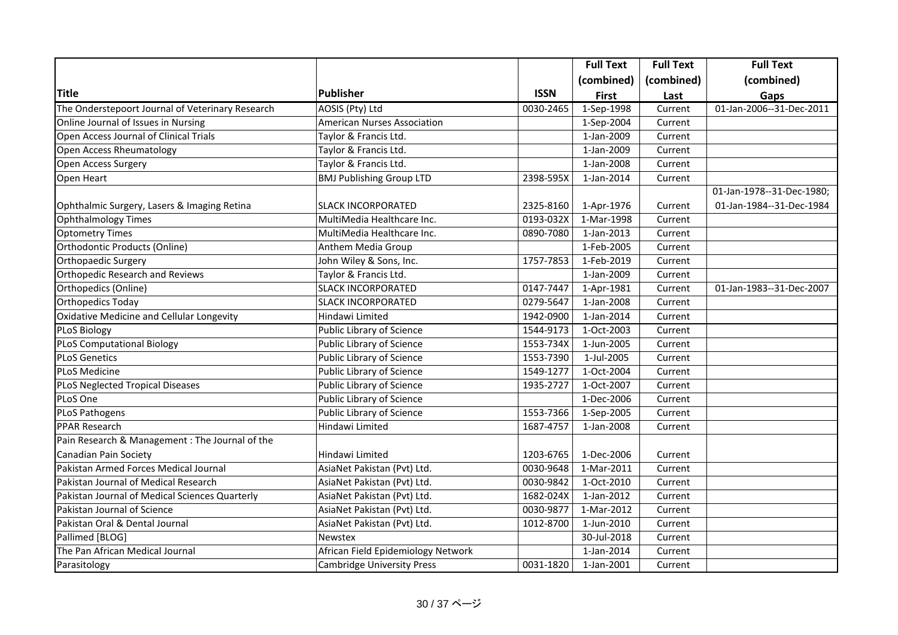| Title | Publisher | ISSN | Full Text (combined) First | Full Text (combined) Last | Full Text (combined) Gaps |
|---|---|---|---|---|---|
| The Onderstepoort Journal of Veterinary Research | AOSIS (Pty) Ltd | 0030-2465 | 1-Sep-1998 | Current | 01-Jan-2006--31-Dec-2011 |
| Online Journal of Issues in Nursing | American Nurses Association | | 1-Sep-2004 | Current | |
| Open Access Journal of Clinical Trials | Taylor & Francis Ltd. | | 1-Jan-2009 | Current | |
| Open Access Rheumatology | Taylor & Francis Ltd. | | 1-Jan-2009 | Current | |
| Open Access Surgery | Taylor & Francis Ltd. | | 1-Jan-2008 | Current | |
| Open Heart | BMJ Publishing Group LTD | 2398-595X | 1-Jan-2014 | Current | |
| Ophthalmic Surgery, Lasers & Imaging Retina | SLACK INCORPORATED | 2325-8160 | 1-Apr-1976 | Current | 01-Jan-1978--31-Dec-1980; 01-Jan-1984--31-Dec-1984 |
| Ophthalmology Times | MultiMedia Healthcare Inc. | 0193-032X | 1-Mar-1998 | Current | |
| Optometry Times | MultiMedia Healthcare Inc. | 0890-7080 | 1-Jan-2013 | Current | |
| Orthodontic Products (Online) | Anthem Media Group | | 1-Feb-2005 | Current | |
| Orthopaedic Surgery | John Wiley & Sons, Inc. | 1757-7853 | 1-Feb-2019 | Current | |
| Orthopedic Research and Reviews | Taylor & Francis Ltd. | | 1-Jan-2009 | Current | |
| Orthopedics (Online) | SLACK INCORPORATED | 0147-7447 | 1-Apr-1981 | Current | 01-Jan-1983--31-Dec-2007 |
| Orthopedics Today | SLACK INCORPORATED | 0279-5647 | 1-Jan-2008 | Current | |
| Oxidative Medicine and Cellular Longevity | Hindawi Limited | 1942-0900 | 1-Jan-2014 | Current | |
| PLoS Biology | Public Library of Science | 1544-9173 | 1-Oct-2003 | Current | |
| PLoS Computational Biology | Public Library of Science | 1553-734X | 1-Jun-2005 | Current | |
| PLoS Genetics | Public Library of Science | 1553-7390 | 1-Jul-2005 | Current | |
| PLoS Medicine | Public Library of Science | 1549-1277 | 1-Oct-2004 | Current | |
| PLoS Neglected Tropical Diseases | Public Library of Science | 1935-2727 | 1-Oct-2007 | Current | |
| PLoS One | Public Library of Science | | 1-Dec-2006 | Current | |
| PLoS Pathogens | Public Library of Science | 1553-7366 | 1-Sep-2005 | Current | |
| PPAR Research | Hindawi Limited | 1687-4757 | 1-Jan-2008 | Current | |
| Pain Research & Management : The Journal of the Canadian Pain Society | Hindawi Limited | 1203-6765 | 1-Dec-2006 | Current | |
| Pakistan Armed Forces Medical Journal | AsiaNet Pakistan (Pvt) Ltd. | 0030-9648 | 1-Mar-2011 | Current | |
| Pakistan Journal of Medical Research | AsiaNet Pakistan (Pvt) Ltd. | 0030-9842 | 1-Oct-2010 | Current | |
| Pakistan Journal of Medical Sciences Quarterly | AsiaNet Pakistan (Pvt) Ltd. | 1682-024X | 1-Jan-2012 | Current | |
| Pakistan Journal of Science | AsiaNet Pakistan (Pvt) Ltd. | 0030-9877 | 1-Mar-2012 | Current | |
| Pakistan Oral & Dental Journal | AsiaNet Pakistan (Pvt) Ltd. | 1012-8700 | 1-Jun-2010 | Current | |
| Pallimed [BLOG] | Newstex | | 30-Jul-2018 | Current | |
| The Pan African Medical Journal | African Field Epidemiology Network | | 1-Jan-2014 | Current | |
| Parasitology | Cambridge University Press | 0031-1820 | 1-Jan-2001 | Current | |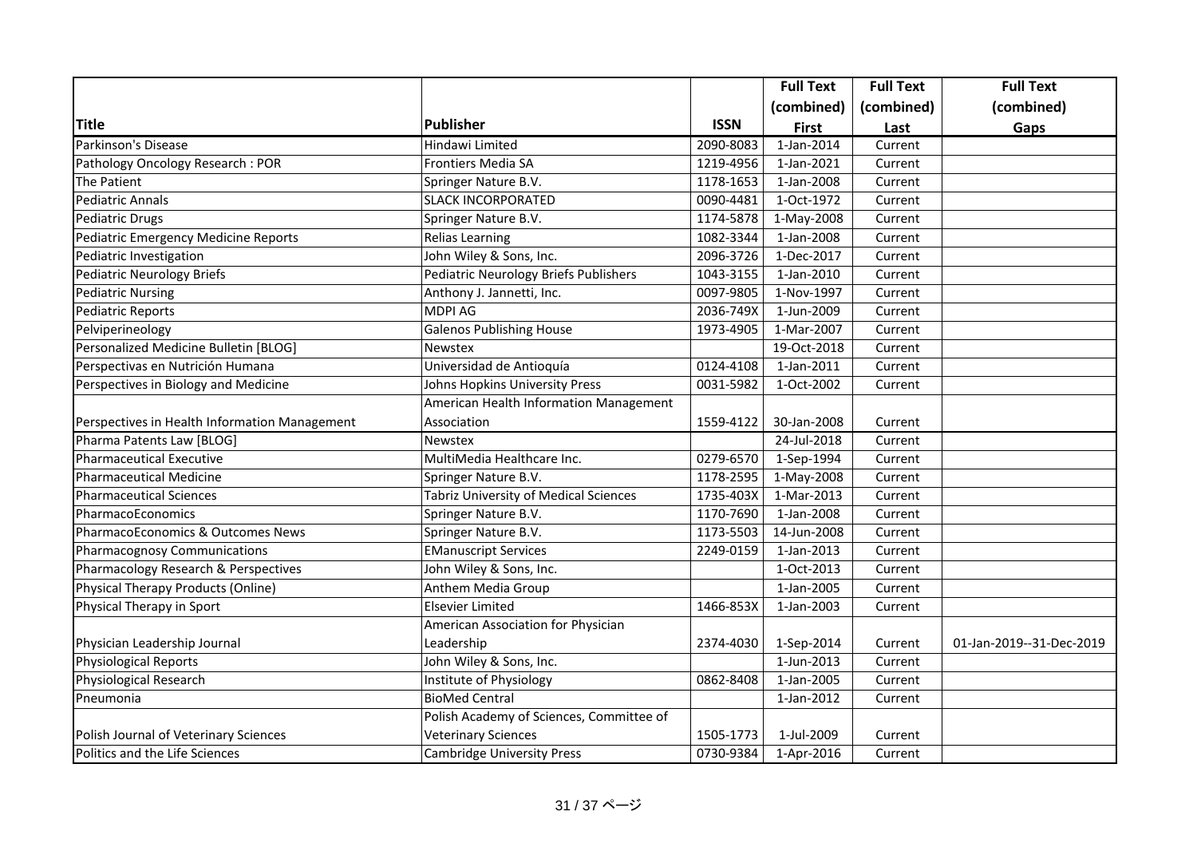| Title | Publisher | ISSN | Full Text (combined) First | Full Text (combined) Last | Full Text (combined) Gaps |
|---|---|---|---|---|---|
| Parkinson's Disease | Hindawi Limited | 2090-8083 | 1-Jan-2014 | Current | |
| Pathology Oncology Research : POR | Frontiers Media SA | 1219-4956 | 1-Jan-2021 | Current | |
| The Patient | Springer Nature B.V. | 1178-1653 | 1-Jan-2008 | Current | |
| Pediatric Annals | SLACK INCORPORATED | 0090-4481 | 1-Oct-1972 | Current | |
| Pediatric Drugs | Springer Nature B.V. | 1174-5878 | 1-May-2008 | Current | |
| Pediatric Emergency Medicine Reports | Relias Learning | 1082-3344 | 1-Jan-2008 | Current | |
| Pediatric Investigation | John Wiley & Sons, Inc. | 2096-3726 | 1-Dec-2017 | Current | |
| Pediatric Neurology Briefs | Pediatric Neurology Briefs Publishers | 1043-3155 | 1-Jan-2010 | Current | |
| Pediatric Nursing | Anthony J. Jannetti, Inc. | 0097-9805 | 1-Nov-1997 | Current | |
| Pediatric Reports | MDPI AG | 2036-749X | 1-Jun-2009 | Current | |
| Pelviperineology | Galenos Publishing House | 1973-4905 | 1-Mar-2007 | Current | |
| Personalized Medicine Bulletin [BLOG] | Newstex | | 19-Oct-2018 | Current | |
| Perspectivas en Nutrición Humana | Universidad de Antioquía | 0124-4108 | 1-Jan-2011 | Current | |
| Perspectives in Biology and Medicine | Johns Hopkins University Press | 0031-5982 | 1-Oct-2002 | Current | |
| Perspectives in Health Information Management | American Health Information Management Association | 1559-4122 | 30-Jan-2008 | Current | |
| Pharma Patents Law [BLOG] | Newstex | | 24-Jul-2018 | Current | |
| Pharmaceutical Executive | MultiMedia Healthcare Inc. | 0279-6570 | 1-Sep-1994 | Current | |
| Pharmaceutical Medicine | Springer Nature B.V. | 1178-2595 | 1-May-2008 | Current | |
| Pharmaceutical Sciences | Tabriz University of Medical Sciences | 1735-403X | 1-Mar-2013 | Current | |
| PharmacoEconomics | Springer Nature B.V. | 1170-7690 | 1-Jan-2008 | Current | |
| PharmacoEconomics & Outcomes News | Springer Nature B.V. | 1173-5503 | 14-Jun-2008 | Current | |
| Pharmacognosy Communications | EManuscript Services | 2249-0159 | 1-Jan-2013 | Current | |
| Pharmacology Research & Perspectives | John Wiley & Sons, Inc. | | 1-Oct-2013 | Current | |
| Physical Therapy Products (Online) | Anthem Media Group | | 1-Jan-2005 | Current | |
| Physical Therapy in Sport | Elsevier Limited | 1466-853X | 1-Jan-2003 | Current | |
| Physician Leadership Journal | American Association for Physician Leadership | 2374-4030 | 1-Sep-2014 | Current | 01-Jan-2019--31-Dec-2019 |
| Physiological Reports | John Wiley & Sons, Inc. | | 1-Jun-2013 | Current | |
| Physiological Research | Institute of Physiology | 0862-8408 | 1-Jan-2005 | Current | |
| Pneumonia | BioMed Central | | 1-Jan-2012 | Current | |
| Polish Journal of Veterinary Sciences | Polish Academy of Sciences, Committee of Veterinary Sciences | 1505-1773 | 1-Jul-2009 | Current | |
| Politics and the Life Sciences | Cambridge University Press | 0730-9384 | 1-Apr-2016 | Current | |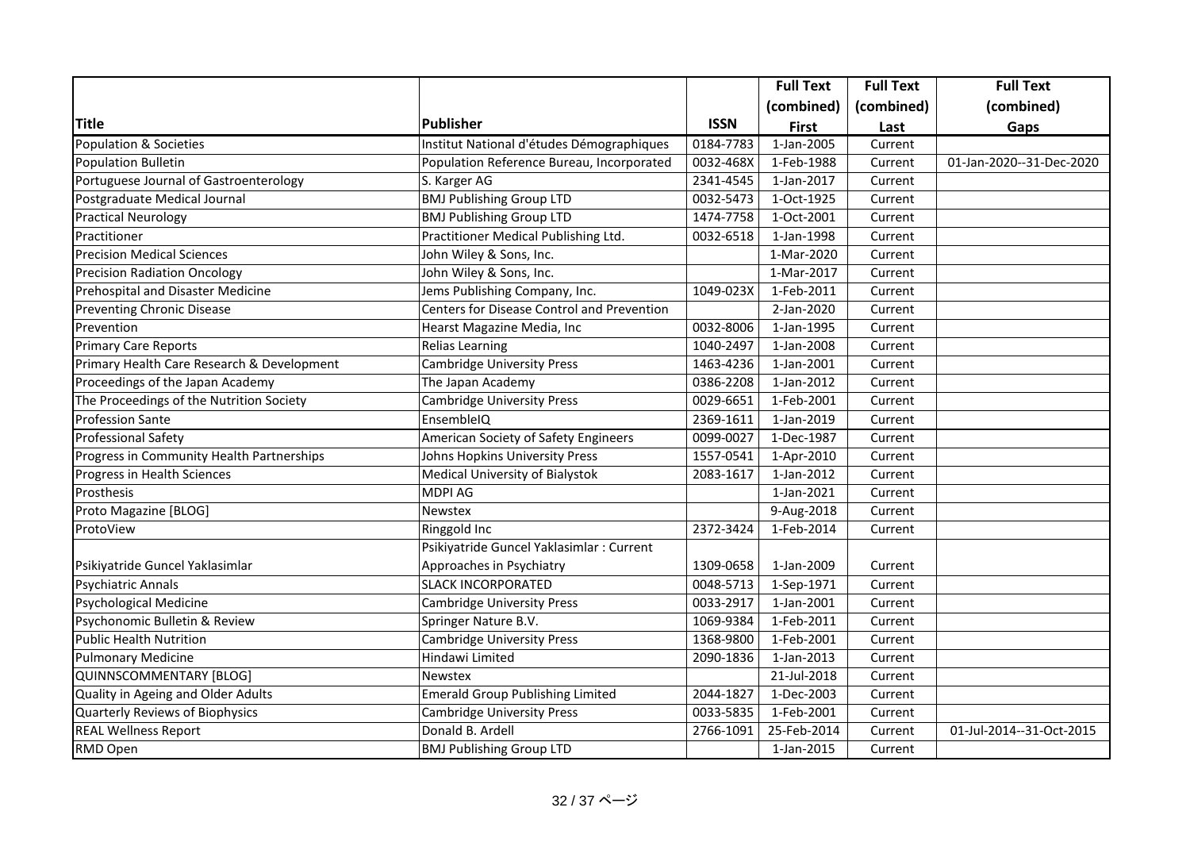| Title | Publisher | ISSN | Full Text (combined) First | Full Text (combined) Last | Full Text (combined) Gaps |
|---|---|---|---|---|---|
| Population & Societies | Institut National d'études Démographiques | 0184-7783 | 1-Jan-2005 | Current | |
| Population Bulletin | Population Reference Bureau, Incorporated | 0032-468X | 1-Feb-1988 | Current | 01-Jan-2020--31-Dec-2020 |
| Portuguese Journal of Gastroenterology | S. Karger AG | 2341-4545 | 1-Jan-2017 | Current | |
| Postgraduate Medical Journal | BMJ Publishing Group LTD | 0032-5473 | 1-Oct-1925 | Current | |
| Practical Neurology | BMJ Publishing Group LTD | 1474-7758 | 1-Oct-2001 | Current | |
| Practitioner | Practitioner Medical Publishing Ltd. | 0032-6518 | 1-Jan-1998 | Current | |
| Precision Medical Sciences | John Wiley & Sons, Inc. | | 1-Mar-2020 | Current | |
| Precision Radiation Oncology | John Wiley & Sons, Inc. | | 1-Mar-2017 | Current | |
| Prehospital and Disaster Medicine | Jems Publishing Company, Inc. | 1049-023X | 1-Feb-2011 | Current | |
| Preventing Chronic Disease | Centers for Disease Control and Prevention | | 2-Jan-2020 | Current | |
| Prevention | Hearst Magazine Media, Inc | 0032-8006 | 1-Jan-1995 | Current | |
| Primary Care Reports | Relias Learning | 1040-2497 | 1-Jan-2008 | Current | |
| Primary Health Care Research & Development | Cambridge University Press | 1463-4236 | 1-Jan-2001 | Current | |
| Proceedings of the Japan Academy | The Japan Academy | 0386-2208 | 1-Jan-2012 | Current | |
| The Proceedings of the Nutrition Society | Cambridge University Press | 0029-6651 | 1-Feb-2001 | Current | |
| Profession Sante | EnsembleIQ | 2369-1611 | 1-Jan-2019 | Current | |
| Professional Safety | American Society of Safety Engineers | 0099-0027 | 1-Dec-1987 | Current | |
| Progress in Community Health Partnerships | Johns Hopkins University Press | 1557-0541 | 1-Apr-2010 | Current | |
| Progress in Health Sciences | Medical University of Bialystok | 2083-1617 | 1-Jan-2012 | Current | |
| Prosthesis | MDPI AG | | 1-Jan-2021 | Current | |
| Proto Magazine [BLOG] | Newstex | | 9-Aug-2018 | Current | |
| ProtoView | Ringgold Inc | 2372-3424 | 1-Feb-2014 | Current | |
| Psikiyatride Guncel Yaklasimlar | Psikiyatride Guncel Yaklasimlar : Current Approaches in Psychiatry | 1309-0658 | 1-Jan-2009 | Current | |
| Psychiatric Annals | SLACK INCORPORATED | 0048-5713 | 1-Sep-1971 | Current | |
| Psychological Medicine | Cambridge University Press | 0033-2917 | 1-Jan-2001 | Current | |
| Psychonomic Bulletin & Review | Springer Nature B.V. | 1069-9384 | 1-Feb-2011 | Current | |
| Public Health Nutrition | Cambridge University Press | 1368-9800 | 1-Feb-2001 | Current | |
| Pulmonary Medicine | Hindawi Limited | 2090-1836 | 1-Jan-2013 | Current | |
| QUINNSCOMMENTARY [BLOG] | Newstex | | 21-Jul-2018 | Current | |
| Quality in Ageing and Older Adults | Emerald Group Publishing Limited | 2044-1827 | 1-Dec-2003 | Current | |
| Quarterly Reviews of Biophysics | Cambridge University Press | 0033-5835 | 1-Feb-2001 | Current | |
| REAL Wellness Report | Donald B. Ardell | 2766-1091 | 25-Feb-2014 | Current | 01-Jul-2014--31-Oct-2015 |
| RMD Open | BMJ Publishing Group LTD | | 1-Jan-2015 | Current | |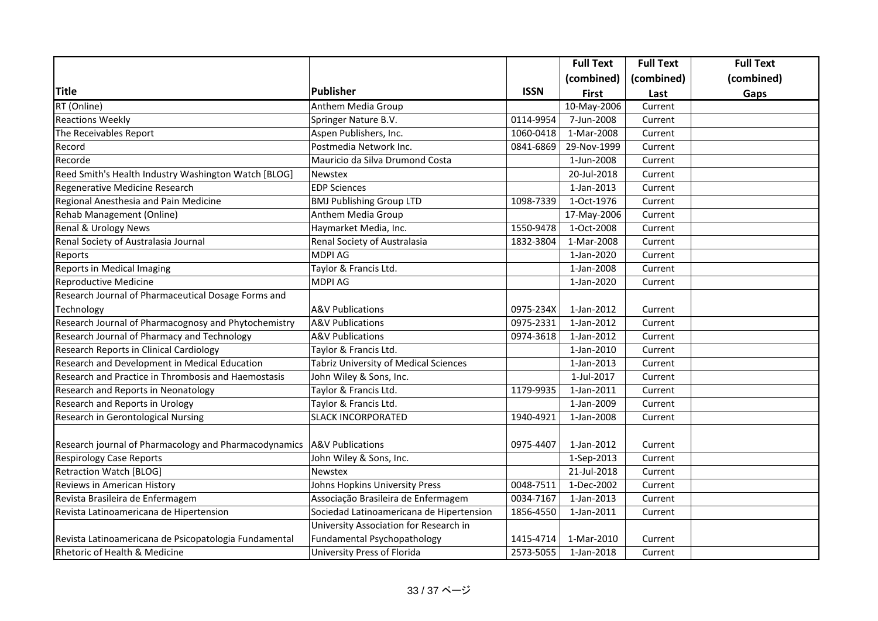| Title | Publisher | ISSN | Full Text (combined) First | Full Text (combined) Last | Full Text (combined) Gaps |
|---|---|---|---|---|---|
| RT (Online) | Anthem Media Group | | 10-May-2006 | Current | |
| Reactions Weekly | Springer Nature B.V. | 0114-9954 | 7-Jun-2008 | Current | |
| The Receivables Report | Aspen Publishers, Inc. | 1060-0418 | 1-Mar-2008 | Current | |
| Record | Postmedia Network Inc. | 0841-6869 | 29-Nov-1999 | Current | |
| Recorde | Mauricio da Silva Drumond Costa | | 1-Jun-2008 | Current | |
| Reed Smith's Health Industry Washington Watch [BLOG] | Newstex | | 20-Jul-2018 | Current | |
| Regenerative Medicine Research | EDP Sciences | | 1-Jan-2013 | Current | |
| Regional Anesthesia and Pain Medicine | BMJ Publishing Group LTD | 1098-7339 | 1-Oct-1976 | Current | |
| Rehab Management (Online) | Anthem Media Group | | 17-May-2006 | Current | |
| Renal & Urology News | Haymarket Media, Inc. | 1550-9478 | 1-Oct-2008 | Current | |
| Renal Society of Australasia Journal | Renal Society of Australasia | 1832-3804 | 1-Mar-2008 | Current | |
| Reports | MDPI AG | | 1-Jan-2020 | Current | |
| Reports in Medical Imaging | Taylor & Francis Ltd. | | 1-Jan-2008 | Current | |
| Reproductive Medicine | MDPI AG | | 1-Jan-2020 | Current | |
| Research Journal of Pharmaceutical Dosage Forms and Technology | A&V Publications | 0975-234X | 1-Jan-2012 | Current | |
| Research Journal of Pharmacognosy and Phytochemistry | A&V Publications | 0975-2331 | 1-Jan-2012 | Current | |
| Research Journal of Pharmacy and Technology | A&V Publications | 0974-3618 | 1-Jan-2012 | Current | |
| Research Reports in Clinical Cardiology | Taylor & Francis Ltd. | | 1-Jan-2010 | Current | |
| Research and Development in Medical Education | Tabriz University of Medical Sciences | | 1-Jan-2013 | Current | |
| Research and Practice in Thrombosis and Haemostasis | John Wiley & Sons, Inc. | | 1-Jul-2017 | Current | |
| Research and Reports in Neonatology | Taylor & Francis Ltd. | 1179-9935 | 1-Jan-2011 | Current | |
| Research and Reports in Urology | Taylor & Francis Ltd. | | 1-Jan-2009 | Current | |
| Research in Gerontological Nursing | SLACK INCORPORATED | 1940-4921 | 1-Jan-2008 | Current | |
| Research journal of Pharmacology and Pharmacodynamics | A&V Publications | 0975-4407 | 1-Jan-2012 | Current | |
| Respirology Case Reports | John Wiley & Sons, Inc. | | 1-Sep-2013 | Current | |
| Retraction Watch [BLOG] | Newstex | | 21-Jul-2018 | Current | |
| Reviews in American History | Johns Hopkins University Press | 0048-7511 | 1-Dec-2002 | Current | |
| Revista Brasileira de Enfermagem | Associação Brasileira de Enfermagem | 0034-7167 | 1-Jan-2013 | Current | |
| Revista Latinoamericana de Hipertension | Sociedad Latinoamericana de Hipertension | 1856-4550 | 1-Jan-2011 | Current | |
| Revista Latinoamericana de Psicopatologia Fundamental | University Association for Research in Fundamental Psychopathology | 1415-4714 | 1-Mar-2010 | Current | |
| Rhetoric of Health & Medicine | University Press of Florida | 2573-5055 | 1-Jan-2018 | Current | |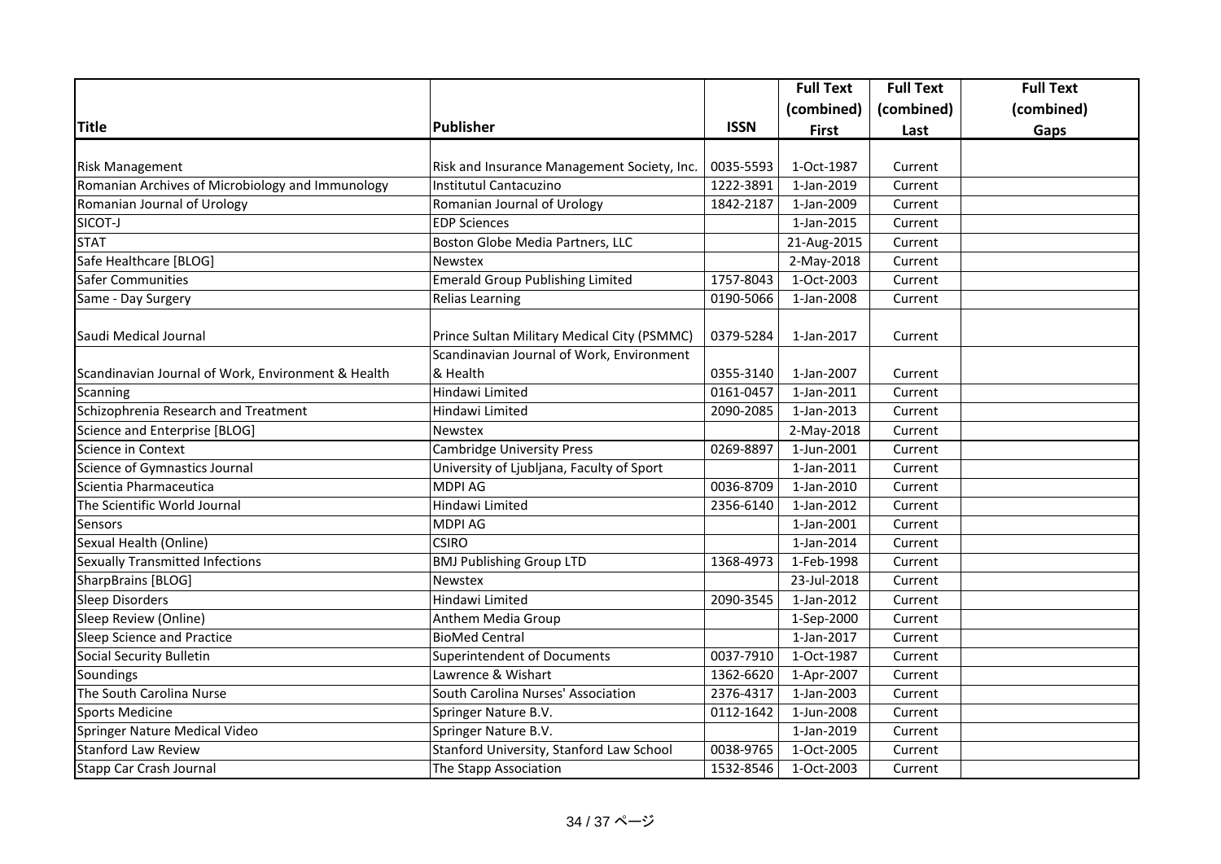| Title | Publisher | ISSN | Full Text (combined) First | Full Text (combined) Last | Full Text (combined) Gaps |
|---|---|---|---|---|---|
| Risk Management | Risk and Insurance Management Society, Inc. | 0035-5593 | 1-Oct-1987 | Current | |
| Romanian Archives of Microbiology and Immunology | Institutul Cantacuzino | 1222-3891 | 1-Jan-2019 | Current | |
| Romanian Journal of Urology | Romanian Journal of Urology | 1842-2187 | 1-Jan-2009 | Current | |
| SICOT-J | EDP Sciences | | 1-Jan-2015 | Current | |
| STAT | Boston Globe Media Partners, LLC | | 21-Aug-2015 | Current | |
| Safe Healthcare [BLOG] | Newstex | | 2-May-2018 | Current | |
| Safer Communities | Emerald Group Publishing Limited | 1757-8043 | 1-Oct-2003 | Current | |
| Same - Day Surgery | Relias Learning | 0190-5066 | 1-Jan-2008 | Current | |
| Saudi Medical Journal | Prince Sultan Military Medical City (PSMMC) | 0379-5284 | 1-Jan-2017 | Current | |
| Scandinavian Journal of Work, Environment & Health | Scandinavian Journal of Work, Environment & Health | 0355-3140 | 1-Jan-2007 | Current | |
| Scanning | Hindawi Limited | 0161-0457 | 1-Jan-2011 | Current | |
| Schizophrenia Research and Treatment | Hindawi Limited | 2090-2085 | 1-Jan-2013 | Current | |
| Science and Enterprise [BLOG] | Newstex | | 2-May-2018 | Current | |
| Science in Context | Cambridge University Press | 0269-8897 | 1-Jun-2001 | Current | |
| Science of Gymnastics Journal | University of Ljubljana, Faculty of Sport | | 1-Jan-2011 | Current | |
| Scientia Pharmaceutica | MDPI AG | 0036-8709 | 1-Jan-2010 | Current | |
| The Scientific World Journal | Hindawi Limited | 2356-6140 | 1-Jan-2012 | Current | |
| Sensors | MDPI AG | | 1-Jan-2001 | Current | |
| Sexual Health (Online) | CSIRO | | 1-Jan-2014 | Current | |
| Sexually Transmitted Infections | BMJ Publishing Group LTD | 1368-4973 | 1-Feb-1998 | Current | |
| SharpBrains [BLOG] | Newstex | | 23-Jul-2018 | Current | |
| Sleep Disorders | Hindawi Limited | 2090-3545 | 1-Jan-2012 | Current | |
| Sleep Review (Online) | Anthem Media Group | | 1-Sep-2000 | Current | |
| Sleep Science and Practice | BioMed Central | | 1-Jan-2017 | Current | |
| Social Security Bulletin | Superintendent of Documents | 0037-7910 | 1-Oct-1987 | Current | |
| Soundings | Lawrence & Wishart | 1362-6620 | 1-Apr-2007 | Current | |
| The South Carolina Nurse | South Carolina Nurses' Association | 2376-4317 | 1-Jan-2003 | Current | |
| Sports Medicine | Springer Nature B.V. | 0112-1642 | 1-Jun-2008 | Current | |
| Springer Nature Medical Video | Springer Nature B.V. | | 1-Jan-2019 | Current | |
| Stanford Law Review | Stanford University, Stanford Law School | 0038-9765 | 1-Oct-2005 | Current | |
| Stapp Car Crash Journal | The Stapp Association | 1532-8546 | 1-Oct-2003 | Current | |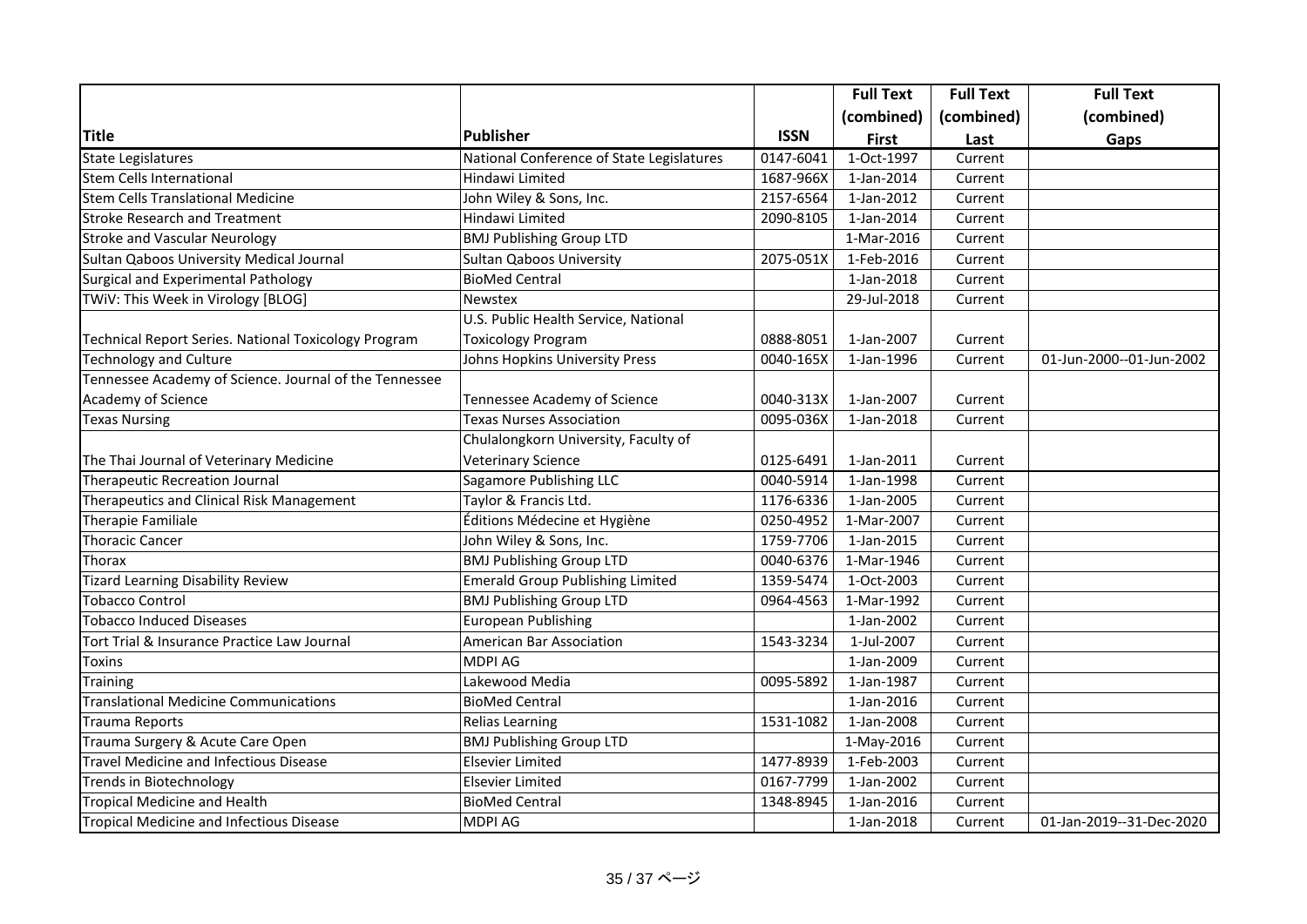| Title | Publisher | ISSN | Full Text (combined) First | Full Text (combined) Last | Full Text (combined) Gaps |
|---|---|---|---|---|---|
| State Legislatures | National Conference of State Legislatures | 0147-6041 | 1-Oct-1997 | Current | |
| Stem Cells International | Hindawi Limited | 1687-966X | 1-Jan-2014 | Current | |
| Stem Cells Translational Medicine | John Wiley & Sons, Inc. | 2157-6564 | 1-Jan-2012 | Current | |
| Stroke Research and Treatment | Hindawi Limited | 2090-8105 | 1-Jan-2014 | Current | |
| Stroke and Vascular Neurology | BMJ Publishing Group LTD | | 1-Mar-2016 | Current | |
| Sultan Qaboos University Medical Journal | Sultan Qaboos University | 2075-051X | 1-Feb-2016 | Current | |
| Surgical and Experimental Pathology | BioMed Central | | 1-Jan-2018 | Current | |
| TWiV: This Week in Virology [BLOG] | Newstex | | 29-Jul-2018 | Current | |
| Technical Report Series. National Toxicology Program | U.S. Public Health Service, National Toxicology Program | 0888-8051 | 1-Jan-2007 | Current | |
| Technology and Culture | Johns Hopkins University Press | 0040-165X | 1-Jan-1996 | Current | 01-Jun-2000--01-Jun-2002 |
| Tennessee Academy of Science. Journal of the Tennessee Academy of Science | Tennessee Academy of Science | 0040-313X | 1-Jan-2007 | Current | |
| Texas Nursing | Texas Nurses Association | 0095-036X | 1-Jan-2018 | Current | |
| The Thai Journal of Veterinary Medicine | Chulalongkorn University, Faculty of Veterinary Science | 0125-6491 | 1-Jan-2011 | Current | |
| Therapeutic Recreation Journal | Sagamore Publishing LLC | 0040-5914 | 1-Jan-1998 | Current | |
| Therapeutics and Clinical Risk Management | Taylor & Francis Ltd. | 1176-6336 | 1-Jan-2005 | Current | |
| Therapie Familiale | Éditions Médecine et Hygiène | 0250-4952 | 1-Mar-2007 | Current | |
| Thoracic Cancer | John Wiley & Sons, Inc. | 1759-7706 | 1-Jan-2015 | Current | |
| Thorax | BMJ Publishing Group LTD | 0040-6376 | 1-Mar-1946 | Current | |
| Tizard Learning Disability Review | Emerald Group Publishing Limited | 1359-5474 | 1-Oct-2003 | Current | |
| Tobacco Control | BMJ Publishing Group LTD | 0964-4563 | 1-Mar-1992 | Current | |
| Tobacco Induced Diseases | European Publishing | | 1-Jan-2002 | Current | |
| Tort Trial & Insurance Practice Law Journal | American Bar Association | 1543-3234 | 1-Jul-2007 | Current | |
| Toxins | MDPI AG | | 1-Jan-2009 | Current | |
| Training | Lakewood Media | 0095-5892 | 1-Jan-1987 | Current | |
| Translational Medicine Communications | BioMed Central | | 1-Jan-2016 | Current | |
| Trauma Reports | Relias Learning | 1531-1082 | 1-Jan-2008 | Current | |
| Trauma Surgery & Acute Care Open | BMJ Publishing Group LTD | | 1-May-2016 | Current | |
| Travel Medicine and Infectious Disease | Elsevier Limited | 1477-8939 | 1-Feb-2003 | Current | |
| Trends in Biotechnology | Elsevier Limited | 0167-7799 | 1-Jan-2002 | Current | |
| Tropical Medicine and Health | BioMed Central | 1348-8945 | 1-Jan-2016 | Current | |
| Tropical Medicine and Infectious Disease | MDPI AG | | 1-Jan-2018 | Current | 01-Jan-2019--31-Dec-2020 |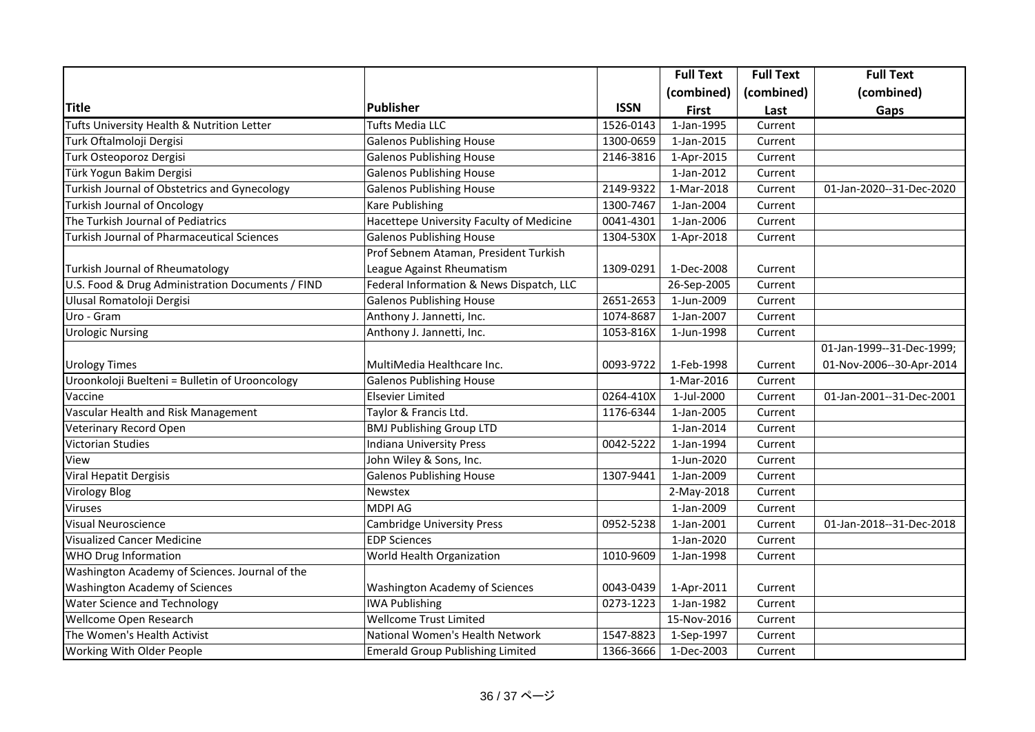| Title | Publisher | ISSN | Full Text (combined) First | Full Text (combined) Last | Full Text (combined) Gaps |
|---|---|---|---|---|---|
| Tufts University Health & Nutrition Letter | Tufts Media LLC | 1526-0143 | 1-Jan-1995 | Current | |
| Turk Oftalmoloji Dergisi | Galenos Publishing House | 1300-0659 | 1-Jan-2015 | Current | |
| Turk Osteoporoz Dergisi | Galenos Publishing House | 2146-3816 | 1-Apr-2015 | Current | |
| Türk Yogun Bakim Dergisi | Galenos Publishing House | | 1-Jan-2012 | Current | |
| Turkish Journal of Obstetrics and Gynecology | Galenos Publishing House | 2149-9322 | 1-Mar-2018 | Current | 01-Jan-2020--31-Dec-2020 |
| Turkish Journal of Oncology | Kare Publishing | 1300-7467 | 1-Jan-2004 | Current | |
| The Turkish Journal of Pediatrics | Hacettepe University Faculty of Medicine | 0041-4301 | 1-Jan-2006 | Current | |
| Turkish Journal of Pharmaceutical Sciences | Galenos Publishing House | 1304-530X | 1-Apr-2018 | Current | |
| Turkish Journal of Rheumatology | Prof Sebnem Ataman, President Turkish League Against Rheumatism | 1309-0291 | 1-Dec-2008 | Current | |
| U.S. Food & Drug Administration Documents / FIND | Federal Information & News Dispatch, LLC | | 26-Sep-2005 | Current | |
| Ulusal Romatoloji Dergisi | Galenos Publishing House | 2651-2653 | 1-Jun-2009 | Current | |
| Uro - Gram | Anthony J. Jannetti, Inc. | 1074-8687 | 1-Jan-2007 | Current | |
| Urologic Nursing | Anthony J. Jannetti, Inc. | 1053-816X | 1-Jun-1998 | Current | |
| Urology Times | MultiMedia Healthcare Inc. | 0093-9722 | 1-Feb-1998 | Current | 01-Jan-1999--31-Dec-1999; 01-Nov-2006--30-Apr-2014 |
| Uroonkoloji Buelteni = Bulletin of Urooncology | Galenos Publishing House | | 1-Mar-2016 | Current | |
| Vaccine | Elsevier Limited | 0264-410X | 1-Jul-2000 | Current | 01-Jan-2001--31-Dec-2001 |
| Vascular Health and Risk Management | Taylor & Francis Ltd. | 1176-6344 | 1-Jan-2005 | Current | |
| Veterinary Record Open | BMJ Publishing Group LTD | | 1-Jan-2014 | Current | |
| Victorian Studies | Indiana University Press | 0042-5222 | 1-Jan-1994 | Current | |
| View | John Wiley & Sons, Inc. | | 1-Jun-2020 | Current | |
| Viral Hepatit Dergisis | Galenos Publishing House | 1307-9441 | 1-Jan-2009 | Current | |
| Virology Blog | Newstex | | 2-May-2018 | Current | |
| Viruses | MDPI AG | | 1-Jan-2009 | Current | |
| Visual Neuroscience | Cambridge University Press | 0952-5238 | 1-Jan-2001 | Current | 01-Jan-2018--31-Dec-2018 |
| Visualized Cancer Medicine | EDP Sciences | | 1-Jan-2020 | Current | |
| WHO Drug Information | World Health Organization | 1010-9609 | 1-Jan-1998 | Current | |
| Washington Academy of Sciences. Journal of the Washington Academy of Sciences | Washington Academy of Sciences | 0043-0439 | 1-Apr-2011 | Current | |
| Water Science and Technology | IWA Publishing | 0273-1223 | 1-Jan-1982 | Current | |
| Wellcome Open Research | Wellcome Trust Limited | | 15-Nov-2016 | Current | |
| The Women's Health Activist | National Women's Health Network | 1547-8823 | 1-Sep-1997 | Current | |
| Working With Older People | Emerald Group Publishing Limited | 1366-3666 | 1-Dec-2003 | Current | |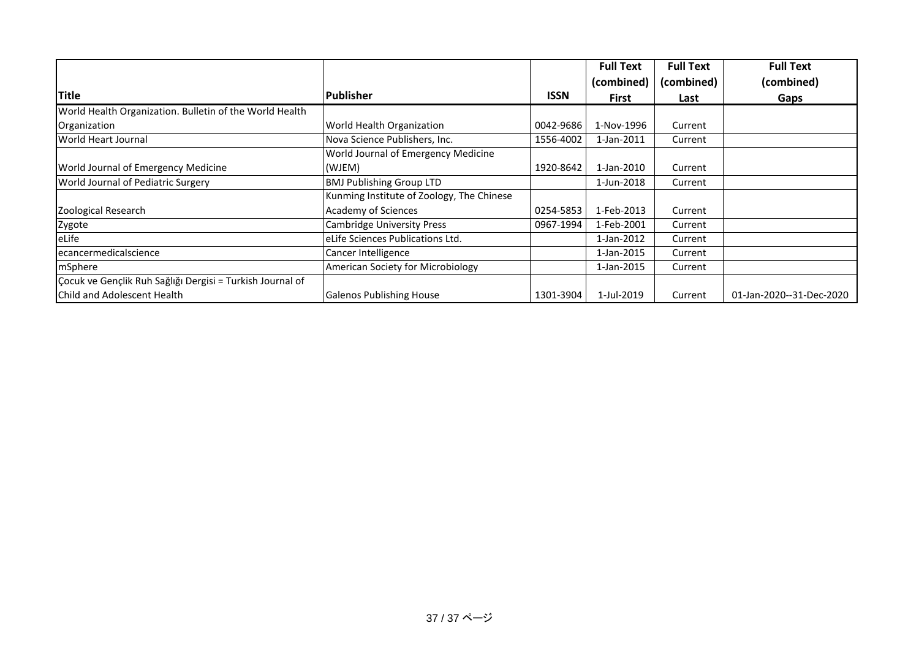| Title | Publisher | ISSN | Full Text (combined) First | Full Text (combined) Last | Full Text (combined) Gaps |
|---|---|---|---|---|---|
| World Health Organization. Bulletin of the World Health Organization | World Health Organization | 0042-9686 | 1-Nov-1996 | Current | |
| World Heart Journal | Nova Science Publishers, Inc. | 1556-4002 | 1-Jan-2011 | Current | |
| World Journal of Emergency Medicine | World Journal of Emergency Medicine (WJEM) | 1920-8642 | 1-Jan-2010 | Current | |
| World Journal of Pediatric Surgery | BMJ Publishing Group LTD | | 1-Jun-2018 | Current | |
| Zoological Research | Kunming Institute of Zoology, The Chinese Academy of Sciences | 0254-5853 | 1-Feb-2013 | Current | |
| Zygote | Cambridge University Press | 0967-1994 | 1-Feb-2001 | Current | |
| eLife | eLife Sciences Publications Ltd. | | 1-Jan-2012 | Current | |
| ecancermedicalscience | Cancer Intelligence | | 1-Jan-2015 | Current | |
| mSphere | American Society for Microbiology | | 1-Jan-2015 | Current | |
| Çocuk ve Gençlik Ruh Sağlığı Dergisi = Turkish Journal of Child and Adolescent Health | Galenos Publishing House | 1301-3904 | 1-Jul-2019 | Current | 01-Jan-2020--31-Dec-2020 |